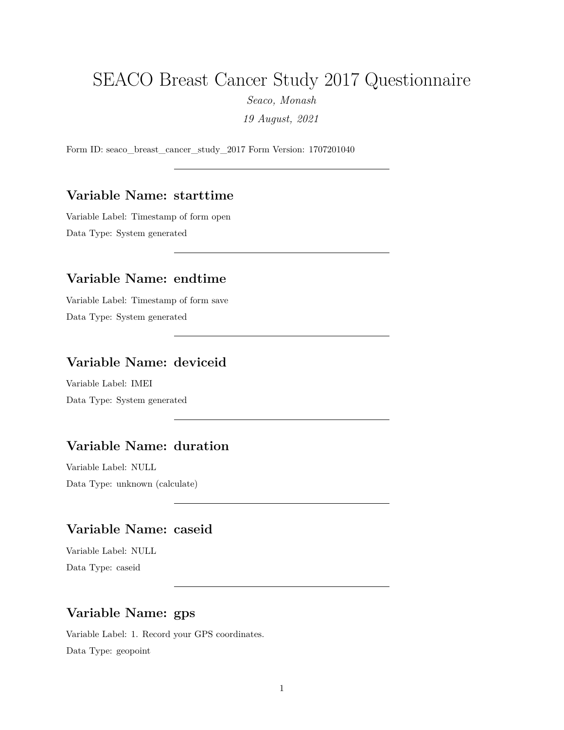# SEACO Breast Cancer Study 2017 Questionnaire

*Seaco, Monash*

*19 August, 2021*

Form ID: seaco_breast_cancer_study_2017 Form Version: 1707201040

---

## Variable Name: starttime

Variable Label: Timestamp of form open

Data Type: System generated

---

## Variable Name: endtime

Variable Label: Timestamp of form save

Data Type: System generated

---

## Variable Name: deviceid

Variable Label: IMEI

Data Type: System generated

---

## Variable Name: duration

Variable Label: NULL

Data Type: unknown (calculate)

---

## Variable Name: caseid

Variable Label: NULL

Data Type: caseid

---

## Variable Name: gps

Variable Label: 1. Record your GPS coordinates.

Data Type: geopoint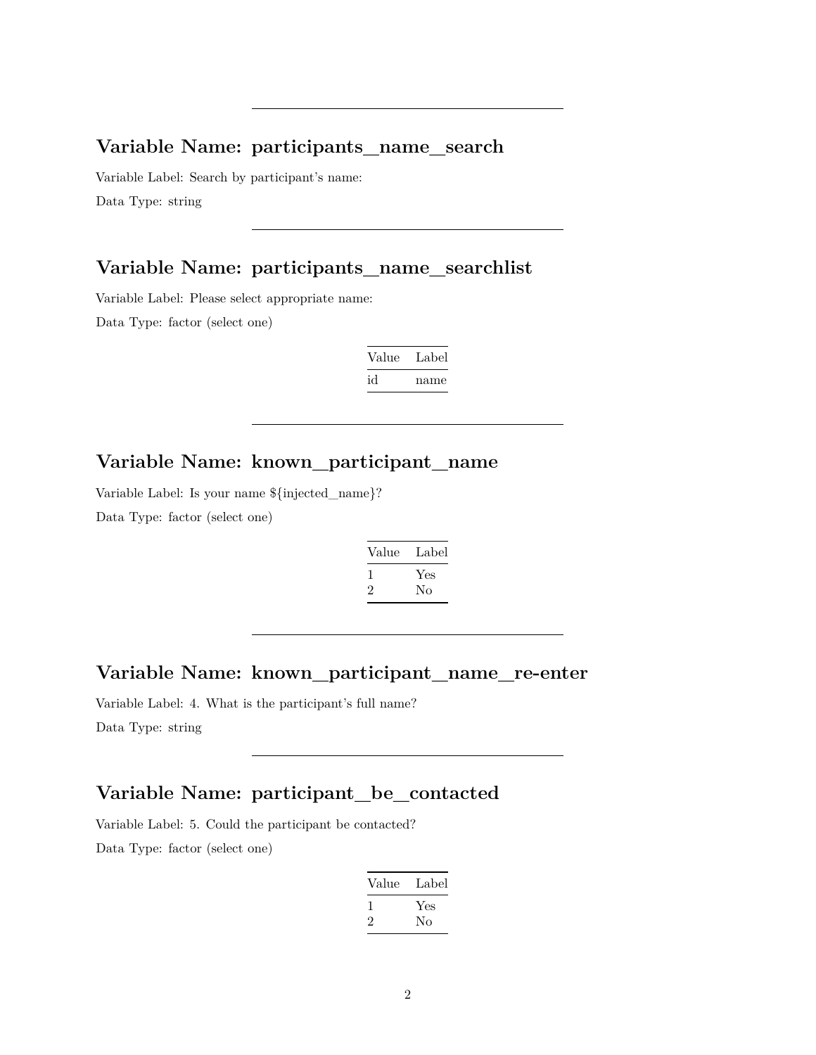---

## Variable Name: participants_name_search

Variable Label: Search by participant's name:

Data Type: string

---

## Variable Name: participants_name_searchlist

Variable Label: Please select appropriate name:

Data Type: factor (select one)

| Value | Label |
|---|---|
| id | name |

---

## Variable Name: known_participant_name

Variable Label: Is your name ${injected_name}?

Data Type: factor (select one)

| Value | Label |
|---|---|
| 1 | Yes |
| 2 | No |

---

## Variable Name: known_participant_name_re-enter

Variable Label: 4. What is the participant's full name?

Data Type: string

---

## Variable Name: participant_be_contacted

Variable Label: 5. Could the participant be contacted?

Data Type: factor (select one)

| Value | Label |
|---|---|
| 1 | Yes |
| 2 | No |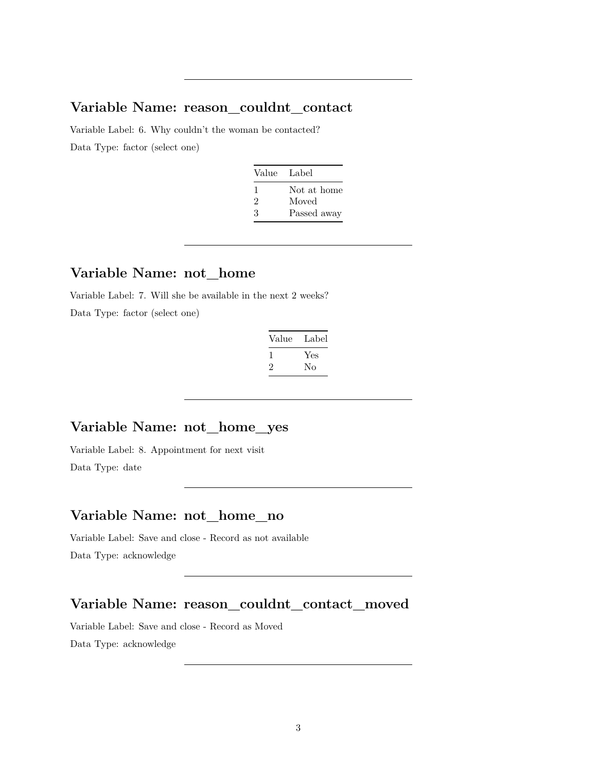---

## Variable Name: reason_couldnt_contact

Variable Label: 6. Why couldn't the woman be contacted?

Data Type: factor (select one)

| Value | Label |
|---|---|
| 1 | Not at home |
| 2 | Moved |
| 3 | Passed away |

---

## Variable Name: not_home

Variable Label: 7. Will she be available in the next 2 weeks?

Data Type: factor (select one)

| Value | Label |
|---|---|
| 1 | Yes |
| 2 | No |

---

## Variable Name: not_home_yes

Variable Label: 8. Appointment for next visit

Data Type: date

---

## Variable Name: not_home_no

Variable Label: Save and close - Record as not available

Data Type: acknowledge

---

## Variable Name: reason_couldnt_contact_moved

Variable Label: Save and close - Record as Moved

Data Type: acknowledge

---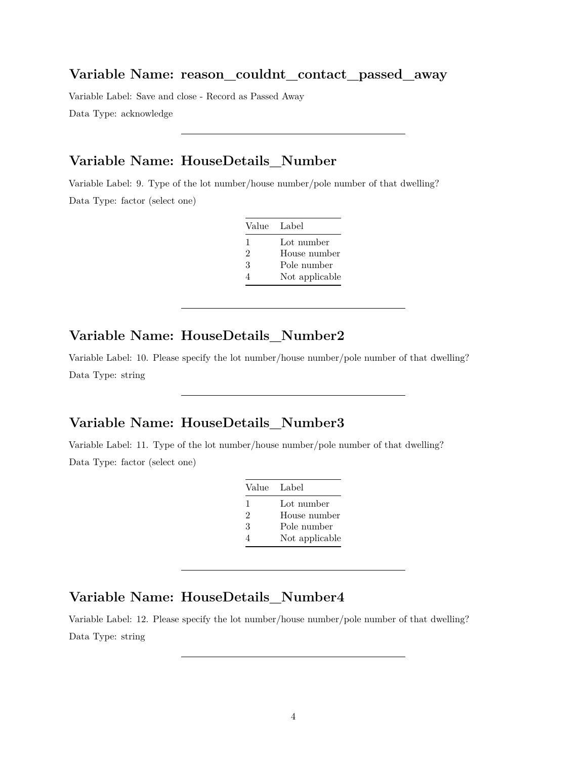## Variable Name: reason_couldnt_contact_passed_away

Variable Label: Save and close - Record as Passed Away

Data Type: acknowledge

---

## Variable Name: HouseDetails_Number

Variable Label: 9. Type of the lot number/house number/pole number of that dwelling?

Data Type: factor (select one)

| Value | Label |
|---|---|
| 1 | Lot number |
| 2 | House number |
| 3 | Pole number |
| 4 | Not applicable |

---

## Variable Name: HouseDetails_Number2

Variable Label: 10. Please specify the lot number/house number/pole number of that dwelling?

Data Type: string

---

## Variable Name: HouseDetails_Number3

Variable Label: 11. Type of the lot number/house number/pole number of that dwelling?

Data Type: factor (select one)

| Value | Label |
|---|---|
| 1 | Lot number |
| 2 | House number |
| 3 | Pole number |
| 4 | Not applicable |

---

## Variable Name: HouseDetails_Number4

Variable Label: 12. Please specify the lot number/house number/pole number of that dwelling?

Data Type: string

---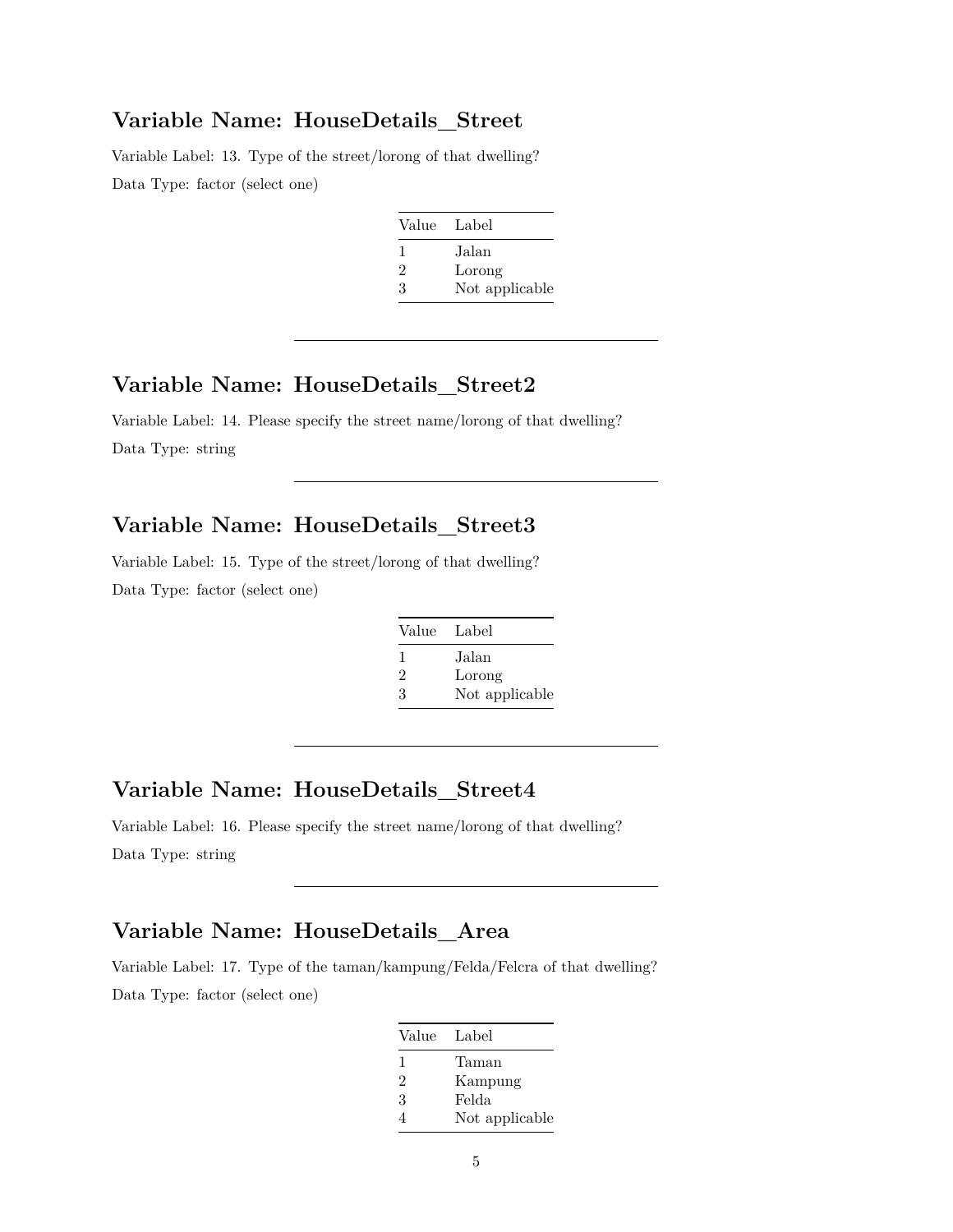## Variable Name: HouseDetails_Street

Variable Label: 13. Type of the street/lorong of that dwelling?

Data Type: factor (select one)

| Value | Label |
|---|---|
| 1 | Jalan |
| 2 | Lorong |
| 3 | Not applicable |

---

## Variable Name: HouseDetails_Street2

Variable Label: 14. Please specify the street name/lorong of that dwelling?

Data Type: string

---

## Variable Name: HouseDetails_Street3

Variable Label: 15. Type of the street/lorong of that dwelling?

Data Type: factor (select one)

| Value | Label |
|---|---|
| 1 | Jalan |
| 2 | Lorong |
| 3 | Not applicable |

---

## Variable Name: HouseDetails_Street4

Variable Label: 16. Please specify the street name/lorong of that dwelling?

Data Type: string

---

## Variable Name: HouseDetails_Area

Variable Label: 17. Type of the taman/kampung/Felda/Felcra of that dwelling?

Data Type: factor (select one)

| Value | Label |
|---|---|
| 1 | Taman |
| 2 | Kampung |
| 3 | Felda |
| 4 | Not applicable |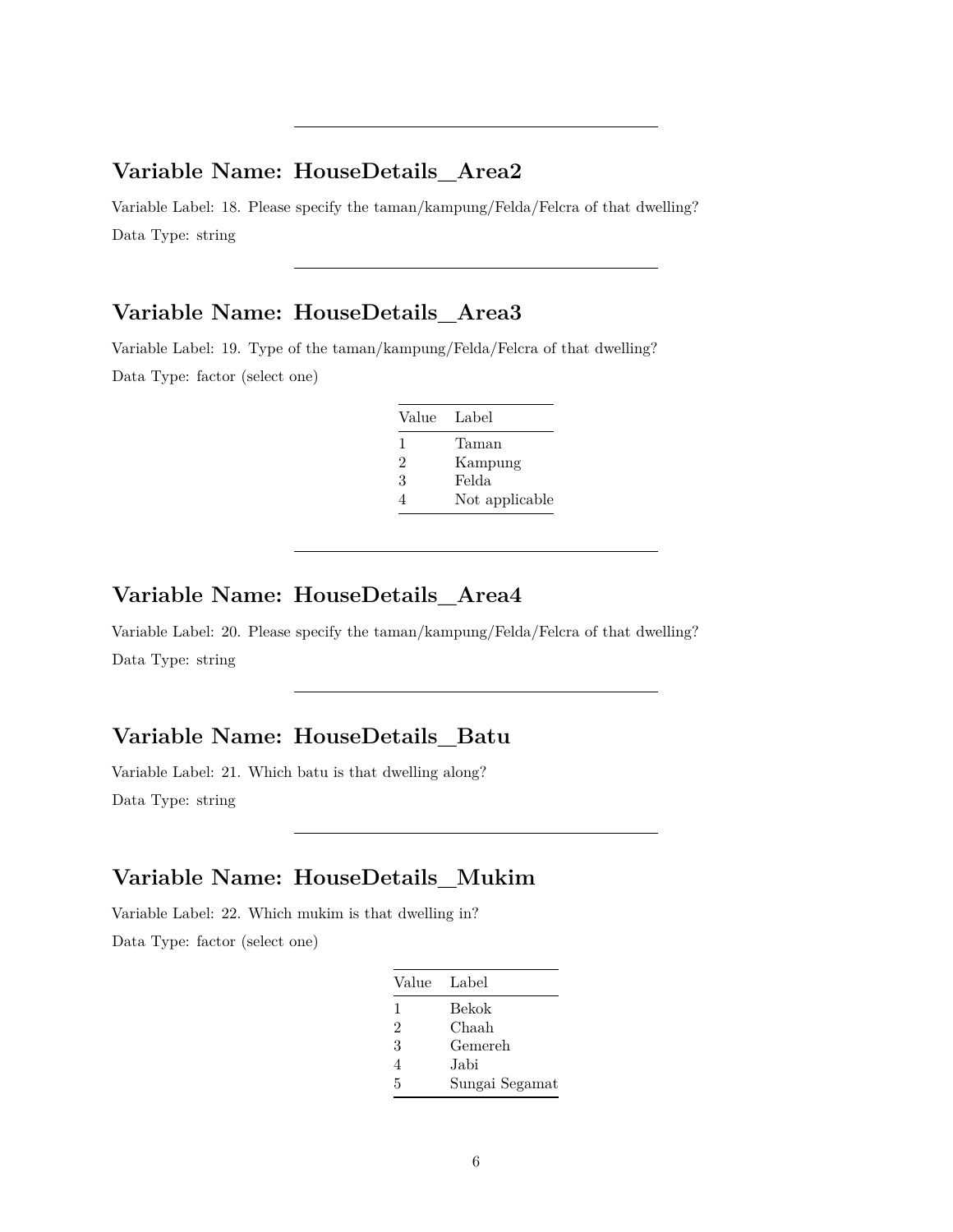---

## Variable Name: HouseDetails_Area2

Variable Label: 18. Please specify the taman/kampung/Felda/Felcra of that dwelling?

Data Type: string

---

## Variable Name: HouseDetails_Area3

Variable Label: 19. Type of the taman/kampung/Felda/Felcra of that dwelling?

Data Type: factor (select one)

| Value | Label |
|---|---|
| 1 | Taman |
| 2 | Kampung |
| 3 | Felda |
| 4 | Not applicable |

---

## Variable Name: HouseDetails_Area4

Variable Label: 20. Please specify the taman/kampung/Felda/Felcra of that dwelling?

Data Type: string

---

## Variable Name: HouseDetails_Batu

Variable Label: 21. Which batu is that dwelling along?

Data Type: string

---

## Variable Name: HouseDetails_Mukim

Variable Label: 22. Which mukim is that dwelling in?

Data Type: factor (select one)

| Value | Label |
|---|---|
| 1 | Bekok |
| 2 | Chaah |
| 3 | Gemereh |
| 4 | Jabi |
| 5 | Sungai Segamat |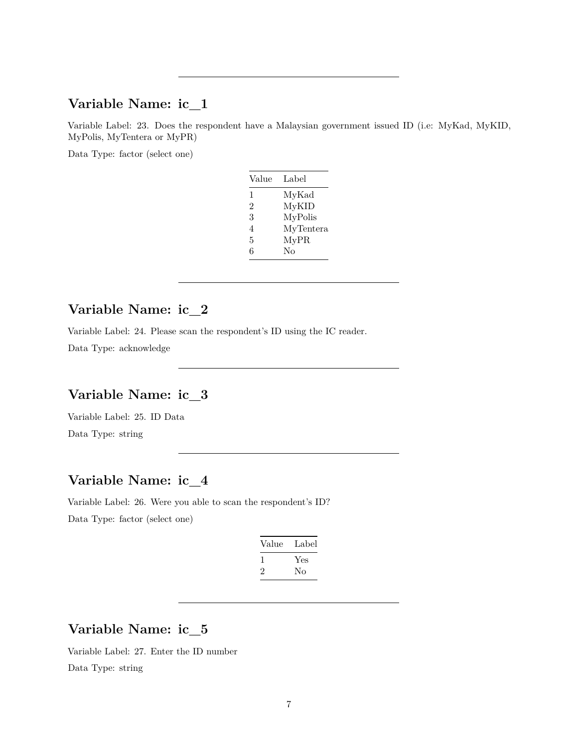---

## Variable Name: ic_1

Variable Label: 23. Does the respondent have a Malaysian government issued ID (i.e: MyKad, MyKID, MyPolis, MyTentera or MyPR)

Data Type: factor (select one)

| Value | Label |
| --- | --- |
| 1 | MyKad |
| 2 | MyKID |
| 3 | MyPolis |
| 4 | MyTentera |
| 5 | MyPR |
| 6 | No |

---

## Variable Name: ic_2

Variable Label: 24. Please scan the respondent's ID using the IC reader.

Data Type: acknowledge

---

## Variable Name: ic_3

Variable Label: 25. ID Data

Data Type: string

---

## Variable Name: ic_4

Variable Label: 26. Were you able to scan the respondent's ID?

Data Type: factor (select one)

| Value | Label |
| --- | --- |
| 1 | Yes |
| 2 | No |

---

## Variable Name: ic_5

Variable Label: 27. Enter the ID number

Data Type: string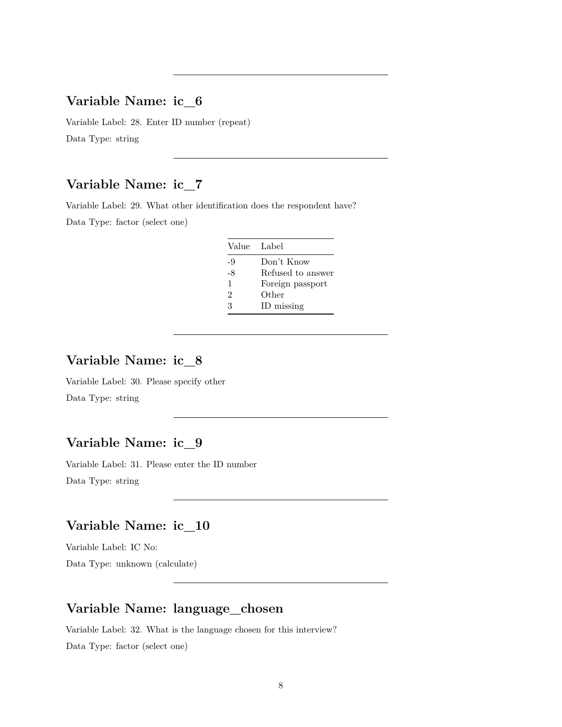---

## Variable Name: ic_6

Variable Label: 28. Enter ID number (repeat)

Data Type: string

---

## Variable Name: ic_7

Variable Label: 29. What other identification does the respondent have?

Data Type: factor (select one)

| Value | Label |
|---|---|
| -9 | Don't Know |
| -8 | Refused to answer |
| 1 | Foreign passport |
| 2 | Other |
| 3 | ID missing |

---

## Variable Name: ic_8

Variable Label: 30. Please specify other

Data Type: string

---

## Variable Name: ic_9

Variable Label: 31. Please enter the ID number

Data Type: string

---

## Variable Name: ic_10

Variable Label: IC No:

Data Type: unknown (calculate)

---

## Variable Name: language_chosen

Variable Label: 32. What is the language chosen for this interview?

Data Type: factor (select one)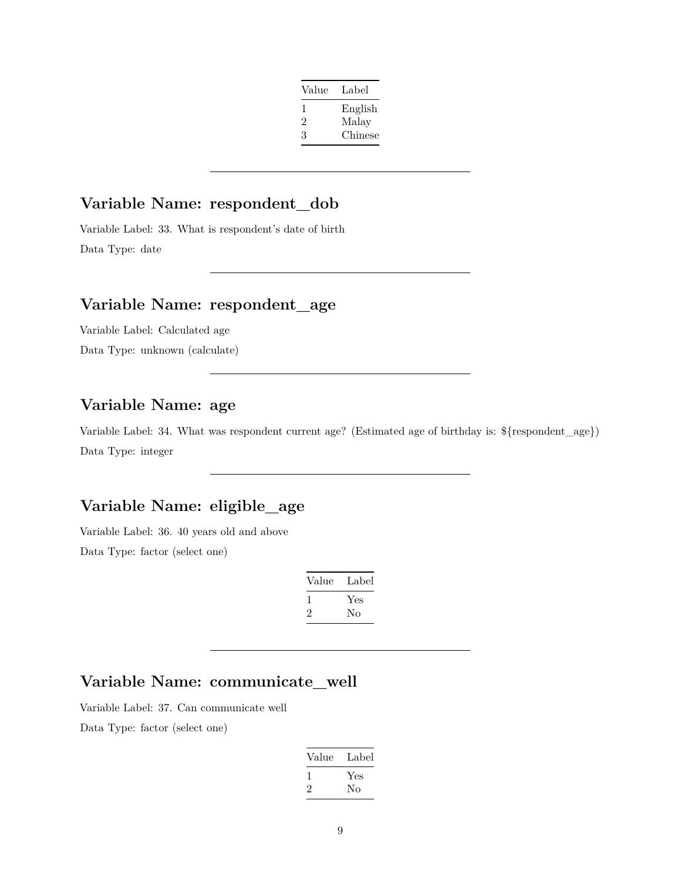| Value | Label |
| --- | --- |
| 1 | English |
| 2 | Malay |
| 3 | Chinese |

---

## Variable Name: respondent_dob

Variable Label: 33. What is respondent's date of birth

Data Type: date

---

## Variable Name: respondent_age

Variable Label: Calculated age

Data Type: unknown (calculate)

---

## Variable Name: age

Variable Label: 34. What was respondent current age? (Estimated age of birthday is: ${respondent_age})

Data Type: integer

---

## Variable Name: eligible_age

Variable Label: 36. 40 years old and above

Data Type: factor (select one)

| Value | Label |
| --- | --- |
| 1 | Yes |
| 2 | No |

---

## Variable Name: communicate_well

Variable Label: 37. Can communicate well

Data Type: factor (select one)

| Value | Label |
| --- | --- |
| 1 | Yes |
| 2 | No |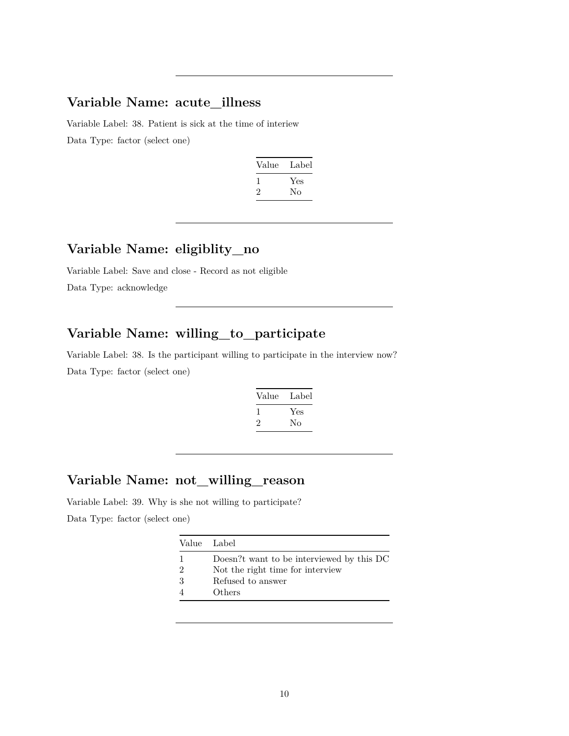---

## Variable Name: acute_illness

Variable Label: 38. Patient is sick at the time of interiew

Data Type: factor (select one)

| Value | Label |
|---|---|
| 1 | Yes |
| 2 | No |

---

## Variable Name: eligiblity_no

Variable Label: Save and close - Record as not eligible

Data Type: acknowledge

---

## Variable Name: willing_to_participate

Variable Label: 38. Is the participant willing to participate in the interview now?

Data Type: factor (select one)

| Value | Label |
|---|---|
| 1 | Yes |
| 2 | No |

---

## Variable Name: not_willing_reason

Variable Label: 39. Why is she not willing to participate?

Data Type: factor (select one)

| Value | Label |
|---|---|
| 1 | Doesn?t want to be interviewed by this DC |
| 2 | Not the right time for interview |
| 3 | Refused to answer |
| 4 | Others |

---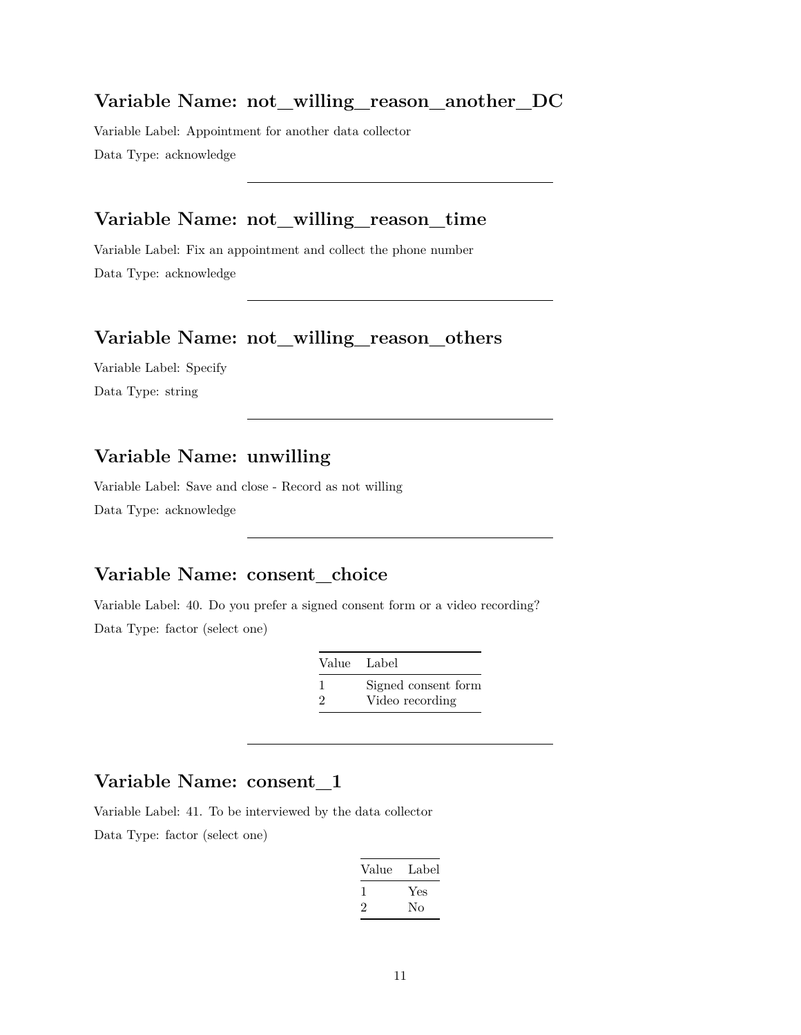## Variable Name: not_willing_reason_another_DC

Variable Label: Appointment for another data collector

Data Type: acknowledge

---

## Variable Name: not_willing_reason_time

Variable Label: Fix an appointment and collect the phone number

Data Type: acknowledge

---

## Variable Name: not_willing_reason_others

Variable Label: Specify

Data Type: string

---

## Variable Name: unwilling

Variable Label: Save and close - Record as not willing

Data Type: acknowledge

---

## Variable Name: consent_choice

Variable Label: 40. Do you prefer a signed consent form or a video recording?

Data Type: factor (select one)

| Value | Label |
|---|---|
| 1 | Signed consent form |
| 2 | Video recording |

---

## Variable Name: consent_1

Variable Label: 41. To be interviewed by the data collector

Data Type: factor (select one)

| Value | Label |
|---|---|
| 1 | Yes |
| 2 | No |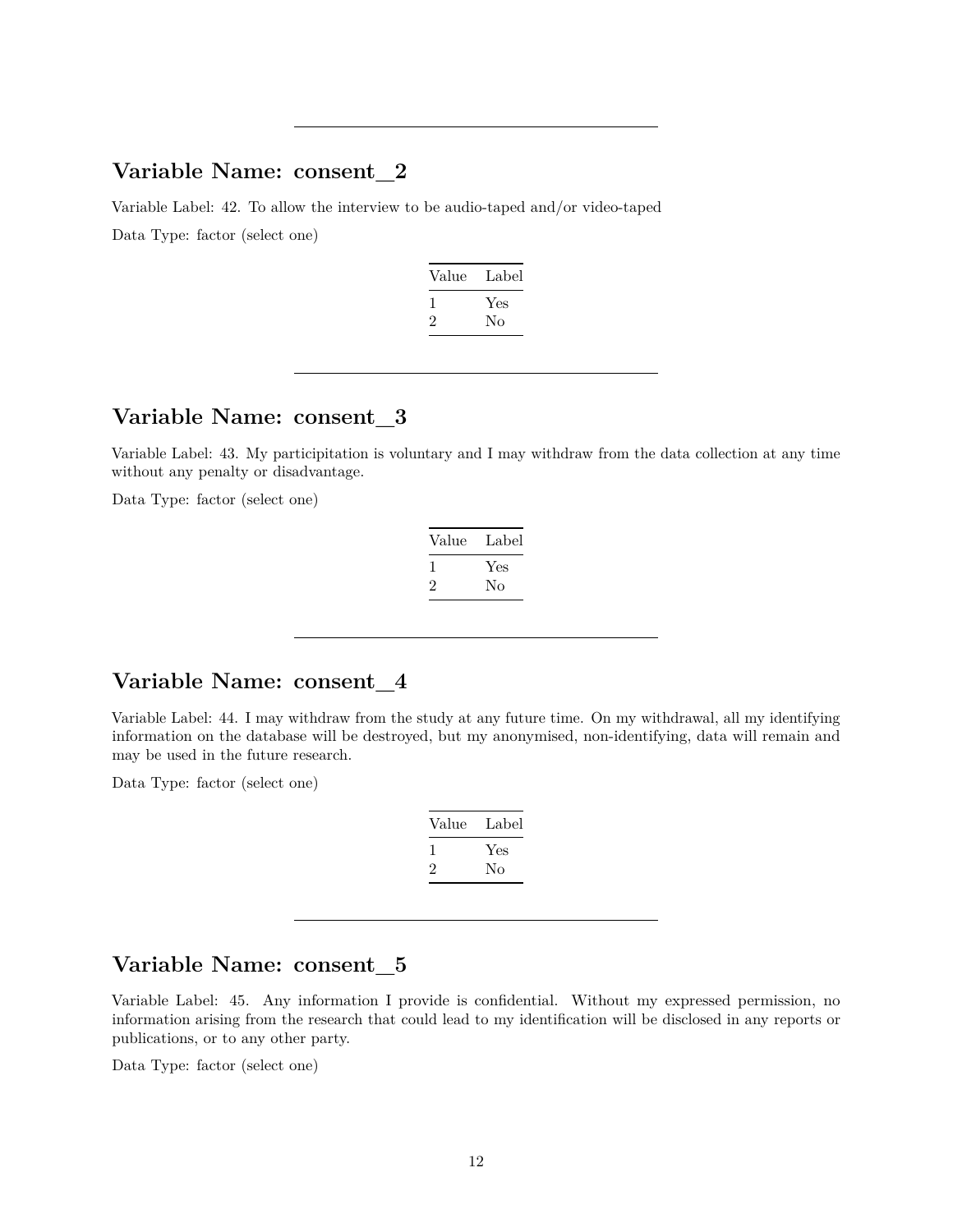---

## Variable Name: consent_2

Variable Label: 42. To allow the interview to be audio-taped and/or video-taped

Data Type: factor (select one)

| Value | Label |
| --- | --- |
| 1 | Yes |
| 2 | No |

---

## Variable Name: consent_3

Variable Label: 43. My participitation is voluntary and I may withdraw from the data collection at any time without any penalty or disadvantage.

Data Type: factor (select one)

| Value | Label |
| --- | --- |
| 1 | Yes |
| 2 | No |

---

## Variable Name: consent_4

Variable Label: 44. I may withdraw from the study at any future time. On my withdrawal, all my identifying information on the database will be destroyed, but my anonymised, non-identifying, data will remain and may be used in the future research.

Data Type: factor (select one)

| Value | Label |
| --- | --- |
| 1 | Yes |
| 2 | No |

---

## Variable Name: consent_5

Variable Label: 45. Any information I provide is confidential. Without my expressed permission, no information arising from the research that could lead to my identification will be disclosed in any reports or publications, or to any other party.

Data Type: factor (select one)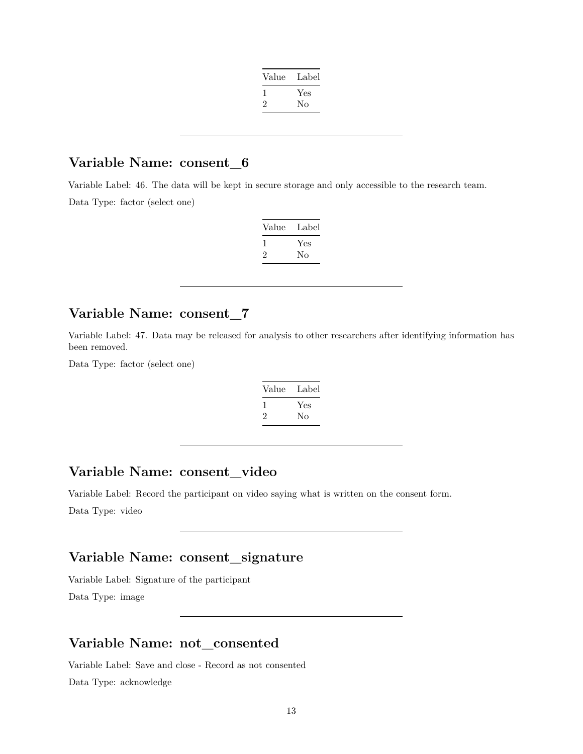| Value | Label |
|---|---|
| 1 | Yes |
| 2 | No |

---

## Variable Name: consent_6

Variable Label: 46. The data will be kept in secure storage and only accessible to the research team.

Data Type: factor (select one)

| Value | Label |
|---|---|
| 1 | Yes |
| 2 | No |

---

## Variable Name: consent_7

Variable Label: 47. Data may be released for analysis to other researchers after identifying information has been removed.

Data Type: factor (select one)

| Value | Label |
|---|---|
| 1 | Yes |
| 2 | No |

---

## Variable Name: consent_video

Variable Label: Record the participant on video saying what is written on the consent form.

Data Type: video

---

## Variable Name: consent_signature

Variable Label: Signature of the participant

Data Type: image

---

## Variable Name: not_consented

Variable Label: Save and close - Record as not consented

Data Type: acknowledge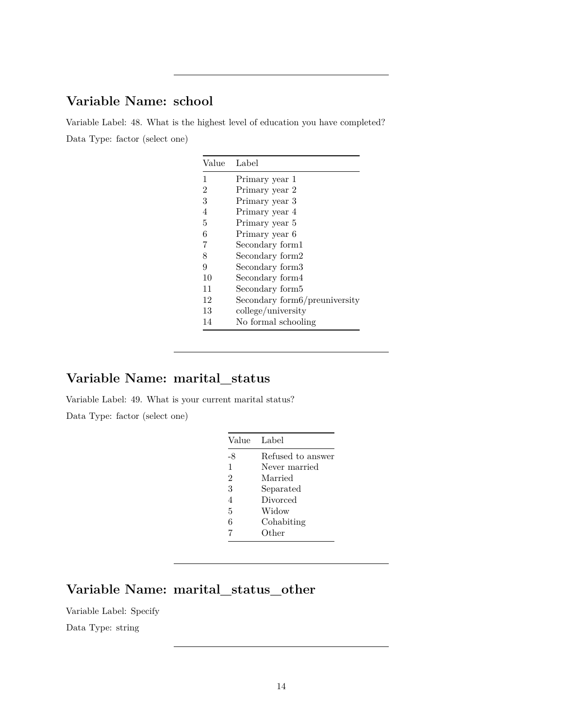---

## Variable Name: school

Variable Label: 48. What is the highest level of education you have completed?

Data Type: factor (select one)

| Value | Label |
|---|---|
| 1 | Primary year 1 |
| 2 | Primary year 2 |
| 3 | Primary year 3 |
| 4 | Primary year 4 |
| 5 | Primary year 5 |
| 6 | Primary year 6 |
| 7 | Secondary form1 |
| 8 | Secondary form2 |
| 9 | Secondary form3 |
| 10 | Secondary form4 |
| 11 | Secondary form5 |
| 12 | Secondary form6/preuniversity |
| 13 | college/university |
| 14 | No formal schooling |

---

## Variable Name: marital_status

Variable Label: 49. What is your current marital status?

Data Type: factor (select one)

| Value | Label |
|---|---|
| -8 | Refused to answer |
| 1 | Never married |
| 2 | Married |
| 3 | Separated |
| 4 | Divorced |
| 5 | Widow |
| 6 | Cohabiting |
| 7 | Other |

---

## Variable Name: marital_status_other

Variable Label: Specify

Data Type: string

---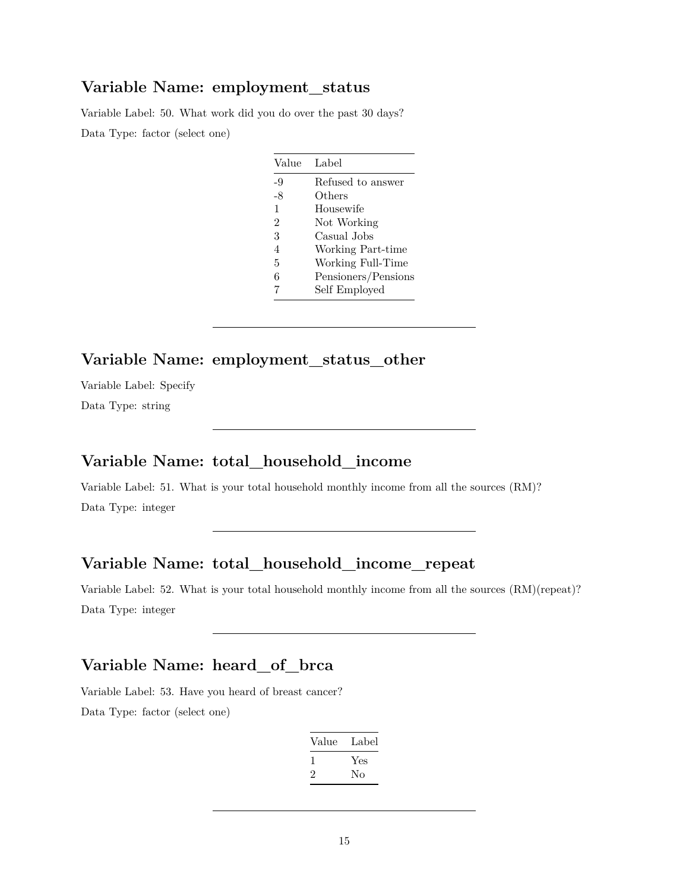## Variable Name: employment_status

Variable Label: 50. What work did you do over the past 30 days?

Data Type: factor (select one)

| Value | Label |
|---|---|
| -9 | Refused to answer |
| -8 | Others |
| 1 | Housewife |
| 2 | Not Working |
| 3 | Casual Jobs |
| 4 | Working Part-time |
| 5 | Working Full-Time |
| 6 | Pensioners/Pensions |
| 7 | Self Employed |

---

## Variable Name: employment_status_other

Variable Label: Specify

Data Type: string

---

## Variable Name: total_household_income

Variable Label: 51. What is your total household monthly income from all the sources (RM)?

Data Type: integer

---

## Variable Name: total_household_income_repeat

Variable Label: 52. What is your total household monthly income from all the sources (RM)(repeat)?

Data Type: integer

---

## Variable Name: heard_of_brca

Variable Label: 53. Have you heard of breast cancer?

Data Type: factor (select one)

| Value | Label |
|---|---|
| 1 | Yes |
| 2 | No |

---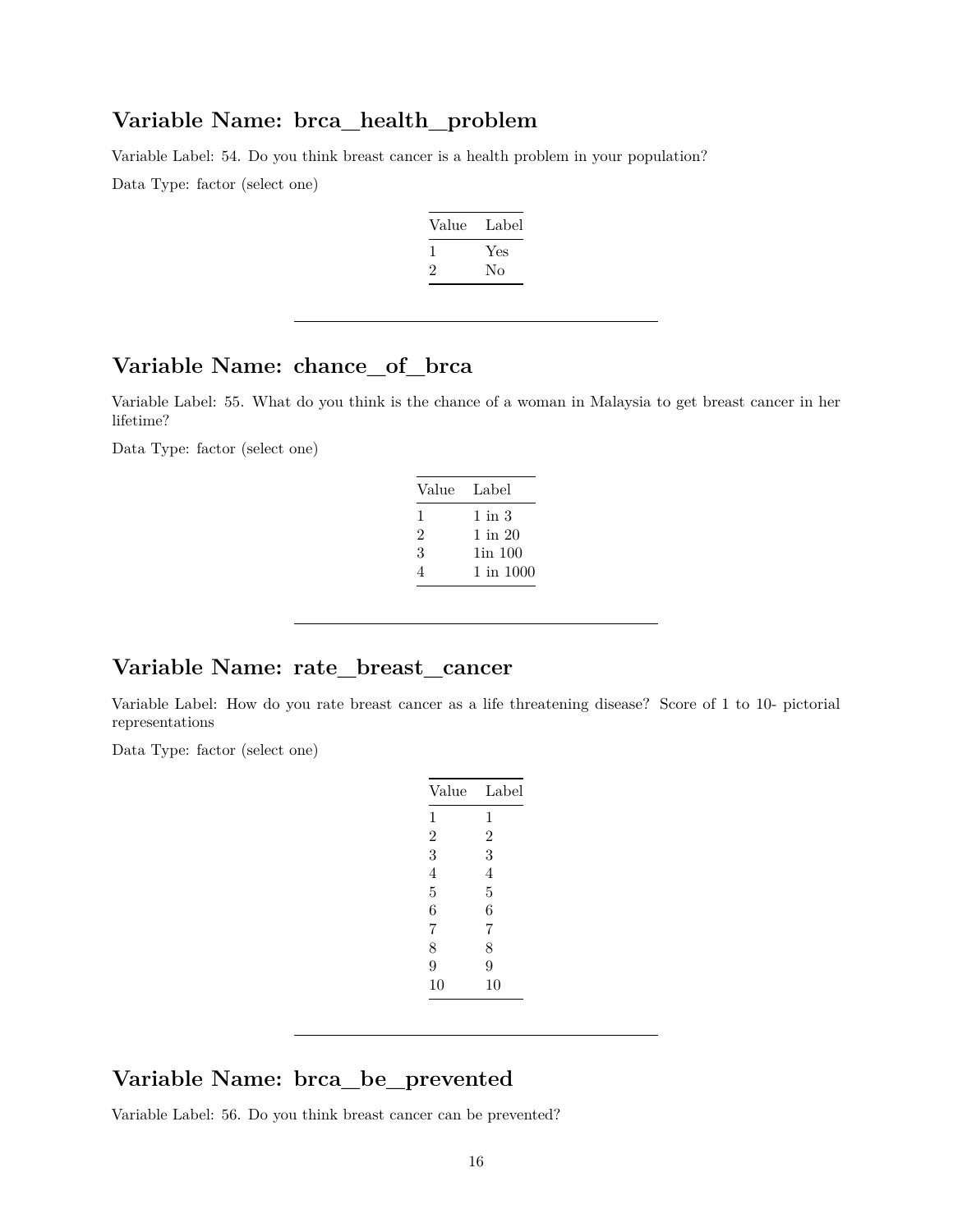## Variable Name: brca_health_problem

Variable Label: 54. Do you think breast cancer is a health problem in your population?

Data Type: factor (select one)

| Value | Label |
|---|---|
| 1 | Yes |
| 2 | No |

---

## Variable Name: chance_of_brca

Variable Label: 55. What do you think is the chance of a woman in Malaysia to get breast cancer in her lifetime?

Data Type: factor (select one)

| Value | Label |
|---|---|
| 1 | 1 in 3 |
| 2 | 1 in 20 |
| 3 | 1in 100 |
| 4 | 1 in 1000 |

---

## Variable Name: rate_breast_cancer

Variable Label: How do you rate breast cancer as a life threatening disease? Score of 1 to 10- pictorial representations

Data Type: factor (select one)

| Value | Label |
|---|---|
| 1 | 1 |
| 2 | 2 |
| 3 | 3 |
| 4 | 4 |
| 5 | 5 |
| 6 | 6 |
| 7 | 7 |
| 8 | 8 |
| 9 | 9 |
| 10 | 10 |

---

## Variable Name: brca_be_prevented

Variable Label: 56. Do you think breast cancer can be prevented?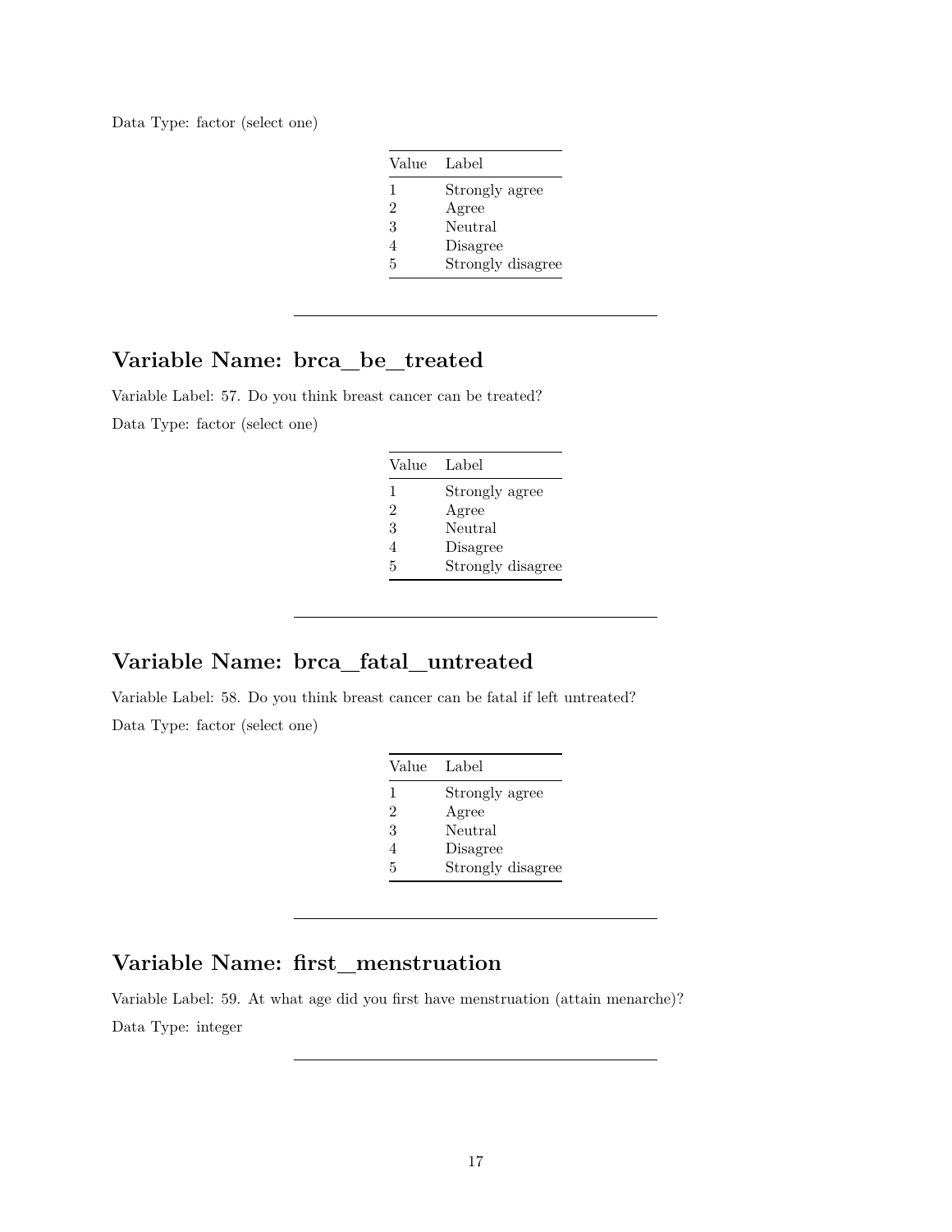Data Type: factor (select one)

| Value | Label |
|---|---|
| 1 | Strongly agree |
| 2 | Agree |
| 3 | Neutral |
| 4 | Disagree |
| 5 | Strongly disagree |

---

## Variable Name: brca_be_treated

Variable Label: 57. Do you think breast cancer can be treated?

Data Type: factor (select one)

| Value | Label |
|---|---|
| 1 | Strongly agree |
| 2 | Agree |
| 3 | Neutral |
| 4 | Disagree |
| 5 | Strongly disagree |

---

## Variable Name: brca_fatal_untreated

Variable Label: 58. Do you think breast cancer can be fatal if left untreated?

Data Type: factor (select one)

| Value | Label |
|---|---|
| 1 | Strongly agree |
| 2 | Agree |
| 3 | Neutral |
| 4 | Disagree |
| 5 | Strongly disagree |

---

## Variable Name: first_menstruation

Variable Label: 59. At what age did you first have menstruation (attain menarche)?

Data Type: integer

---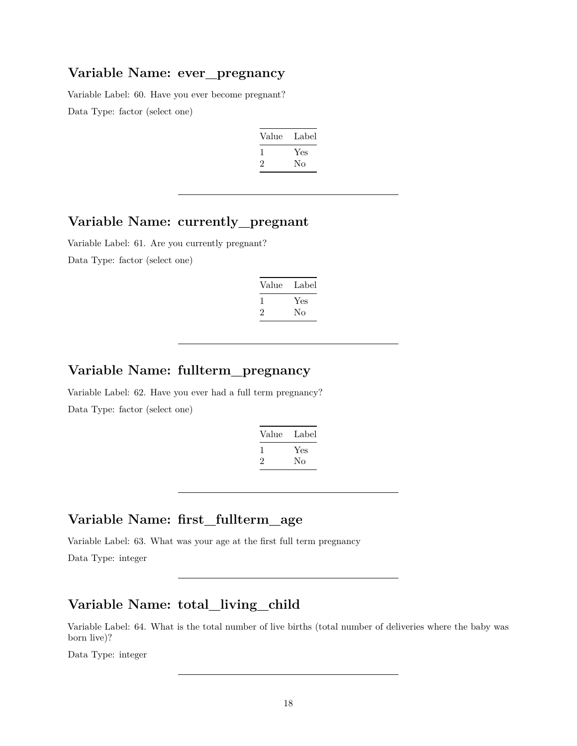## Variable Name: ever_pregnancy

Variable Label: 60. Have you ever become pregnant?

Data Type: factor (select one)

| Value | Label |
|---|---|
| 1 | Yes |
| 2 | No |

---

## Variable Name: currently_pregnant

Variable Label: 61. Are you currently pregnant?

Data Type: factor (select one)

| Value | Label |
|---|---|
| 1 | Yes |
| 2 | No |

---

## Variable Name: fullterm_pregnancy

Variable Label: 62. Have you ever had a full term pregnancy?

Data Type: factor (select one)

| Value | Label |
|---|---|
| 1 | Yes |
| 2 | No |

---

## Variable Name: first_fullterm_age

Variable Label: 63. What was your age at the first full term pregnancy

Data Type: integer

---

## Variable Name: total_living_child

Variable Label: 64. What is the total number of live births (total number of deliveries where the baby was born live)?

Data Type: integer

---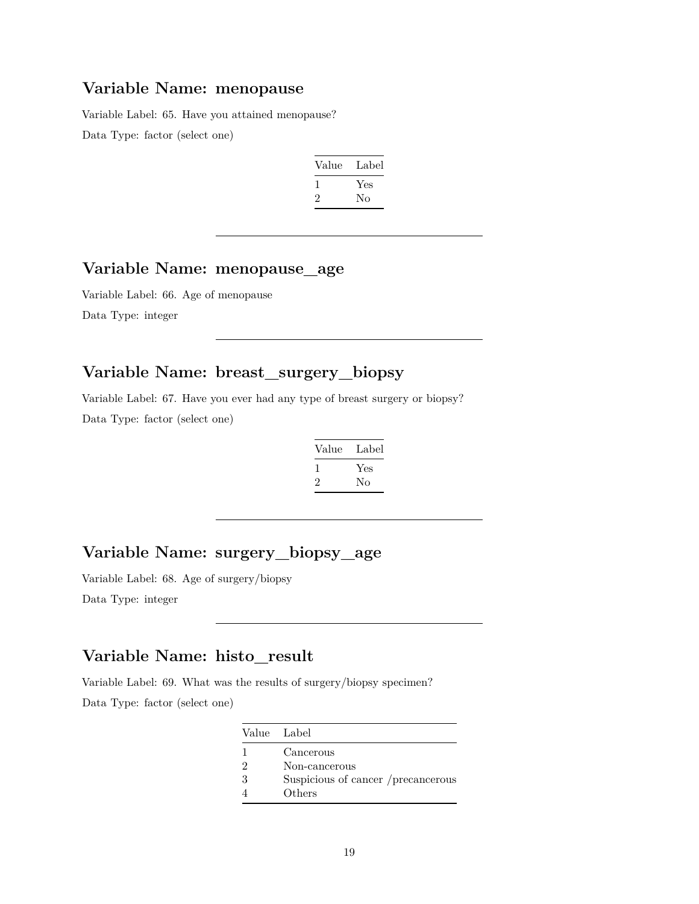## Variable Name: menopause

Variable Label: 65. Have you attained menopause?

Data Type: factor (select one)

| Value | Label |
|---|---|
| 1 | Yes |
| 2 | No |

---

## Variable Name: menopause_age

Variable Label: 66. Age of menopause

Data Type: integer

---

## Variable Name: breast_surgery_biopsy

Variable Label: 67. Have you ever had any type of breast surgery or biopsy?

Data Type: factor (select one)

| Value | Label |
|---|---|
| 1 | Yes |
| 2 | No |

---

## Variable Name: surgery_biopsy_age

Variable Label: 68. Age of surgery/biopsy

Data Type: integer

---

## Variable Name: histo_result

Variable Label: 69. What was the results of surgery/biopsy specimen?

Data Type: factor (select one)

| Value | Label |
|---|---|
| 1 | Cancerous |
| 2 | Non-cancerous |
| 3 | Suspicious of cancer /precancerous |
| 4 | Others |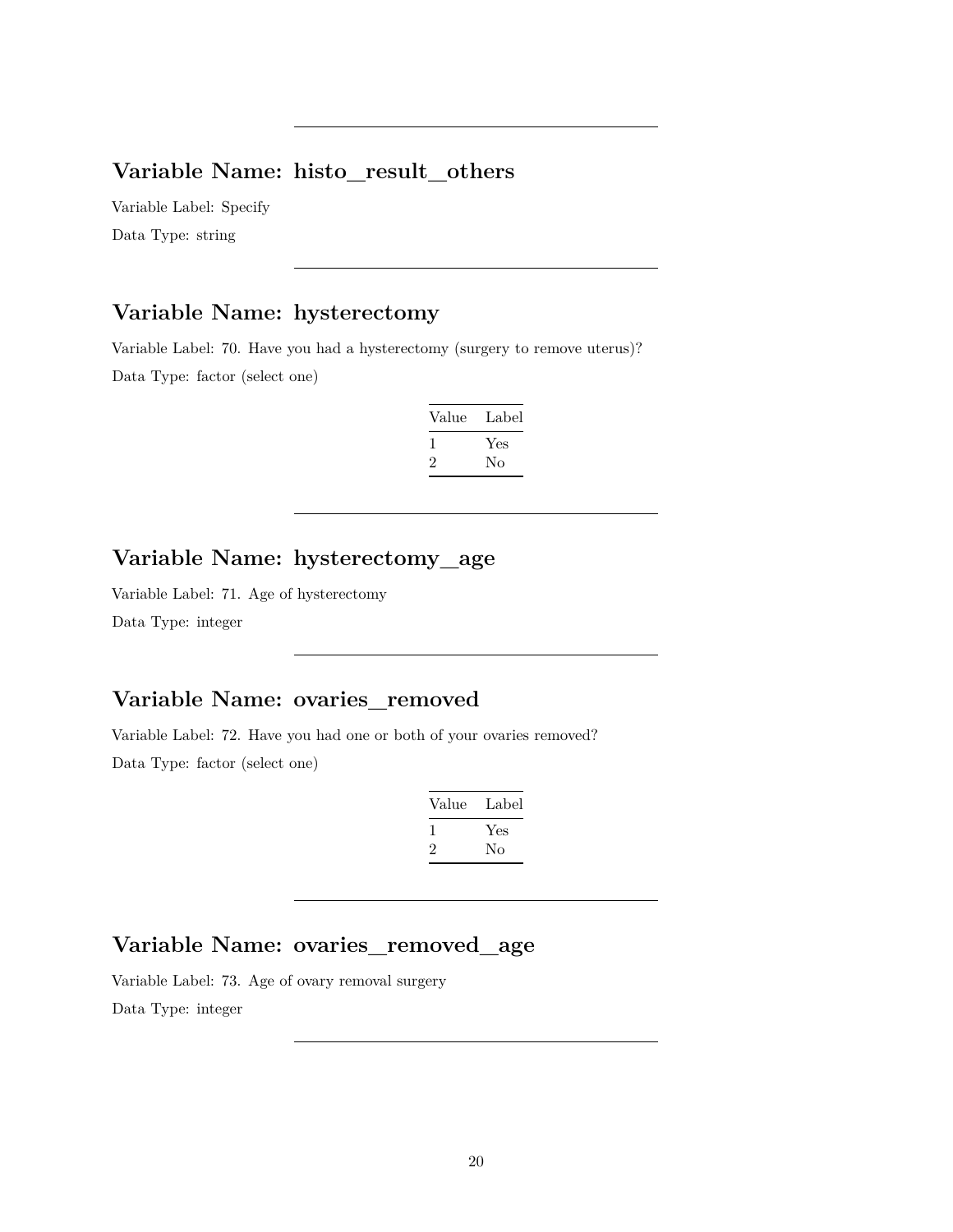---

## Variable Name: histo_result_others

Variable Label: Specify

Data Type: string

---

## Variable Name: hysterectomy

Variable Label: 70. Have you had a hysterectomy (surgery to remove uterus)?

Data Type: factor (select one)

| Value | Label |
|---|---|
| 1 | Yes |
| 2 | No |

---

## Variable Name: hysterectomy_age

Variable Label: 71. Age of hysterectomy

Data Type: integer

---

## Variable Name: ovaries_removed

Variable Label: 72. Have you had one or both of your ovaries removed?

Data Type: factor (select one)

| Value | Label |
|---|---|
| 1 | Yes |
| 2 | No |

---

## Variable Name: ovaries_removed_age

Variable Label: 73. Age of ovary removal surgery

Data Type: integer

---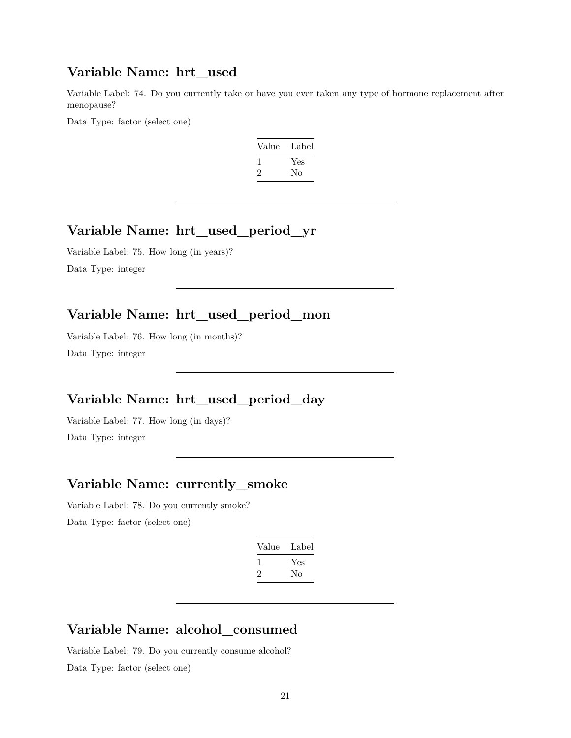## Variable Name: hrt_used

Variable Label: 74. Do you currently take or have you ever taken any type of hormone replacement after menopause?

Data Type: factor (select one)

| Value | Label |
|---|---|
| 1 | Yes |
| 2 | No |

---

## Variable Name: hrt_used_period_yr

Variable Label: 75. How long (in years)?

Data Type: integer

---

## Variable Name: hrt_used_period_mon

Variable Label: 76. How long (in months)?

Data Type: integer

---

## Variable Name: hrt_used_period_day

Variable Label: 77. How long (in days)?

Data Type: integer

---

## Variable Name: currently_smoke

Variable Label: 78. Do you currently smoke?

Data Type: factor (select one)

| Value | Label |
|---|---|
| 1 | Yes |
| 2 | No |

---

## Variable Name: alcohol_consumed

Variable Label: 79. Do you currently consume alcohol?

Data Type: factor (select one)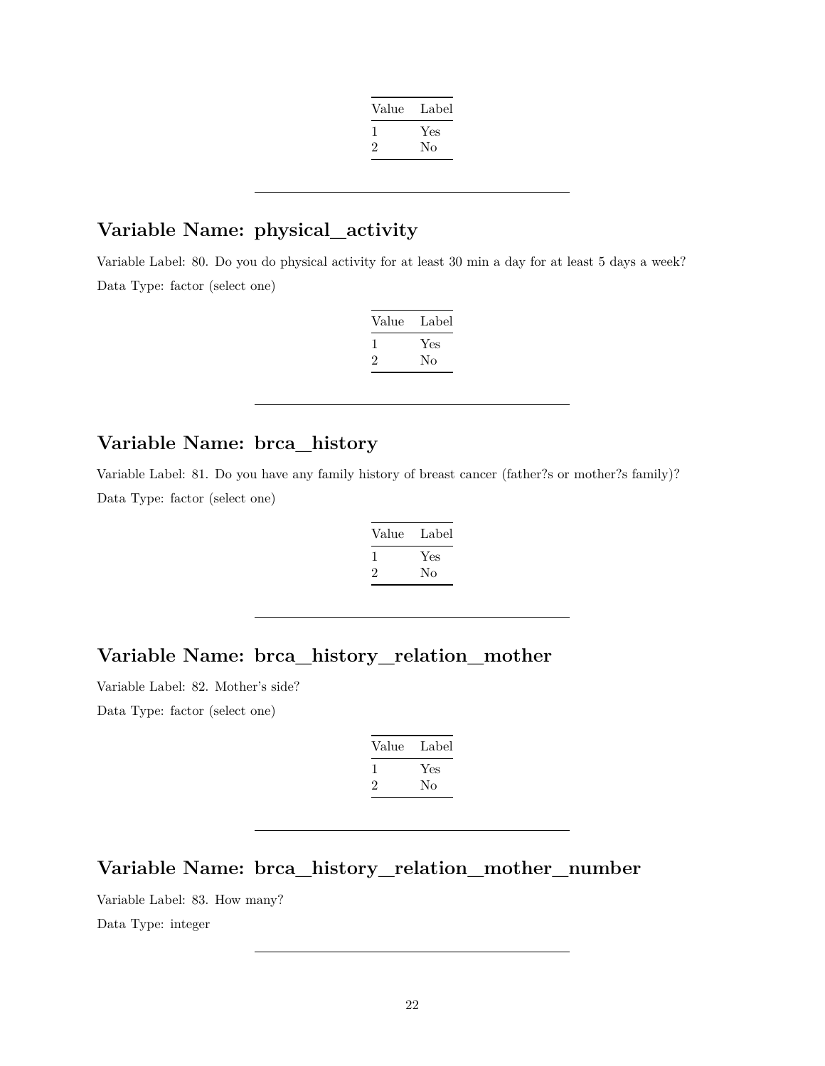| Value | Label |
|---|---|
| 1 | Yes |
| 2 | No |

---

## Variable Name: physical_activity

Variable Label: 80. Do you do physical activity for at least 30 min a day for at least 5 days a week?

Data Type: factor (select one)

| Value | Label |
|---|---|
| 1 | Yes |
| 2 | No |

---

## Variable Name: brca_history

Variable Label: 81. Do you have any family history of breast cancer (father?s or mother?s family)?

Data Type: factor (select one)

| Value | Label |
|---|---|
| 1 | Yes |
| 2 | No |

---

## Variable Name: brca_history_relation_mother

Variable Label: 82. Mother's side?

Data Type: factor (select one)

| Value | Label |
|---|---|
| 1 | Yes |
| 2 | No |

---

## Variable Name: brca_history_relation_mother_number

Variable Label: 83. How many?

Data Type: integer

---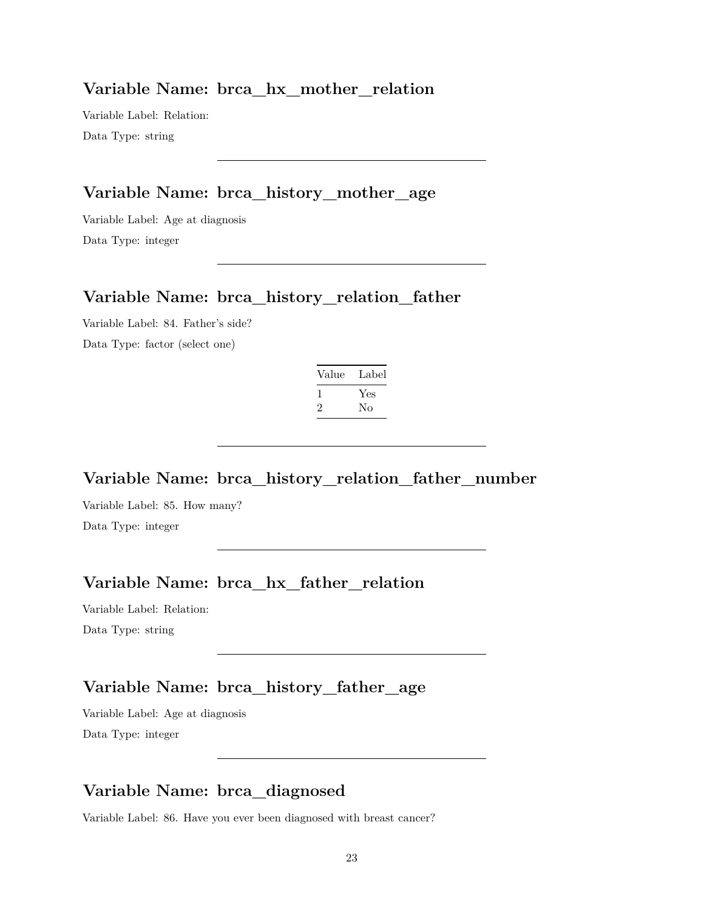## Variable Name: brca_hx_mother_relation

Variable Label: Relation:

Data Type: string

---

## Variable Name: brca_history_mother_age

Variable Label: Age at diagnosis

Data Type: integer

---

## Variable Name: brca_history_relation_father

Variable Label: 84. Father's side?

Data Type: factor (select one)

| Value | Label |
|---|---|
| 1 | Yes |
| 2 | No |

---

## Variable Name: brca_history_relation_father_number

Variable Label: 85. How many?

Data Type: integer

---

## Variable Name: brca_hx_father_relation

Variable Label: Relation:

Data Type: string

---

## Variable Name: brca_history_father_age

Variable Label: Age at diagnosis

Data Type: integer

---

## Variable Name: brca_diagnosed

Variable Label: 86. Have you ever been diagnosed with breast cancer?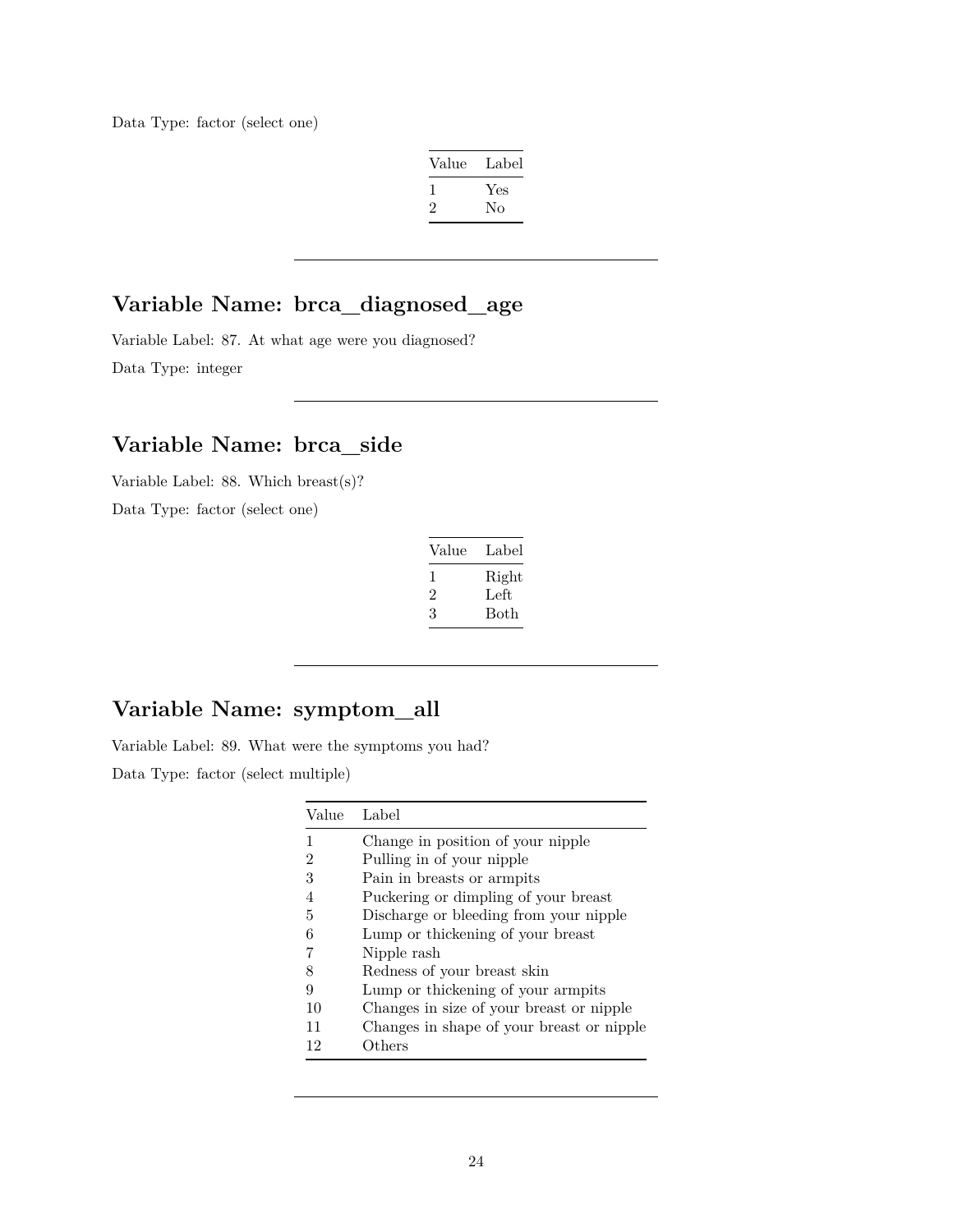Data Type: factor (select one)

| Value | Label |
|---|---|
| 1 | Yes |
| 2 | No |

---

## Variable Name: brca_diagnosed_age

Variable Label: 87. At what age were you diagnosed?

Data Type: integer

---

## Variable Name: brca_side

Variable Label: 88. Which breast(s)?

Data Type: factor (select one)

| Value | Label |
|---|---|
| 1 | Right |
| 2 | Left |
| 3 | Both |

---

## Variable Name: symptom_all

Variable Label: 89. What were the symptoms you had?

Data Type: factor (select multiple)

| Value | Label |
|---|---|
| 1 | Change in position of your nipple |
| 2 | Pulling in of your nipple |
| 3 | Pain in breasts or armpits |
| 4 | Puckering or dimpling of your breast |
| 5 | Discharge or bleeding from your nipple |
| 6 | Lump or thickening of your breast |
| 7 | Nipple rash |
| 8 | Redness of your breast skin |
| 9 | Lump or thickening of your armpits |
| 10 | Changes in size of your breast or nipple |
| 11 | Changes in shape of your breast or nipple |
| 12 | Others |

---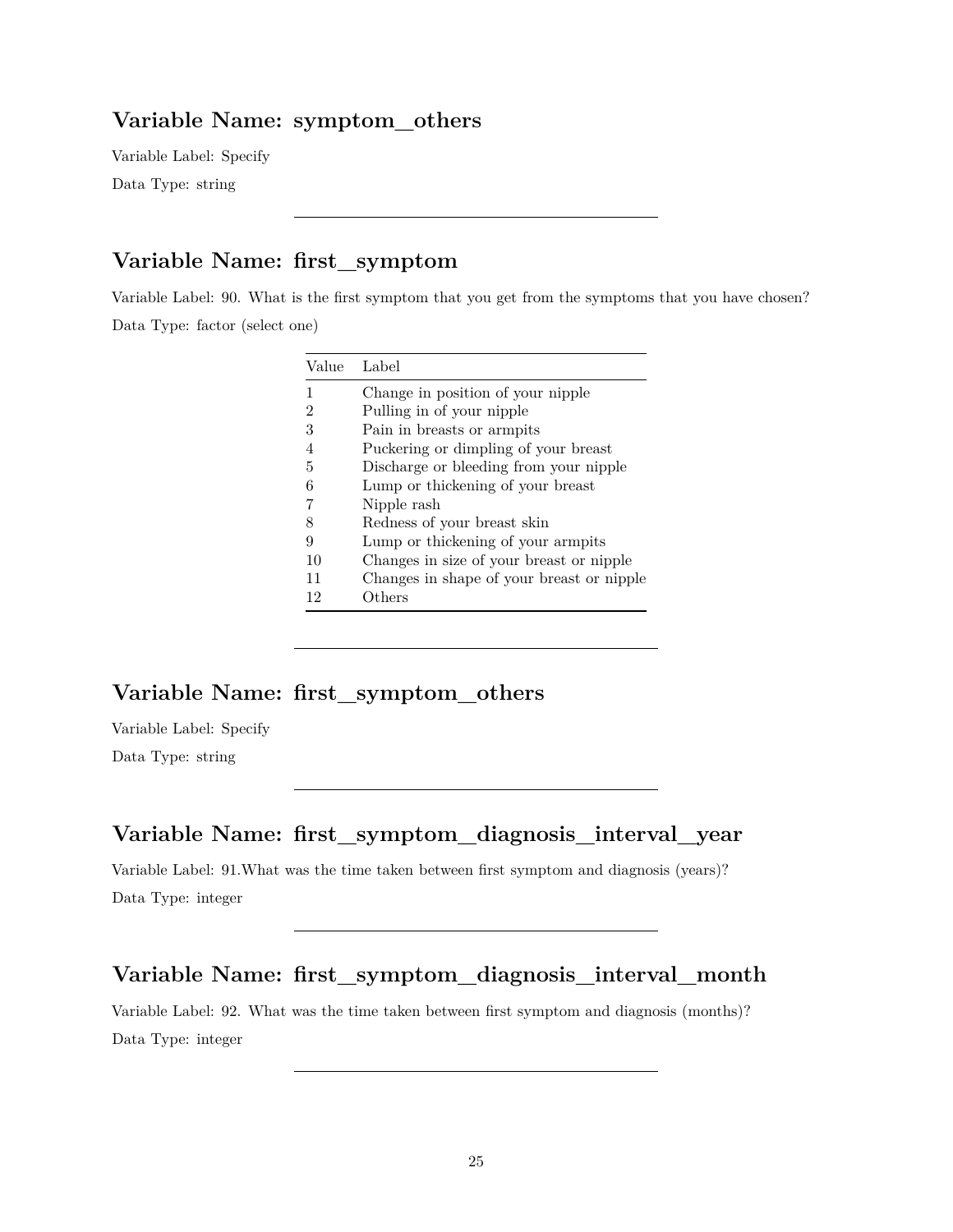## Variable Name: symptom_others

Variable Label: Specify

Data Type: string

---

## Variable Name: first_symptom

Variable Label: 90. What is the first symptom that you get from the symptoms that you have chosen?

Data Type: factor (select one)

| Value | Label |
|---|---|
| 1 | Change in position of your nipple |
| 2 | Pulling in of your nipple |
| 3 | Pain in breasts or armpits |
| 4 | Puckering or dimpling of your breast |
| 5 | Discharge or bleeding from your nipple |
| 6 | Lump or thickening of your breast |
| 7 | Nipple rash |
| 8 | Redness of your breast skin |
| 9 | Lump or thickening of your armpits |
| 10 | Changes in size of your breast or nipple |
| 11 | Changes in shape of your breast or nipple |
| 12 | Others |

---

## Variable Name: first_symptom_others

Variable Label: Specify

Data Type: string

---

## Variable Name: first_symptom_diagnosis_interval_year

Variable Label: 91.What was the time taken between first symptom and diagnosis (years)?

Data Type: integer

---

## Variable Name: first_symptom_diagnosis_interval_month

Variable Label: 92. What was the time taken between first symptom and diagnosis (months)?

Data Type: integer

---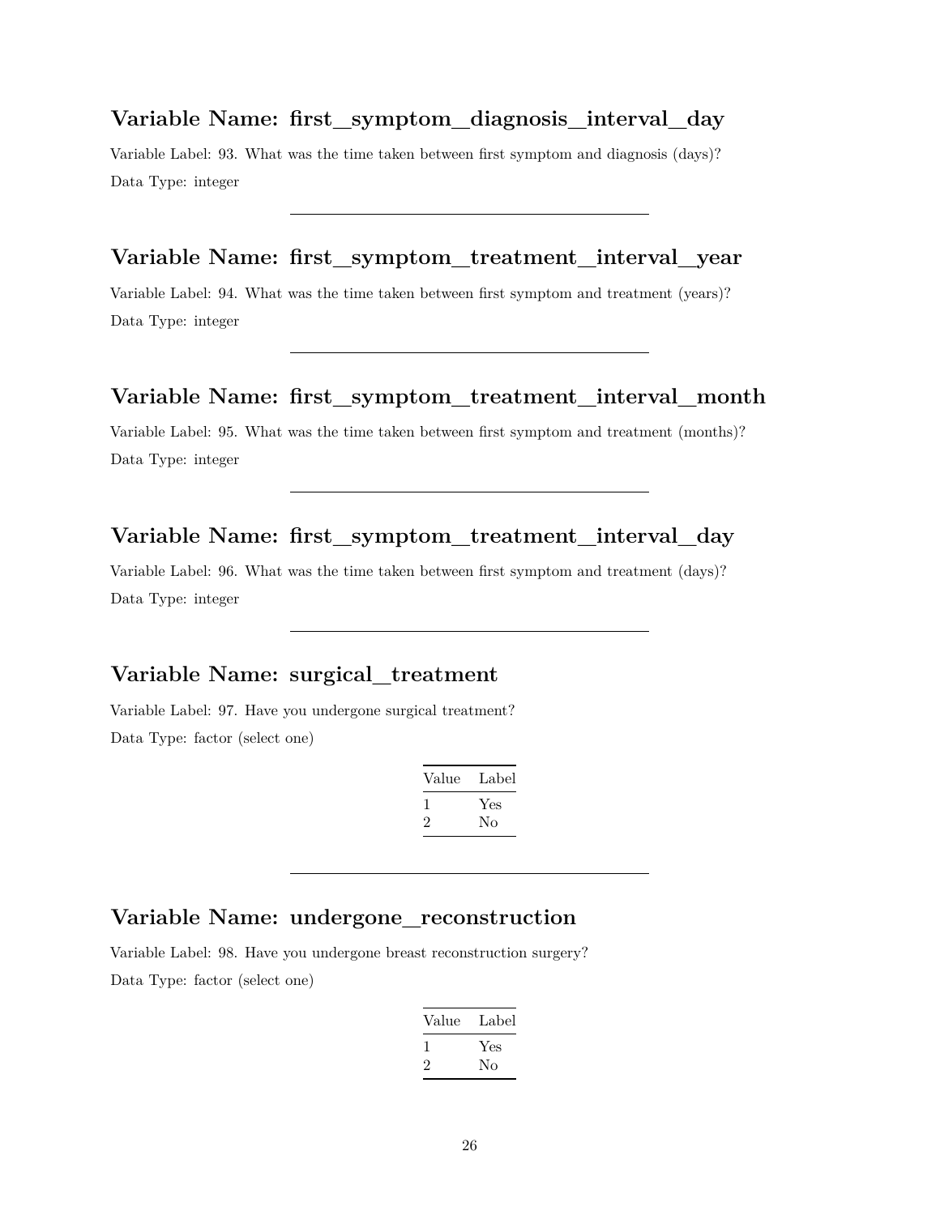## Variable Name: first_symptom_diagnosis_interval_day

Variable Label: 93. What was the time taken between first symptom and diagnosis (days)?

Data Type: integer

---

## Variable Name: first_symptom_treatment_interval_year

Variable Label: 94. What was the time taken between first symptom and treatment (years)?

Data Type: integer

---

## Variable Name: first_symptom_treatment_interval_month

Variable Label: 95. What was the time taken between first symptom and treatment (months)?

Data Type: integer

---

## Variable Name: first_symptom_treatment_interval_day

Variable Label: 96. What was the time taken between first symptom and treatment (days)?

Data Type: integer

---

## Variable Name: surgical_treatment

Variable Label: 97. Have you undergone surgical treatment?

Data Type: factor (select one)

| Value | Label |
|---|---|
| 1 | Yes |
| 2 | No |

---

## Variable Name: undergone_reconstruction

Variable Label: 98. Have you undergone breast reconstruction surgery?

Data Type: factor (select one)

| Value | Label |
|---|---|
| 1 | Yes |
| 2 | No |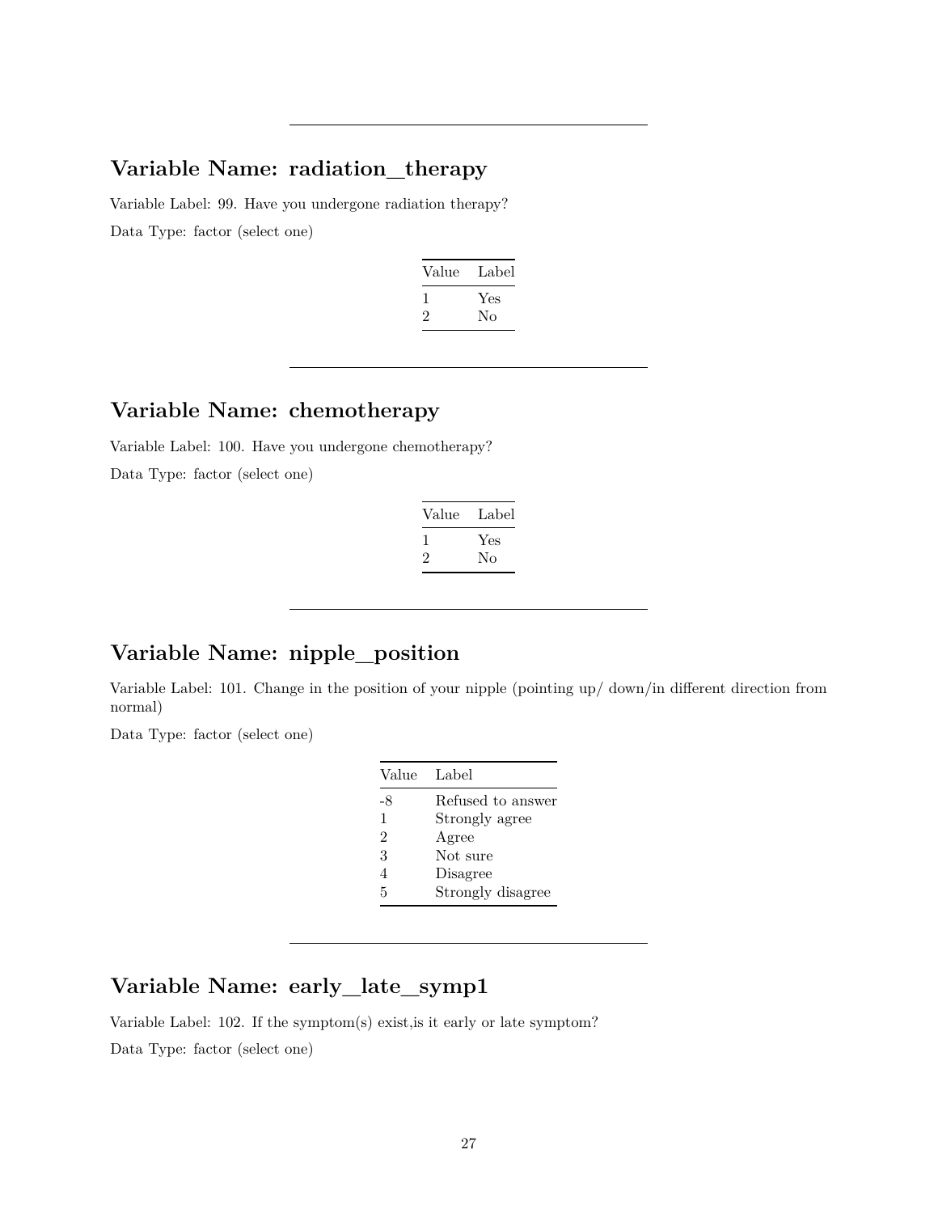---

## Variable Name: radiation_therapy

Variable Label: 99. Have you undergone radiation therapy?

Data Type: factor (select one)

| Value | Label |
|---|---|
| 1 | Yes |
| 2 | No |

---

## Variable Name: chemotherapy

Variable Label: 100. Have you undergone chemotherapy?

Data Type: factor (select one)

| Value | Label |
|---|---|
| 1 | Yes |
| 2 | No |

---

## Variable Name: nipple_position

Variable Label: 101. Change in the position of your nipple (pointing up/ down/in different direction from normal)

Data Type: factor (select one)

| Value | Label |
|---|---|
| -8 | Refused to answer |
| 1 | Strongly agree |
| 2 | Agree |
| 3 | Not sure |
| 4 | Disagree |
| 5 | Strongly disagree |

---

## Variable Name: early_late_symp1

Variable Label: 102. If the symptom(s) exist,is it early or late symptom?

Data Type: factor (select one)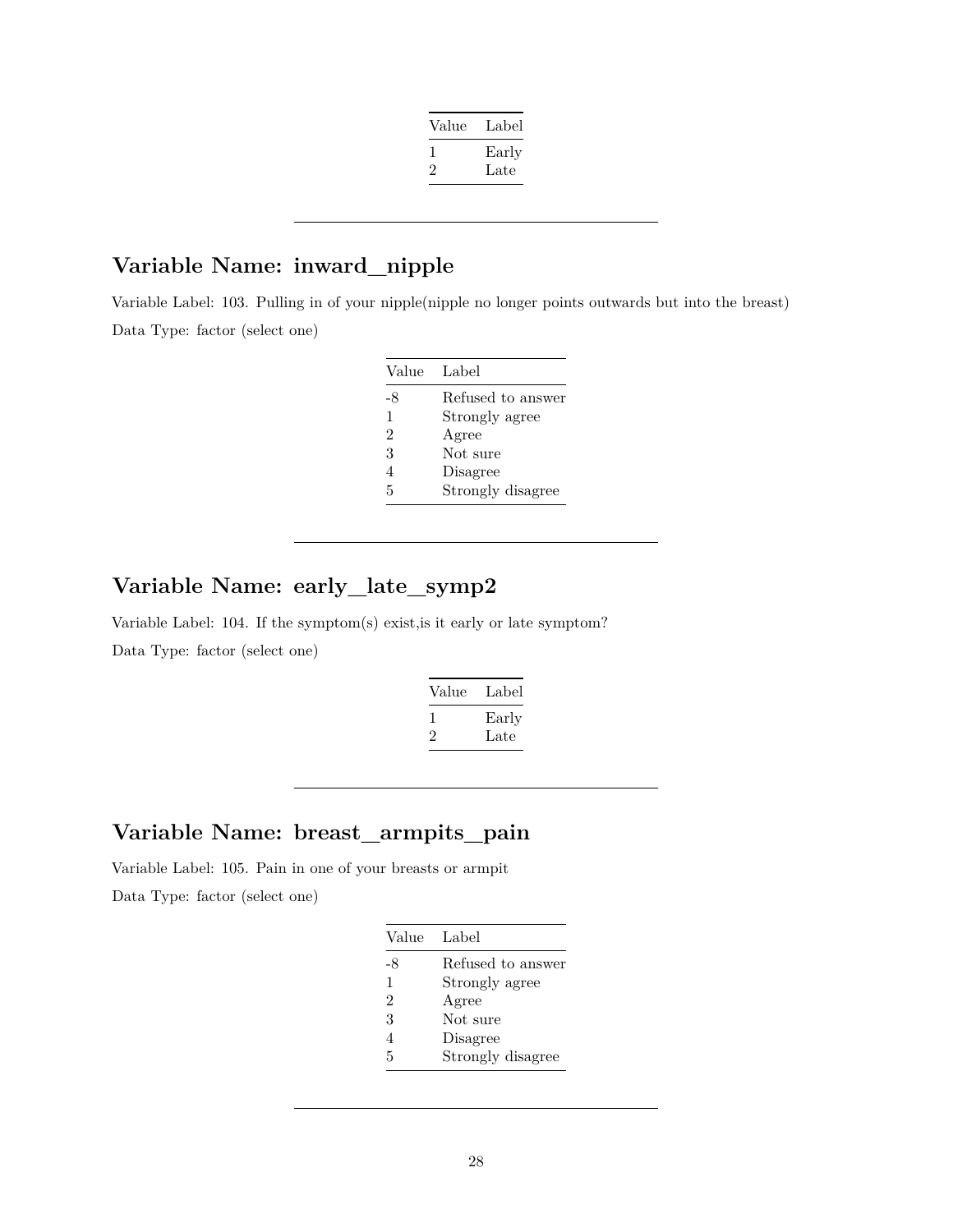| Value | Label |
|---|---|
| 1 | Early |
| 2 | Late |

---

## Variable Name: inward_nipple

Variable Label: 103. Pulling in of your nipple(nipple no longer points outwards but into the breast)

Data Type: factor (select one)

| Value | Label |
|---|---|
| -8 | Refused to answer |
| 1 | Strongly agree |
| 2 | Agree |
| 3 | Not sure |
| 4 | Disagree |
| 5 | Strongly disagree |

---

## Variable Name: early_late_symp2

Variable Label: 104. If the symptom(s) exist,is it early or late symptom?

Data Type: factor (select one)

| Value | Label |
|---|---|
| 1 | Early |
| 2 | Late |

---

## Variable Name: breast_armpits_pain

Variable Label: 105. Pain in one of your breasts or armpit

Data Type: factor (select one)

| Value | Label |
|---|---|
| -8 | Refused to answer |
| 1 | Strongly agree |
| 2 | Agree |
| 3 | Not sure |
| 4 | Disagree |
| 5 | Strongly disagree |

---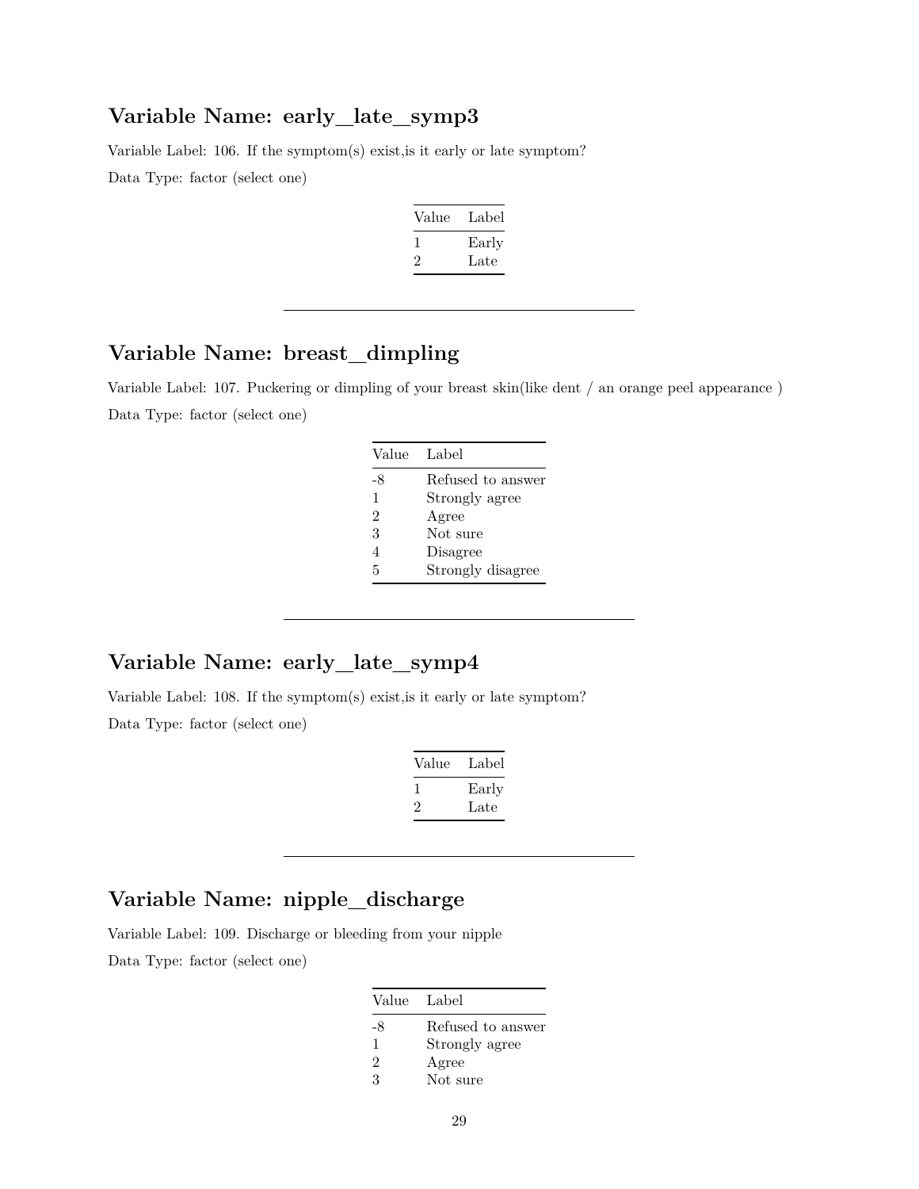## Variable Name: early_late_symp3

Variable Label: 106. If the symptom(s) exist,is it early or late symptom?

Data Type: factor (select one)

| Value | Label |
|---|---|
| 1 | Early |
| 2 | Late |

---

## Variable Name: breast_dimpling

Variable Label: 107. Puckering or dimpling of your breast skin(like dent / an orange peel appearance )

Data Type: factor (select one)

| Value | Label |
|---|---|
| -8 | Refused to answer |
| 1 | Strongly agree |
| 2 | Agree |
| 3 | Not sure |
| 4 | Disagree |
| 5 | Strongly disagree |

---

## Variable Name: early_late_symp4

Variable Label: 108. If the symptom(s) exist,is it early or late symptom?

Data Type: factor (select one)

| Value | Label |
|---|---|
| 1 | Early |
| 2 | Late |

---

## Variable Name: nipple_discharge

Variable Label: 109. Discharge or bleeding from your nipple

Data Type: factor (select one)

| Value | Label |
|---|---|
| -8 | Refused to answer |
| 1 | Strongly agree |
| 2 | Agree |
| 3 | Not sure |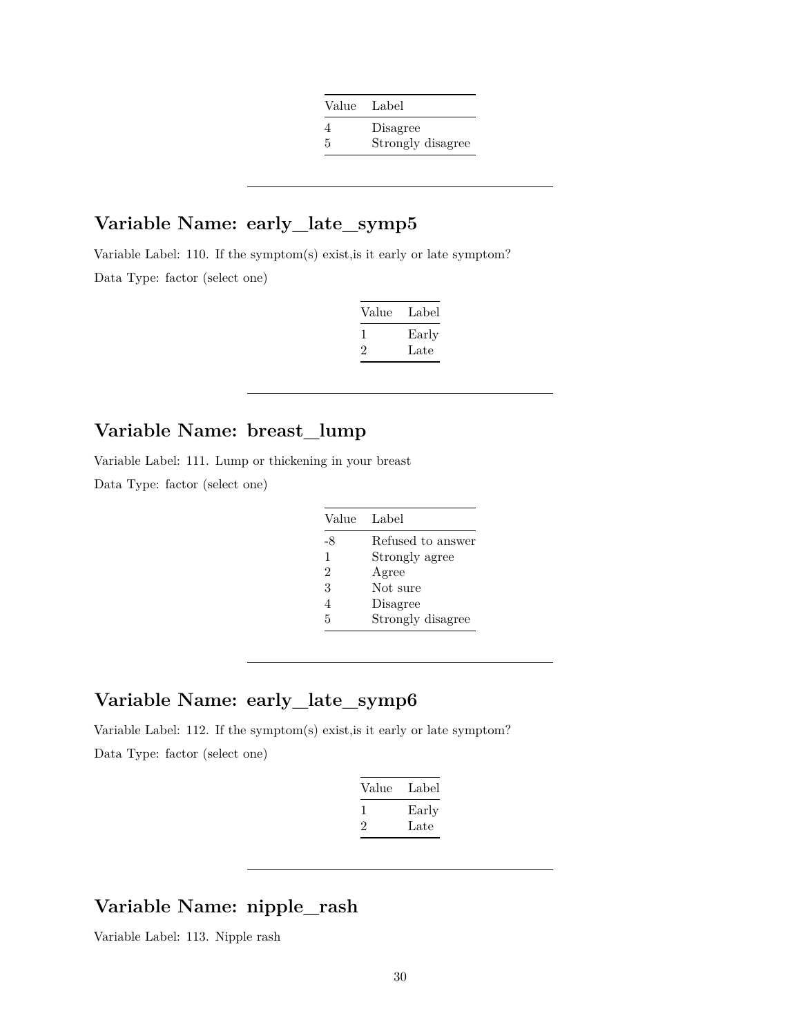| Value | Label |
|---|---|
| 4 | Disagree |
| 5 | Strongly disagree |

---

## Variable Name: early_late_symp5

Variable Label: 110. If the symptom(s) exist,is it early or late symptom?

Data Type: factor (select one)

| Value | Label |
|---|---|
| 1 | Early |
| 2 | Late |

---

## Variable Name: breast_lump

Variable Label: 111. Lump or thickening in your breast

Data Type: factor (select one)

| Value | Label |
|---|---|
| -8 | Refused to answer |
| 1 | Strongly agree |
| 2 | Agree |
| 3 | Not sure |
| 4 | Disagree |
| 5 | Strongly disagree |

---

## Variable Name: early_late_symp6

Variable Label: 112. If the symptom(s) exist,is it early or late symptom?

Data Type: factor (select one)

| Value | Label |
|---|---|
| 1 | Early |
| 2 | Late |

---

## Variable Name: nipple_rash

Variable Label: 113. Nipple rash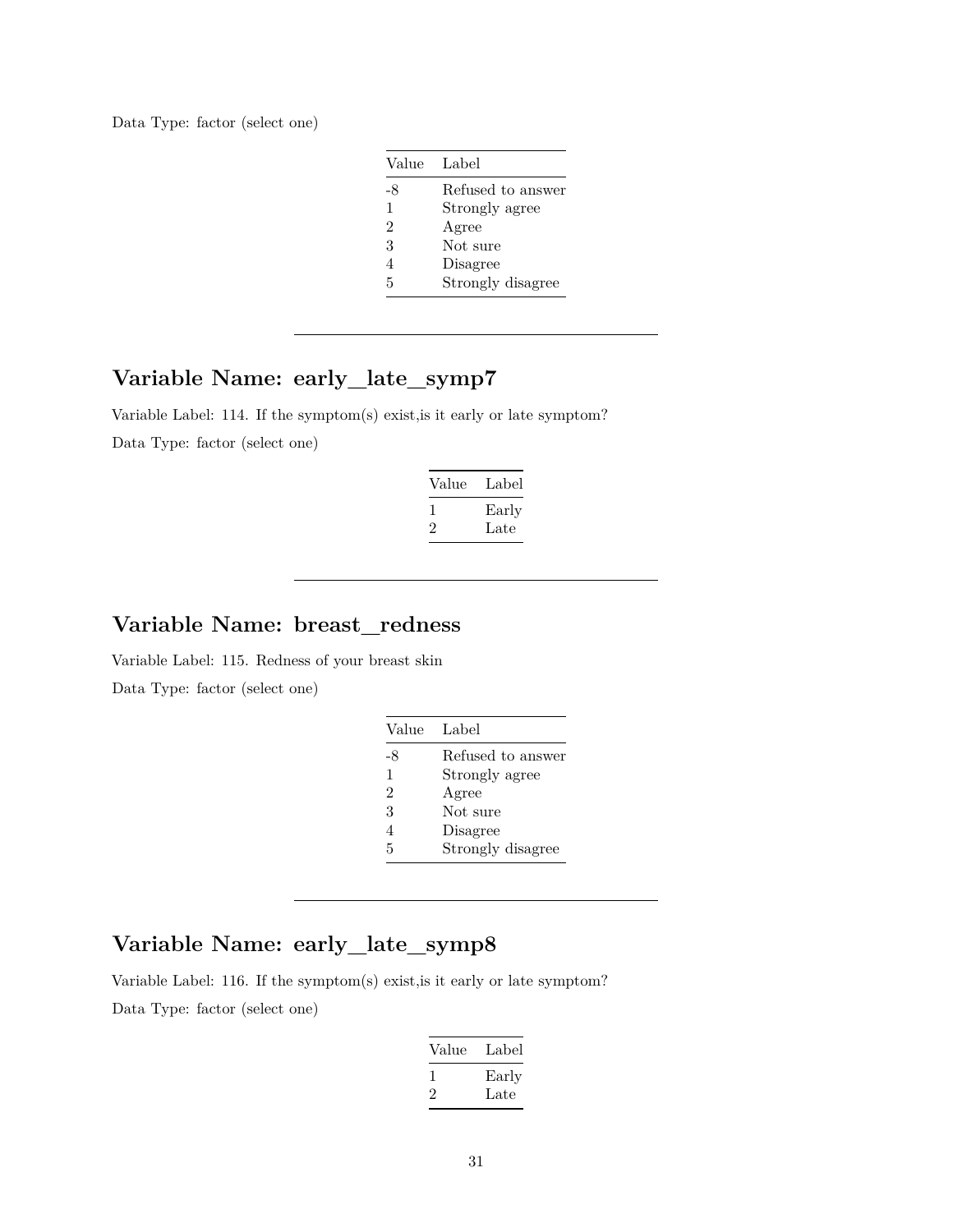Data Type: factor (select one)

| Value | Label |
|---|---|
| -8 | Refused to answer |
| 1 | Strongly agree |
| 2 | Agree |
| 3 | Not sure |
| 4 | Disagree |
| 5 | Strongly disagree |

---

## Variable Name: early_late_symp7

Variable Label: 114. If the symptom(s) exist,is it early or late symptom?

Data Type: factor (select one)

| Value | Label |
|---|---|
| 1 | Early |
| 2 | Late |

---

## Variable Name: breast_redness

Variable Label: 115. Redness of your breast skin

Data Type: factor (select one)

| Value | Label |
|---|---|
| -8 | Refused to answer |
| 1 | Strongly agree |
| 2 | Agree |
| 3 | Not sure |
| 4 | Disagree |
| 5 | Strongly disagree |

---

## Variable Name: early_late_symp8

Variable Label: 116. If the symptom(s) exist,is it early or late symptom?

Data Type: factor (select one)

| Value | Label |
|---|---|
| 1 | Early |
| 2 | Late |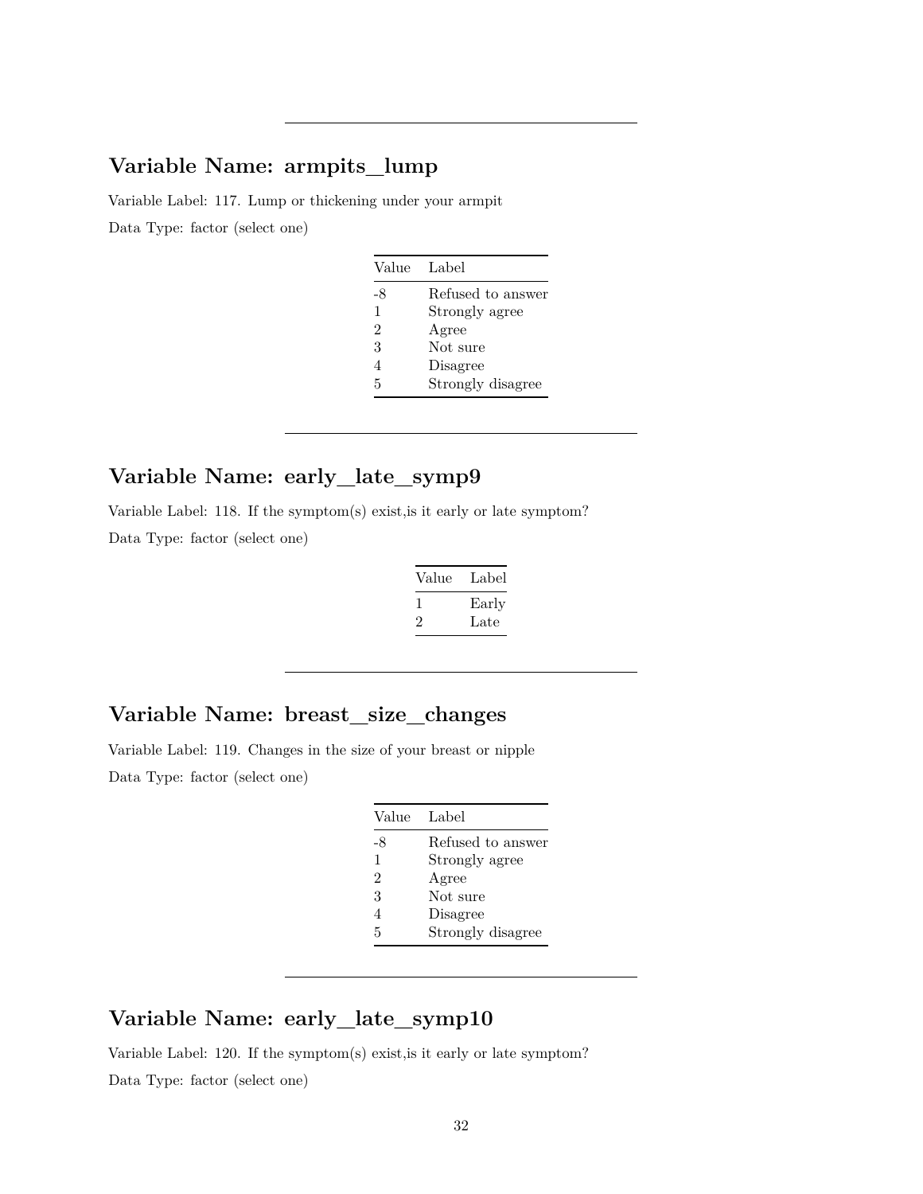---

## Variable Name: armpits_lump

Variable Label: 117. Lump or thickening under your armpit

Data Type: factor (select one)

| Value | Label |
|---|---|
| -8 | Refused to answer |
| 1 | Strongly agree |
| 2 | Agree |
| 3 | Not sure |
| 4 | Disagree |
| 5 | Strongly disagree |

---

## Variable Name: early_late_symp9

Variable Label: 118. If the symptom(s) exist,is it early or late symptom?

Data Type: factor (select one)

| Value | Label |
|---|---|
| 1 | Early |
| 2 | Late |

---

## Variable Name: breast_size_changes

Variable Label: 119. Changes in the size of your breast or nipple

Data Type: factor (select one)

| Value | Label |
|---|---|
| -8 | Refused to answer |
| 1 | Strongly agree |
| 2 | Agree |
| 3 | Not sure |
| 4 | Disagree |
| 5 | Strongly disagree |

---

## Variable Name: early_late_symp10

Variable Label: 120. If the symptom(s) exist,is it early or late symptom?

Data Type: factor (select one)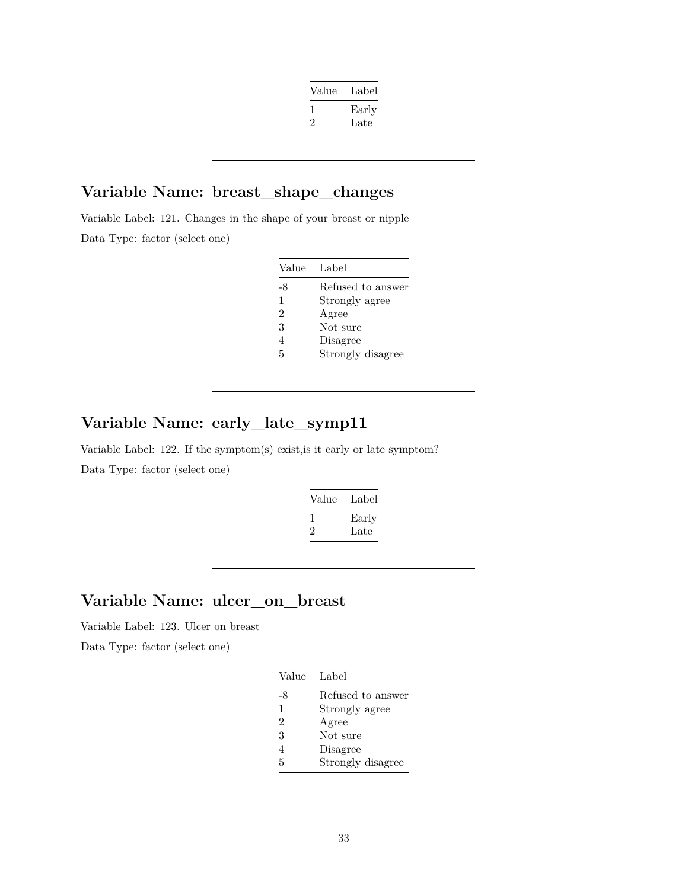| Value | Label |
|---|---|
| 1 | Early |
| 2 | Late |

---

## Variable Name: breast_shape_changes

Variable Label: 121. Changes in the shape of your breast or nipple

Data Type: factor (select one)

| Value | Label |
|---|---|
| -8 | Refused to answer |
| 1 | Strongly agree |
| 2 | Agree |
| 3 | Not sure |
| 4 | Disagree |
| 5 | Strongly disagree |

---

## Variable Name: early_late_symp11

Variable Label: 122. If the symptom(s) exist,is it early or late symptom?

Data Type: factor (select one)

| Value | Label |
|---|---|
| 1 | Early |
| 2 | Late |

---

## Variable Name: ulcer_on_breast

Variable Label: 123. Ulcer on breast

Data Type: factor (select one)

| Value | Label |
|---|---|
| -8 | Refused to answer |
| 1 | Strongly agree |
| 2 | Agree |
| 3 | Not sure |
| 4 | Disagree |
| 5 | Strongly disagree |

---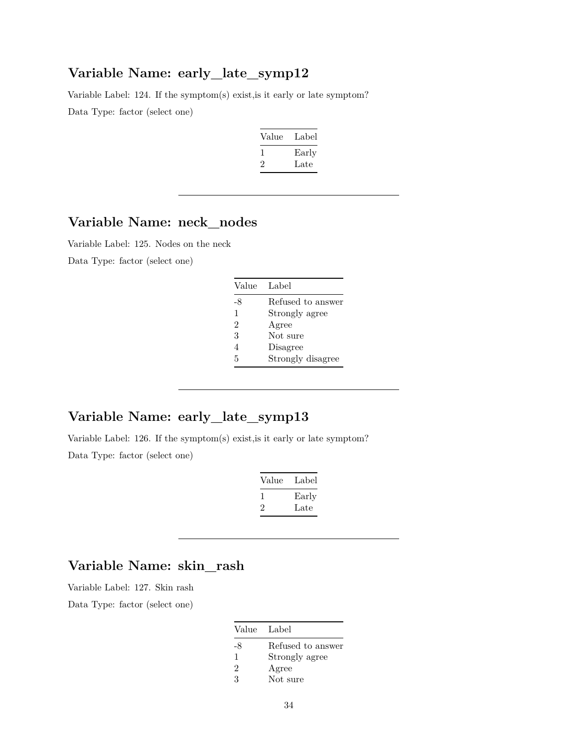## Variable Name: early_late_symp12

Variable Label: 124. If the symptom(s) exist,is it early or late symptom?

Data Type: factor (select one)

| Value | Label |
|---|---|
| 1 | Early |
| 2 | Late |

---

## Variable Name: neck_nodes

Variable Label: 125. Nodes on the neck

Data Type: factor (select one)

| Value | Label |
|---|---|
| -8 | Refused to answer |
| 1 | Strongly agree |
| 2 | Agree |
| 3 | Not sure |
| 4 | Disagree |
| 5 | Strongly disagree |

---

## Variable Name: early_late_symp13

Variable Label: 126. If the symptom(s) exist,is it early or late symptom?

Data Type: factor (select one)

| Value | Label |
|---|---|
| 1 | Early |
| 2 | Late |

---

## Variable Name: skin_rash

Variable Label: 127. Skin rash

Data Type: factor (select one)

| Value | Label |
|---|---|
| -8 | Refused to answer |
| 1 | Strongly agree |
| 2 | Agree |
| 3 | Not sure |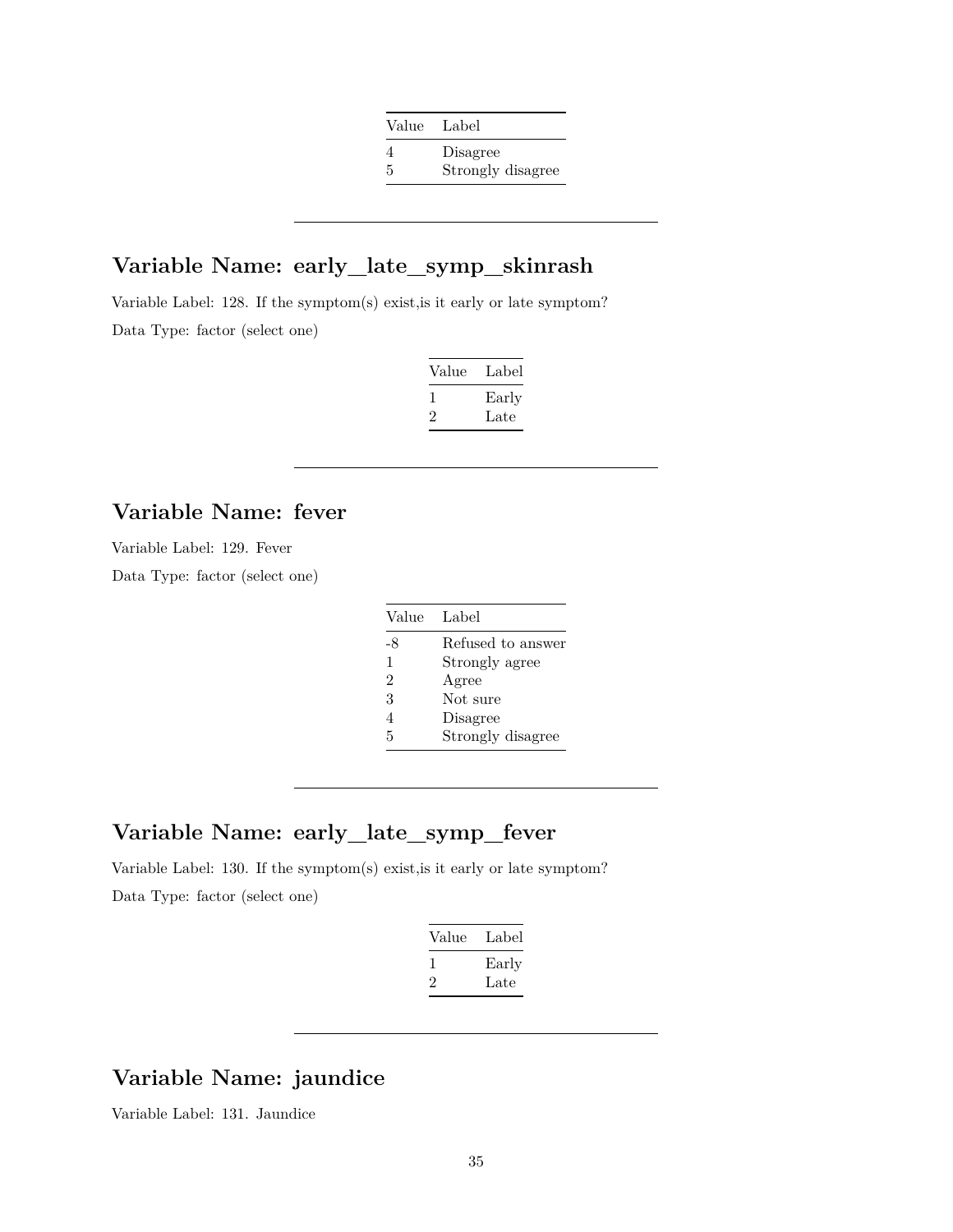| Value | Label |
|---|---|
| 4 | Disagree |
| 5 | Strongly disagree |

---

## Variable Name: early_late_symp_skinrash

Variable Label: 128. If the symptom(s) exist,is it early or late symptom?

Data Type: factor (select one)

| Value | Label |
|---|---|
| 1 | Early |
| 2 | Late |

---

## Variable Name: fever

Variable Label: 129. Fever

Data Type: factor (select one)

| Value | Label |
|---|---|
| -8 | Refused to answer |
| 1 | Strongly agree |
| 2 | Agree |
| 3 | Not sure |
| 4 | Disagree |
| 5 | Strongly disagree |

---

## Variable Name: early_late_symp_fever

Variable Label: 130. If the symptom(s) exist,is it early or late symptom?

Data Type: factor (select one)

| Value | Label |
|---|---|
| 1 | Early |
| 2 | Late |

---

## Variable Name: jaundice

Variable Label: 131. Jaundice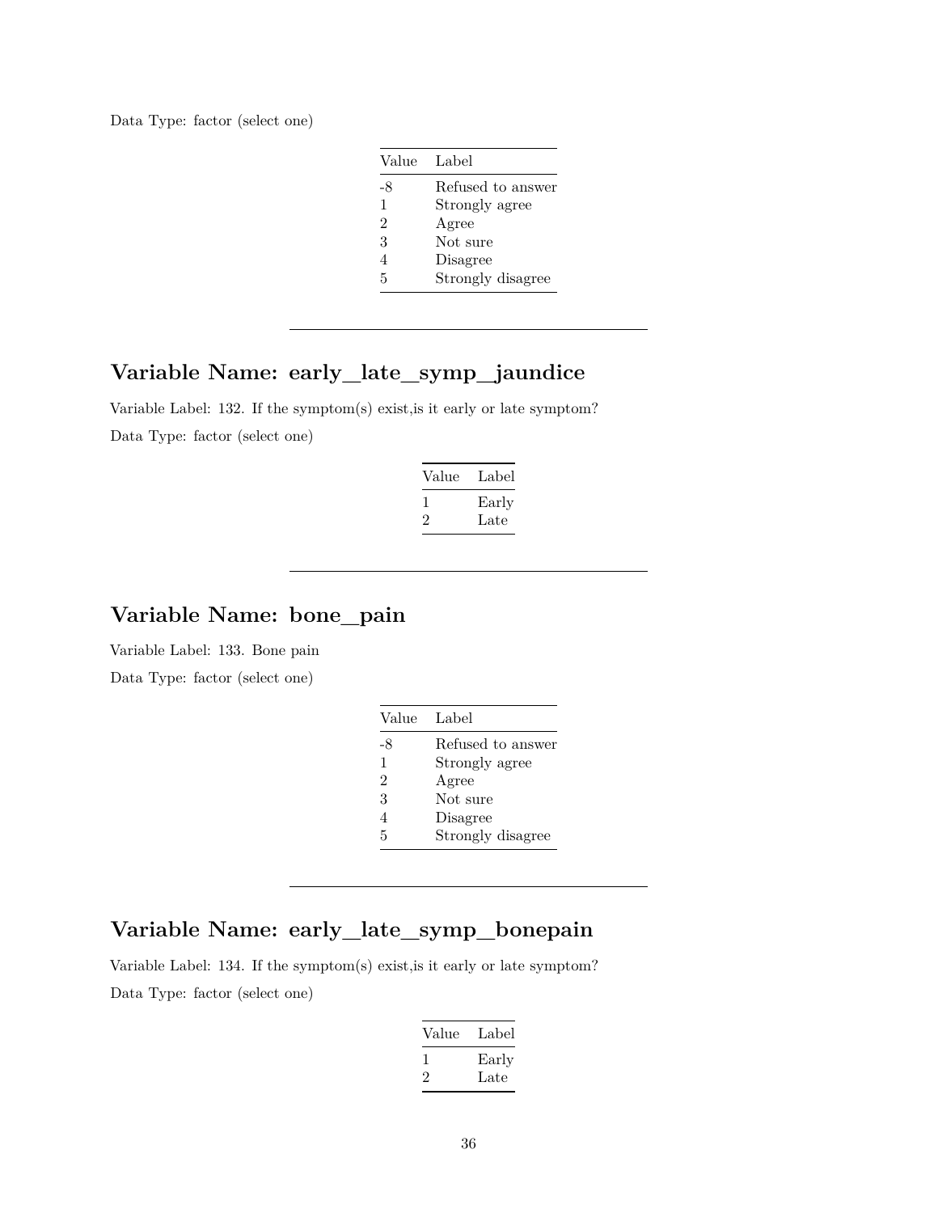Data Type: factor (select one)

| Value | Label |
|---|---|
| -8 | Refused to answer |
| 1 | Strongly agree |
| 2 | Agree |
| 3 | Not sure |
| 4 | Disagree |
| 5 | Strongly disagree |

---

## Variable Name: early_late_symp_jaundice

Variable Label: 132. If the symptom(s) exist,is it early or late symptom?

Data Type: factor (select one)

| Value | Label |
|---|---|
| 1 | Early |
| 2 | Late |

---

## Variable Name: bone_pain

Variable Label: 133. Bone pain

Data Type: factor (select one)

| Value | Label |
|---|---|
| -8 | Refused to answer |
| 1 | Strongly agree |
| 2 | Agree |
| 3 | Not sure |
| 4 | Disagree |
| 5 | Strongly disagree |

---

## Variable Name: early_late_symp_bonepain

Variable Label: 134. If the symptom(s) exist,is it early or late symptom?

Data Type: factor (select one)

| Value | Label |
|---|---|
| 1 | Early |
| 2 | Late |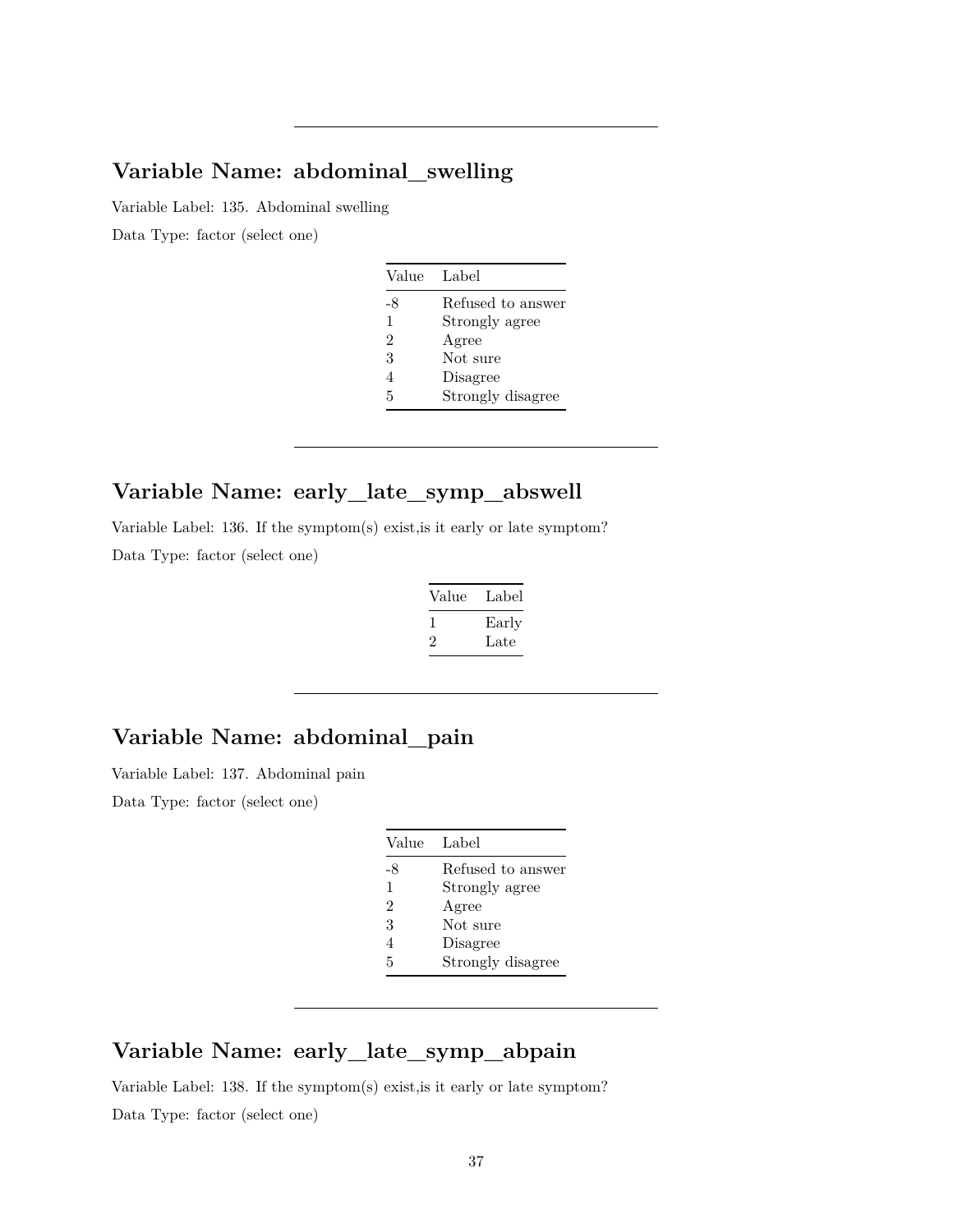---

## Variable Name: abdominal_swelling

Variable Label: 135. Abdominal swelling

Data Type: factor (select one)

| Value | Label |
|---|---|
| -8 | Refused to answer |
| 1 | Strongly agree |
| 2 | Agree |
| 3 | Not sure |
| 4 | Disagree |
| 5 | Strongly disagree |

---

## Variable Name: early_late_symp_abswell

Variable Label: 136. If the symptom(s) exist,is it early or late symptom?

Data Type: factor (select one)

| Value | Label |
|---|---|
| 1 | Early |
| 2 | Late |

---

## Variable Name: abdominal_pain

Variable Label: 137. Abdominal pain

Data Type: factor (select one)

| Value | Label |
|---|---|
| -8 | Refused to answer |
| 1 | Strongly agree |
| 2 | Agree |
| 3 | Not sure |
| 4 | Disagree |
| 5 | Strongly disagree |

---

## Variable Name: early_late_symp_abpain

Variable Label: 138. If the symptom(s) exist,is it early or late symptom?

Data Type: factor (select one)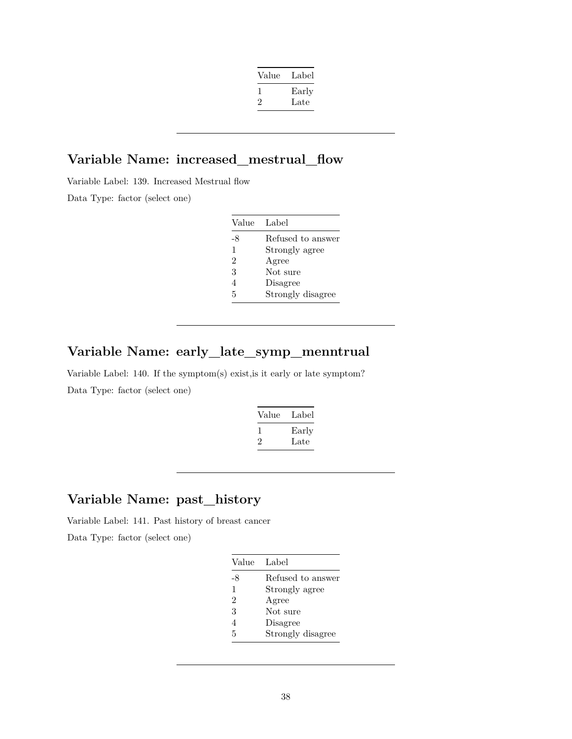| Value | Label |
|---|---|
| 1 | Early |
| 2 | Late |

---

## Variable Name: increased_mestrual_flow

Variable Label: 139. Increased Mestrual flow

Data Type: factor (select one)

| Value | Label |
|---|---|
| -8 | Refused to answer |
| 1 | Strongly agree |
| 2 | Agree |
| 3 | Not sure |
| 4 | Disagree |
| 5 | Strongly disagree |

---

## Variable Name: early_late_symp_menntrual

Variable Label: 140. If the symptom(s) exist,is it early or late symptom?

Data Type: factor (select one)

| Value | Label |
|---|---|
| 1 | Early |
| 2 | Late |

---

## Variable Name: past_history

Variable Label: 141. Past history of breast cancer

Data Type: factor (select one)

| Value | Label |
|---|---|
| -8 | Refused to answer |
| 1 | Strongly agree |
| 2 | Agree |
| 3 | Not sure |
| 4 | Disagree |
| 5 | Strongly disagree |

---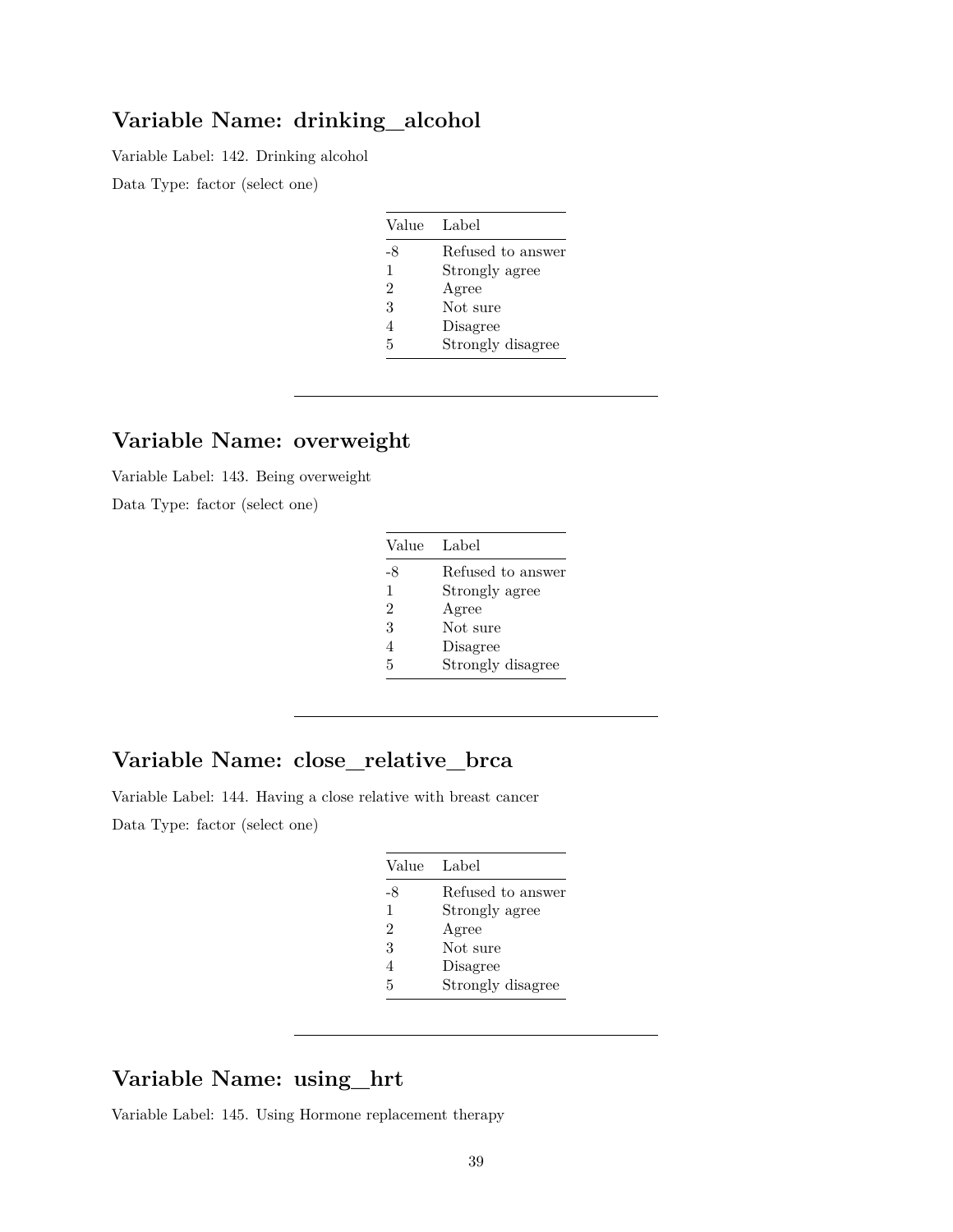## Variable Name: drinking_alcohol

Variable Label: 142. Drinking alcohol

Data Type: factor (select one)

| Value | Label |
|---|---|
| -8 | Refused to answer |
| 1 | Strongly agree |
| 2 | Agree |
| 3 | Not sure |
| 4 | Disagree |
| 5 | Strongly disagree |

---

## Variable Name: overweight

Variable Label: 143. Being overweight

Data Type: factor (select one)

| Value | Label |
|---|---|
| -8 | Refused to answer |
| 1 | Strongly agree |
| 2 | Agree |
| 3 | Not sure |
| 4 | Disagree |
| 5 | Strongly disagree |

---

## Variable Name: close_relative_brca

Variable Label: 144. Having a close relative with breast cancer

Data Type: factor (select one)

| Value | Label |
|---|---|
| -8 | Refused to answer |
| 1 | Strongly agree |
| 2 | Agree |
| 3 | Not sure |
| 4 | Disagree |
| 5 | Strongly disagree |

---

## Variable Name: using_hrt

Variable Label: 145. Using Hormone replacement therapy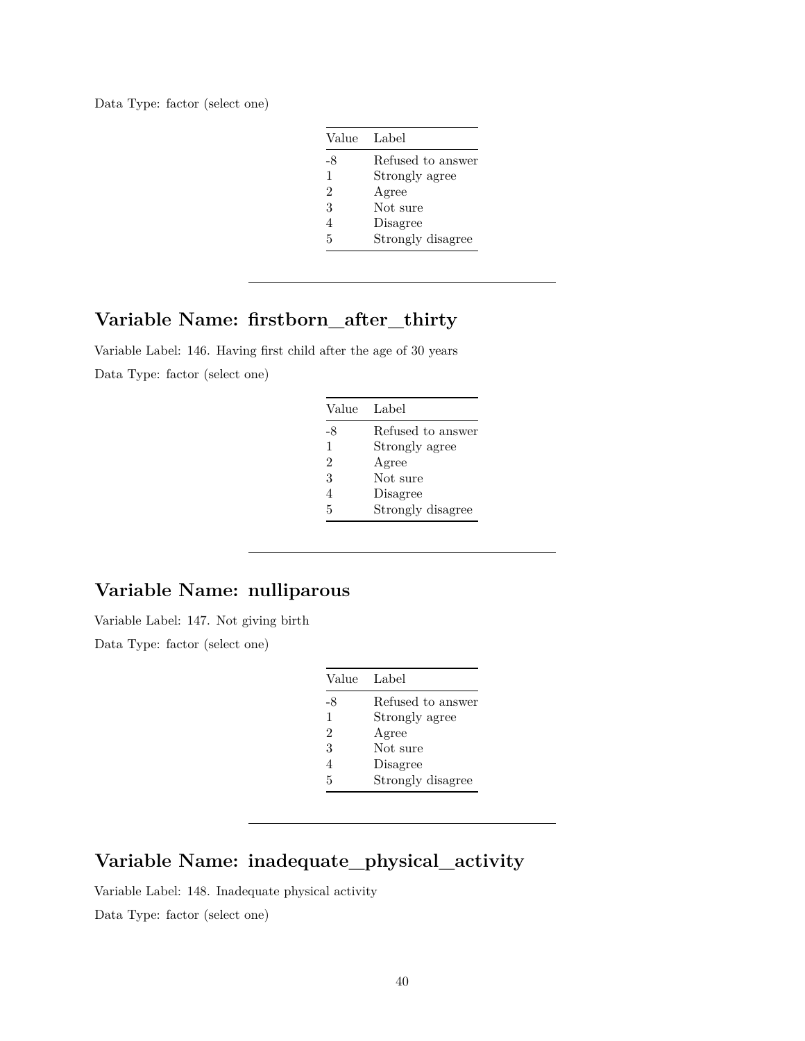Data Type: factor (select one)

| Value | Label |
| --- | --- |
| -8 | Refused to answer |
| 1 | Strongly agree |
| 2 | Agree |
| 3 | Not sure |
| 4 | Disagree |
| 5 | Strongly disagree |

---

## Variable Name: firstborn_after_thirty

Variable Label: 146. Having first child after the age of 30 years

Data Type: factor (select one)

| Value | Label |
| --- | --- |
| -8 | Refused to answer |
| 1 | Strongly agree |
| 2 | Agree |
| 3 | Not sure |
| 4 | Disagree |
| 5 | Strongly disagree |

---

## Variable Name: nulliparous

Variable Label: 147. Not giving birth

Data Type: factor (select one)

| Value | Label |
| --- | --- |
| -8 | Refused to answer |
| 1 | Strongly agree |
| 2 | Agree |
| 3 | Not sure |
| 4 | Disagree |
| 5 | Strongly disagree |

---

## Variable Name: inadequate_physical_activity

Variable Label: 148. Inadequate physical activity

Data Type: factor (select one)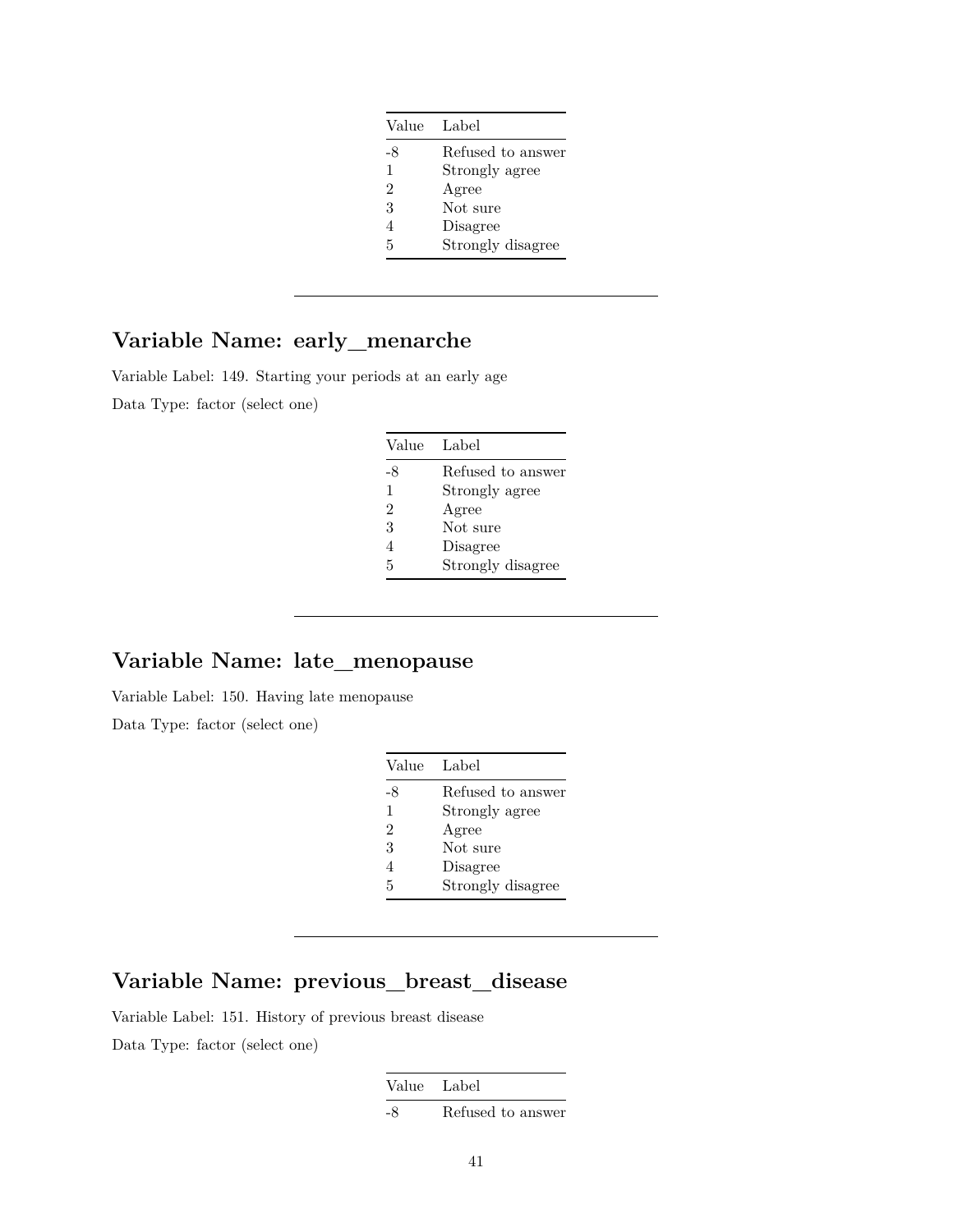| Value | Label |
|---|---|
| -8 | Refused to answer |
| 1 | Strongly agree |
| 2 | Agree |
| 3 | Not sure |
| 4 | Disagree |
| 5 | Strongly disagree |

---

## Variable Name: early_menarche

Variable Label: 149. Starting your periods at an early age

Data Type: factor (select one)

| Value | Label |
|---|---|
| -8 | Refused to answer |
| 1 | Strongly agree |
| 2 | Agree |
| 3 | Not sure |
| 4 | Disagree |
| 5 | Strongly disagree |

---

## Variable Name: late_menopause

Variable Label: 150. Having late menopause

Data Type: factor (select one)

| Value | Label |
|---|---|
| -8 | Refused to answer |
| 1 | Strongly agree |
| 2 | Agree |
| 3 | Not sure |
| 4 | Disagree |
| 5 | Strongly disagree |

---

## Variable Name: previous_breast_disease

Variable Label: 151. History of previous breast disease

Data Type: factor (select one)

| Value | Label |
|---|---|
| -8 | Refused to answer |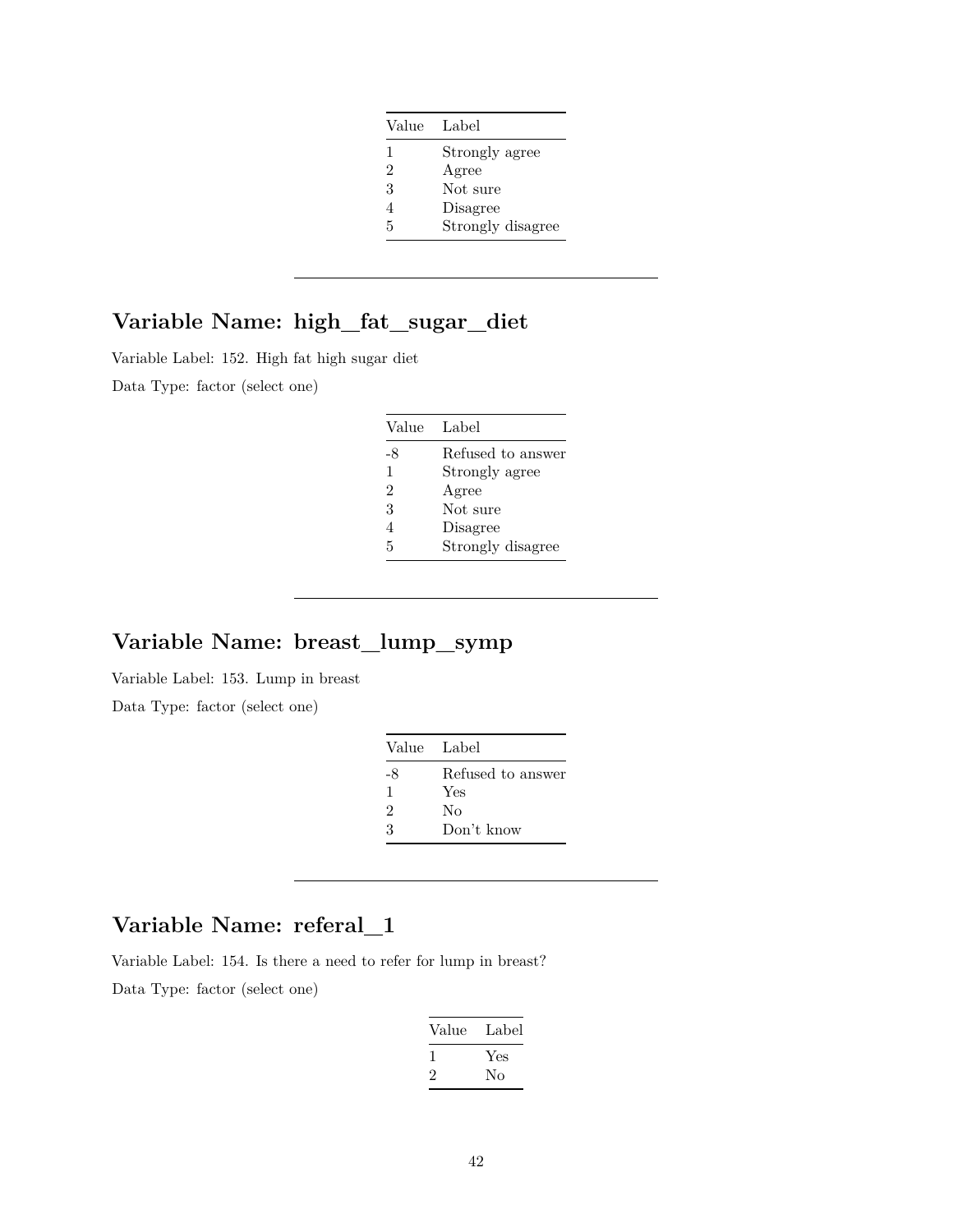| Value | Label |
|---|---|
| 1 | Strongly agree |
| 2 | Agree |
| 3 | Not sure |
| 4 | Disagree |
| 5 | Strongly disagree |

---

## Variable Name: high_fat_sugar_diet

Variable Label: 152. High fat high sugar diet

Data Type: factor (select one)

| Value | Label |
|---|---|
| -8 | Refused to answer |
| 1 | Strongly agree |
| 2 | Agree |
| 3 | Not sure |
| 4 | Disagree |
| 5 | Strongly disagree |

---

## Variable Name: breast_lump_symp

Variable Label: 153. Lump in breast

Data Type: factor (select one)

| Value | Label |
|---|---|
| -8 | Refused to answer |
| 1 | Yes |
| 2 | No |
| 3 | Don't know |

---

## Variable Name: referal_1

Variable Label: 154. Is there a need to refer for lump in breast?

Data Type: factor (select one)

| Value | Label |
|---|---|
| 1 | Yes |
| 2 | No |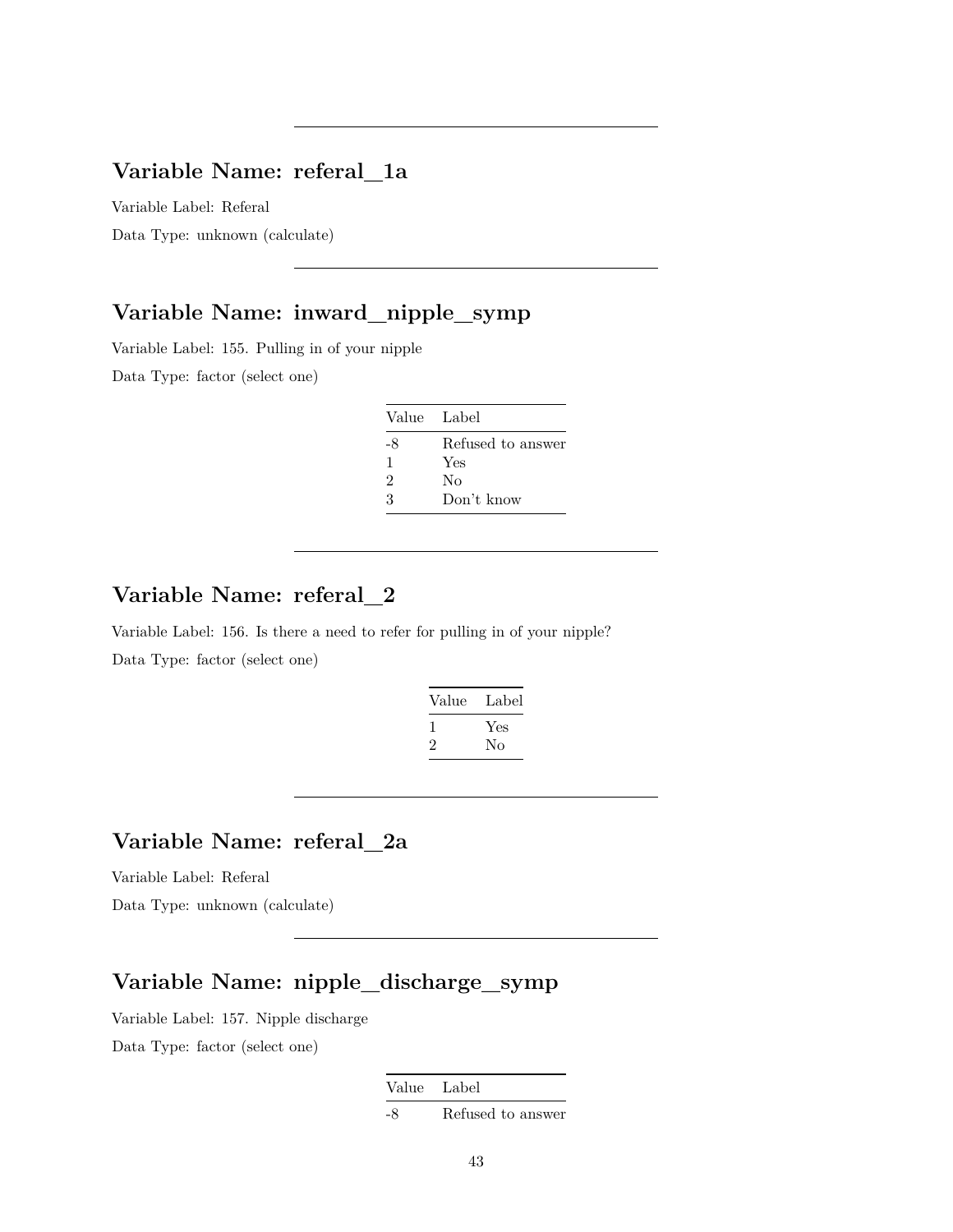---

## Variable Name: referal_1a

Variable Label: Referal

Data Type: unknown (calculate)

---

## Variable Name: inward_nipple_symp

Variable Label: 155. Pulling in of your nipple

Data Type: factor (select one)

| Value | Label |
|---|---|
| -8 | Refused to answer |
| 1 | Yes |
| 2 | No |
| 3 | Don't know |

---

## Variable Name: referal_2

Variable Label: 156. Is there a need to refer for pulling in of your nipple?

Data Type: factor (select one)

| Value | Label |
|---|---|
| 1 | Yes |
| 2 | No |

---

## Variable Name: referal_2a

Variable Label: Referal

Data Type: unknown (calculate)

---

## Variable Name: nipple_discharge_symp

Variable Label: 157. Nipple discharge

Data Type: factor (select one)

| Value | Label |
|---|---|
| -8 | Refused to answer |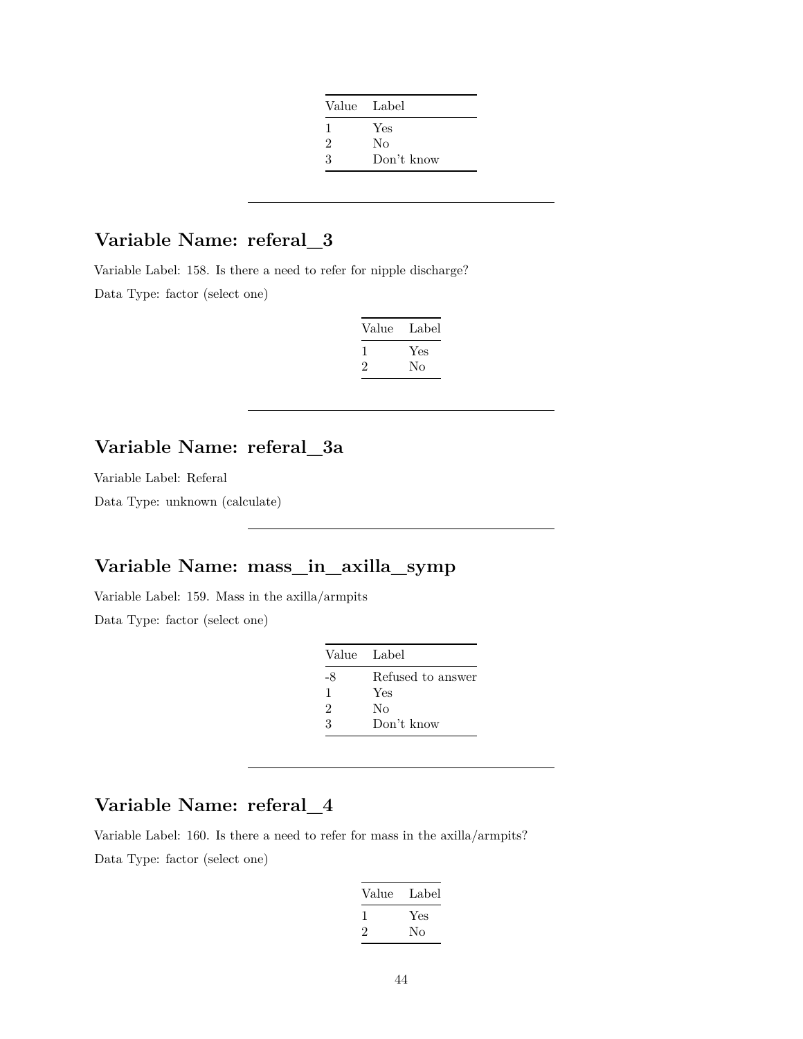| Value | Label |
|---|---|
| 1 | Yes |
| 2 | No |
| 3 | Don't know |

---

## Variable Name: referal_3

Variable Label: 158. Is there a need to refer for nipple discharge?

Data Type: factor (select one)

| Value | Label |
|---|---|
| 1 | Yes |
| 2 | No |

---

## Variable Name: referal_3a

Variable Label: Referal

Data Type: unknown (calculate)

---

## Variable Name: mass_in_axilla_symp

Variable Label: 159. Mass in the axilla/armpits

Data Type: factor (select one)

| Value | Label |
|---|---|
| -8 | Refused to answer |
| 1 | Yes |
| 2 | No |
| 3 | Don't know |

---

## Variable Name: referal_4

Variable Label: 160. Is there a need to refer for mass in the axilla/armpits?

Data Type: factor (select one)

| Value | Label |
|---|---|
| 1 | Yes |
| 2 | No |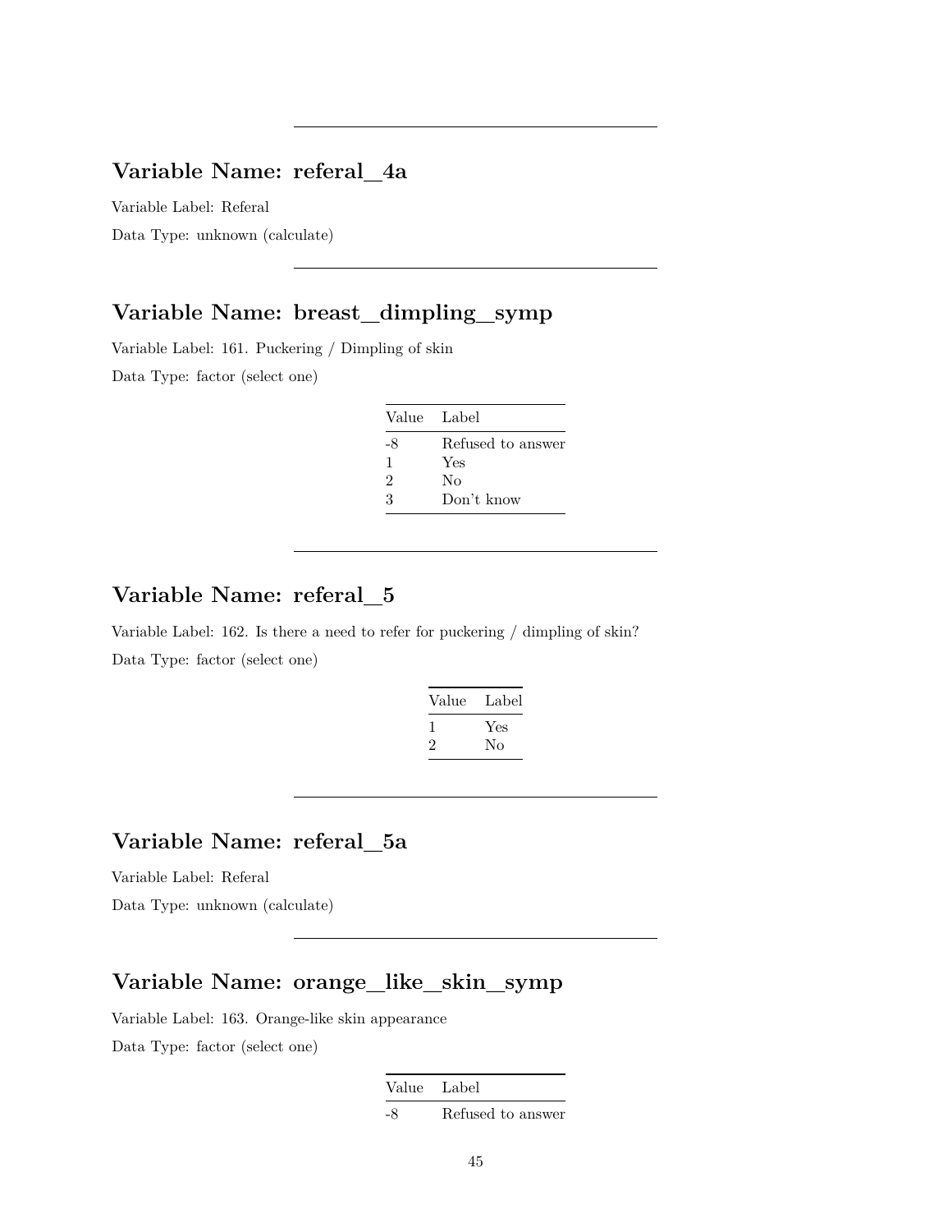---

## Variable Name: referal_4a

Variable Label: Referal

Data Type: unknown (calculate)

---

## Variable Name: breast_dimpling_symp

Variable Label: 161. Puckering / Dimpling of skin

Data Type: factor (select one)

| Value | Label |
|---|---|
| -8 | Refused to answer |
| 1 | Yes |
| 2 | No |
| 3 | Don't know |

---

## Variable Name: referal_5

Variable Label: 162. Is there a need to refer for puckering / dimpling of skin?

Data Type: factor (select one)

| Value | Label |
|---|---|
| 1 | Yes |
| 2 | No |

---

## Variable Name: referal_5a

Variable Label: Referal

Data Type: unknown (calculate)

---

## Variable Name: orange_like_skin_symp

Variable Label: 163. Orange-like skin appearance

Data Type: factor (select one)

| Value | Label |
|---|---|
| -8 | Refused to answer |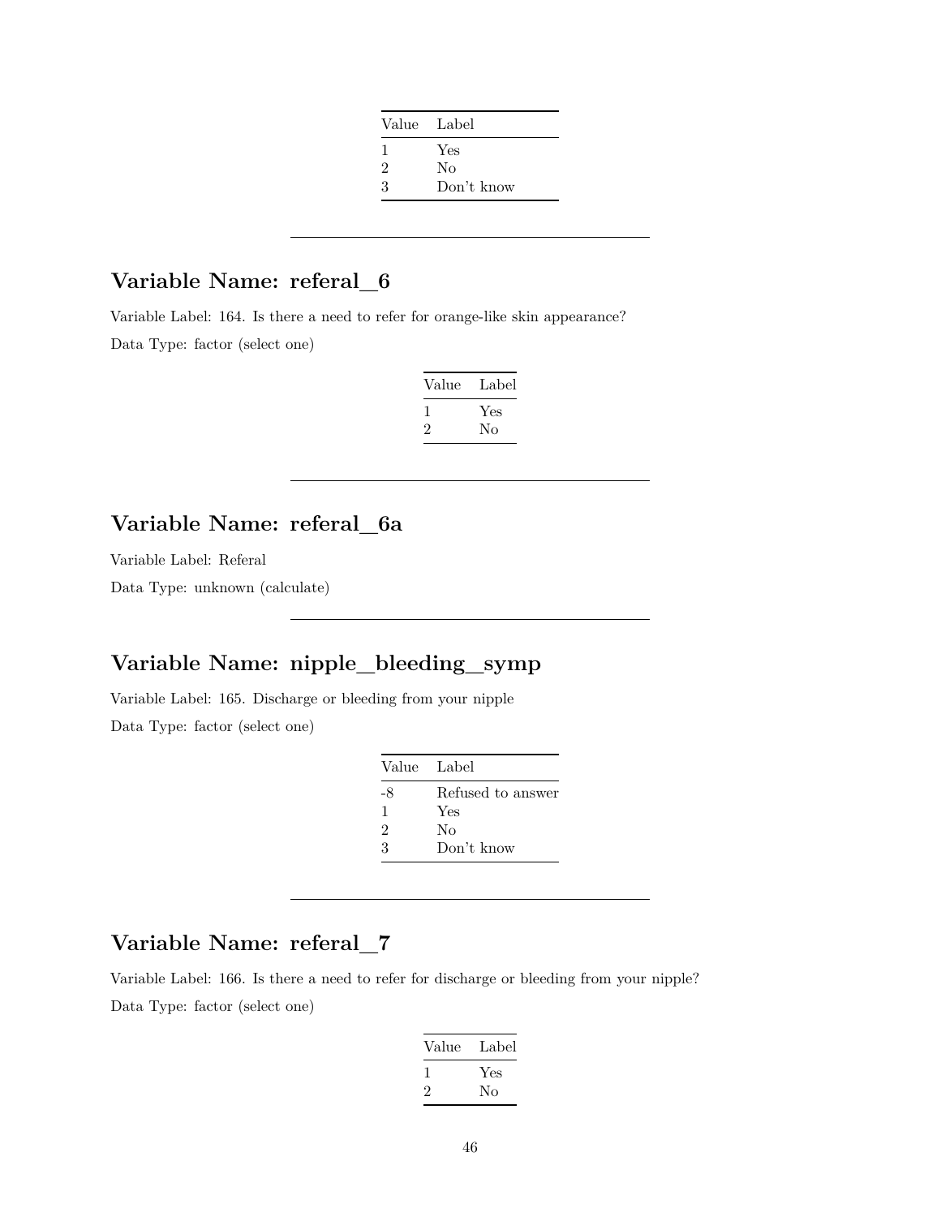| Value | Label |
|---|---|
| 1 | Yes |
| 2 | No |
| 3 | Don't know |

---

## Variable Name: referal_6

Variable Label: 164. Is there a need to refer for orange-like skin appearance?

Data Type: factor (select one)

| Value | Label |
|---|---|
| 1 | Yes |
| 2 | No |

---

## Variable Name: referal_6a

Variable Label: Referal

Data Type: unknown (calculate)

---

## Variable Name: nipple_bleeding_symp

Variable Label: 165. Discharge or bleeding from your nipple

Data Type: factor (select one)

| Value | Label |
|---|---|
| -8 | Refused to answer |
| 1 | Yes |
| 2 | No |
| 3 | Don't know |

---

## Variable Name: referal_7

Variable Label: 166. Is there a need to refer for discharge or bleeding from your nipple?

Data Type: factor (select one)

| Value | Label |
|---|---|
| 1 | Yes |
| 2 | No |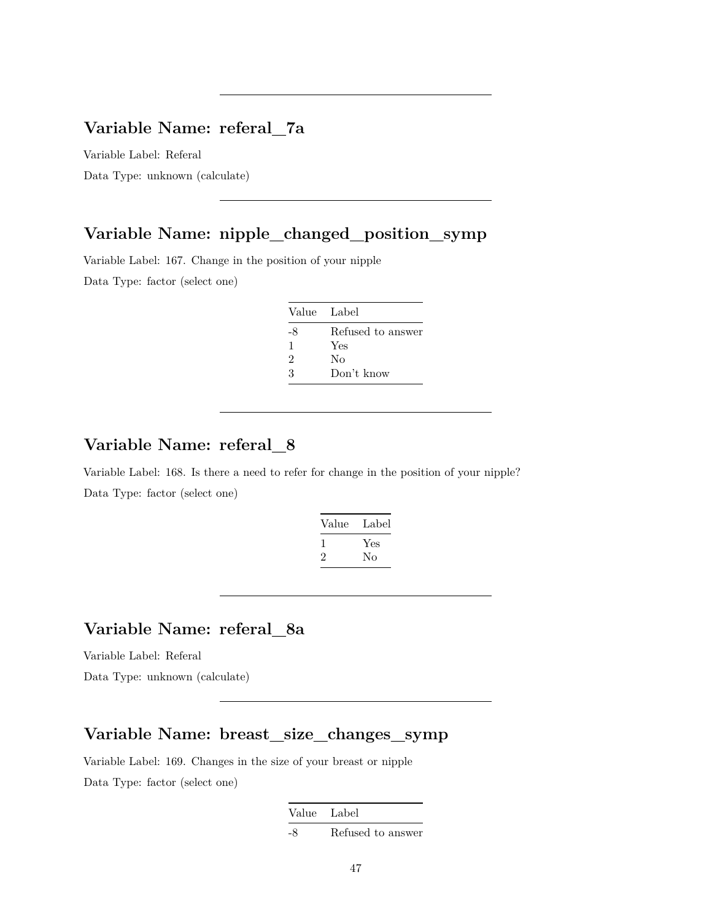---

## Variable Name: referal_7a

Variable Label: Referal

Data Type: unknown (calculate)

---

## Variable Name: nipple_changed_position_symp

Variable Label: 167. Change in the position of your nipple

Data Type: factor (select one)

| Value | Label |
|---|---|
| -8 | Refused to answer |
| 1 | Yes |
| 2 | No |
| 3 | Don't know |

---

## Variable Name: referal_8

Variable Label: 168. Is there a need to refer for change in the position of your nipple?

Data Type: factor (select one)

| Value | Label |
|---|---|
| 1 | Yes |
| 2 | No |

---

## Variable Name: referal_8a

Variable Label: Referal

Data Type: unknown (calculate)

---

## Variable Name: breast_size_changes_symp

Variable Label: 169. Changes in the size of your breast or nipple

Data Type: factor (select one)

| Value | Label |
|---|---|
| -8 | Refused to answer |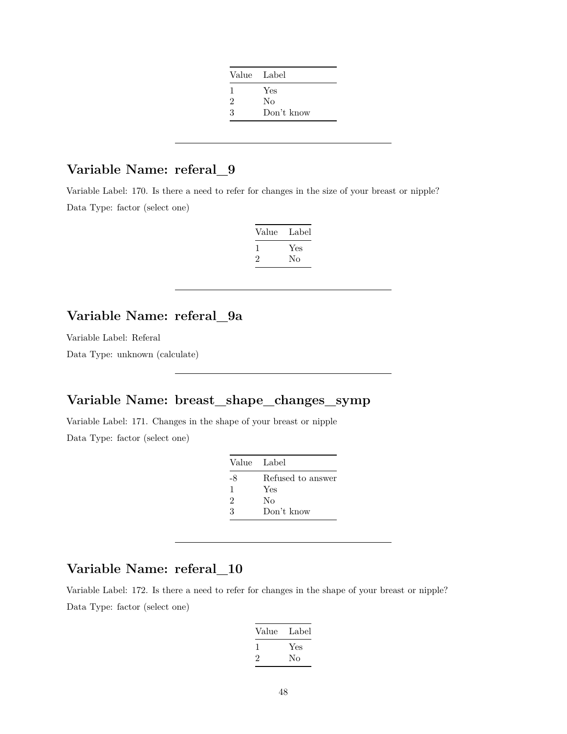| Value | Label |
|---|---|
| 1 | Yes |
| 2 | No |
| 3 | Don't know |

---

## Variable Name: referal_9

Variable Label: 170. Is there a need to refer for changes in the size of your breast or nipple?

Data Type: factor (select one)

| Value | Label |
|---|---|
| 1 | Yes |
| 2 | No |

---

## Variable Name: referal_9a

Variable Label: Referal

Data Type: unknown (calculate)

---

## Variable Name: breast_shape_changes_symp

Variable Label: 171. Changes in the shape of your breast or nipple

Data Type: factor (select one)

| Value | Label |
|---|---|
| -8 | Refused to answer |
| 1 | Yes |
| 2 | No |
| 3 | Don't know |

---

## Variable Name: referal_10

Variable Label: 172. Is there a need to refer for changes in the shape of your breast or nipple?

Data Type: factor (select one)

| Value | Label |
|---|---|
| 1 | Yes |
| 2 | No |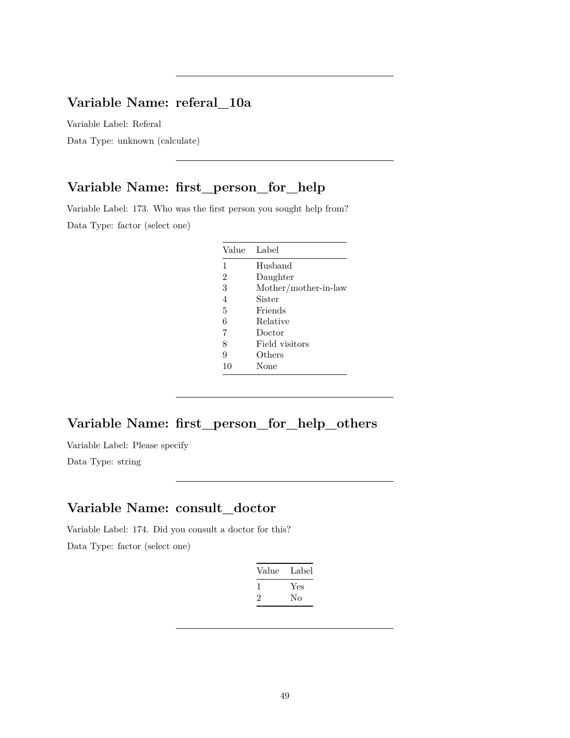---

## Variable Name: referal_10a

Variable Label: Referal

Data Type: unknown (calculate)

---

## Variable Name: first_person_for_help

Variable Label: 173. Who was the first person you sought help from?

Data Type: factor (select one)

| Value | Label |
|---|---|
| 1 | Husband |
| 2 | Daughter |
| 3 | Mother/mother-in-law |
| 4 | Sister |
| 5 | Friends |
| 6 | Relative |
| 7 | Doctor |
| 8 | Field visitors |
| 9 | Others |
| 10 | None |

---

## Variable Name: first_person_for_help_others

Variable Label: Please specify

Data Type: string

---

## Variable Name: consult_doctor

Variable Label: 174. Did you consult a doctor for this?

Data Type: factor (select one)

| Value | Label |
|---|---|
| 1 | Yes |
| 2 | No |

---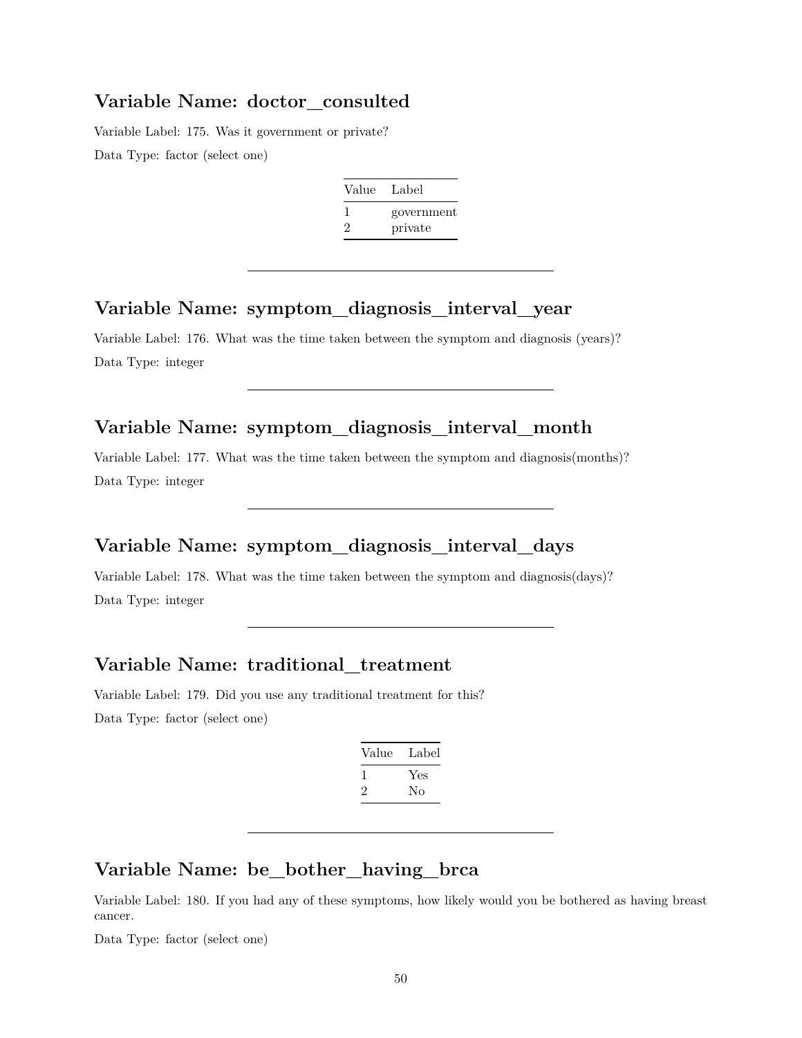## Variable Name: doctor_consulted

Variable Label: 175. Was it government or private?

Data Type: factor (select one)

| Value | Label |
|---|---|
| 1 | government |
| 2 | private |

---

## Variable Name: symptom_diagnosis_interval_year

Variable Label: 176. What was the time taken between the symptom and diagnosis (years)?

Data Type: integer

---

## Variable Name: symptom_diagnosis_interval_month

Variable Label: 177. What was the time taken between the symptom and diagnosis(months)?

Data Type: integer

---

## Variable Name: symptom_diagnosis_interval_days

Variable Label: 178. What was the time taken between the symptom and diagnosis(days)?

Data Type: integer

---

## Variable Name: traditional_treatment

Variable Label: 179. Did you use any traditional treatment for this?

Data Type: factor (select one)

| Value | Label |
|---|---|
| 1 | Yes |
| 2 | No |

---

## Variable Name: be_bother_having_brca

Variable Label: 180. If you had any of these symptoms, how likely would you be bothered as having breast cancer.

Data Type: factor (select one)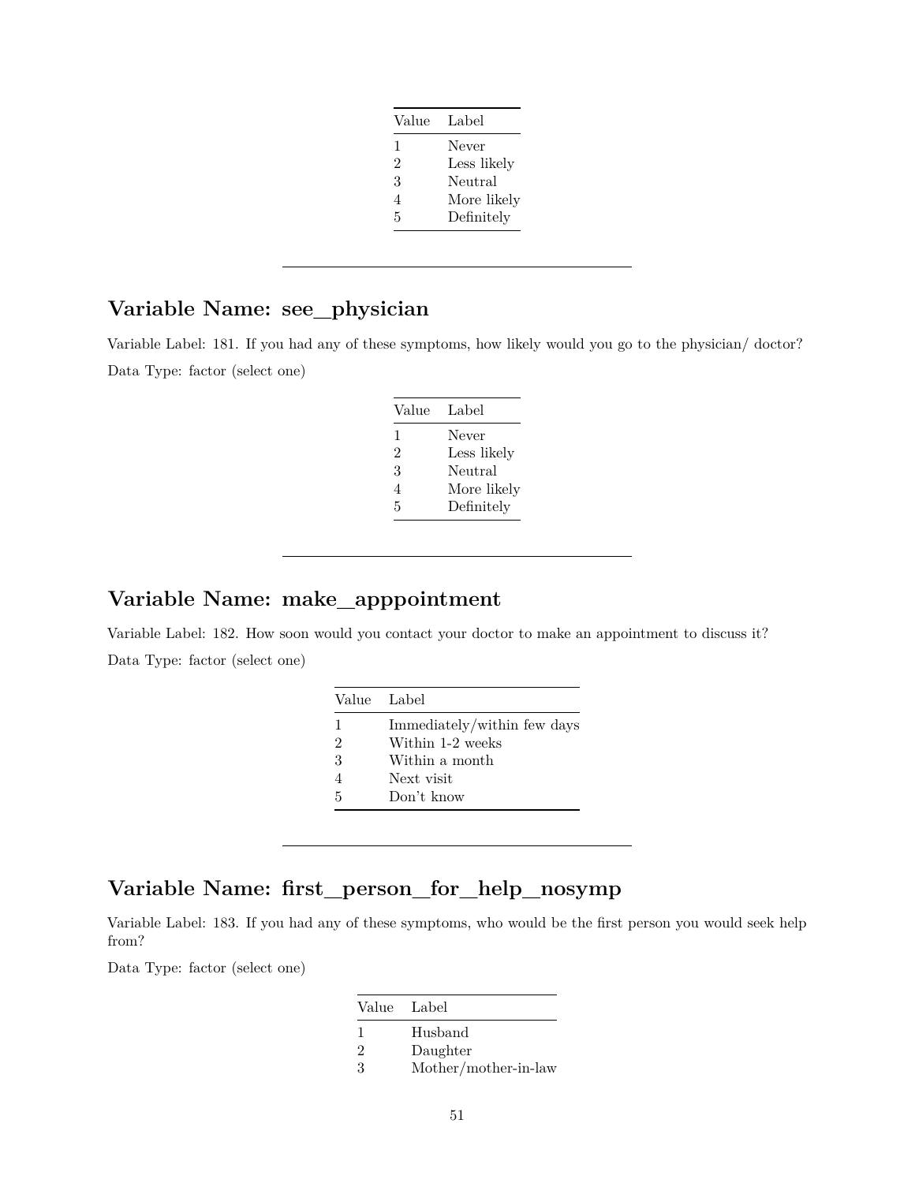| Value | Label |
|---|---|
| 1 | Never |
| 2 | Less likely |
| 3 | Neutral |
| 4 | More likely |
| 5 | Definitely |

---

## Variable Name: see_physician

Variable Label: 181. If you had any of these symptoms, how likely would you go to the physician/ doctor?

Data Type: factor (select one)

| Value | Label |
|---|---|
| 1 | Never |
| 2 | Less likely |
| 3 | Neutral |
| 4 | More likely |
| 5 | Definitely |

---

## Variable Name: make_apppointment

Variable Label: 182. How soon would you contact your doctor to make an appointment to discuss it?

Data Type: factor (select one)

| Value | Label |
|---|---|
| 1 | Immediately/within few days |
| 2 | Within 1-2 weeks |
| 3 | Within a month |
| 4 | Next visit |
| 5 | Don't know |

---

## Variable Name: first_person_for_help_nosymp

Variable Label: 183. If you had any of these symptoms, who would be the first person you would seek help from?

Data Type: factor (select one)

| Value | Label |
|---|---|
| 1 | Husband |
| 2 | Daughter |
| 3 | Mother/mother-in-law |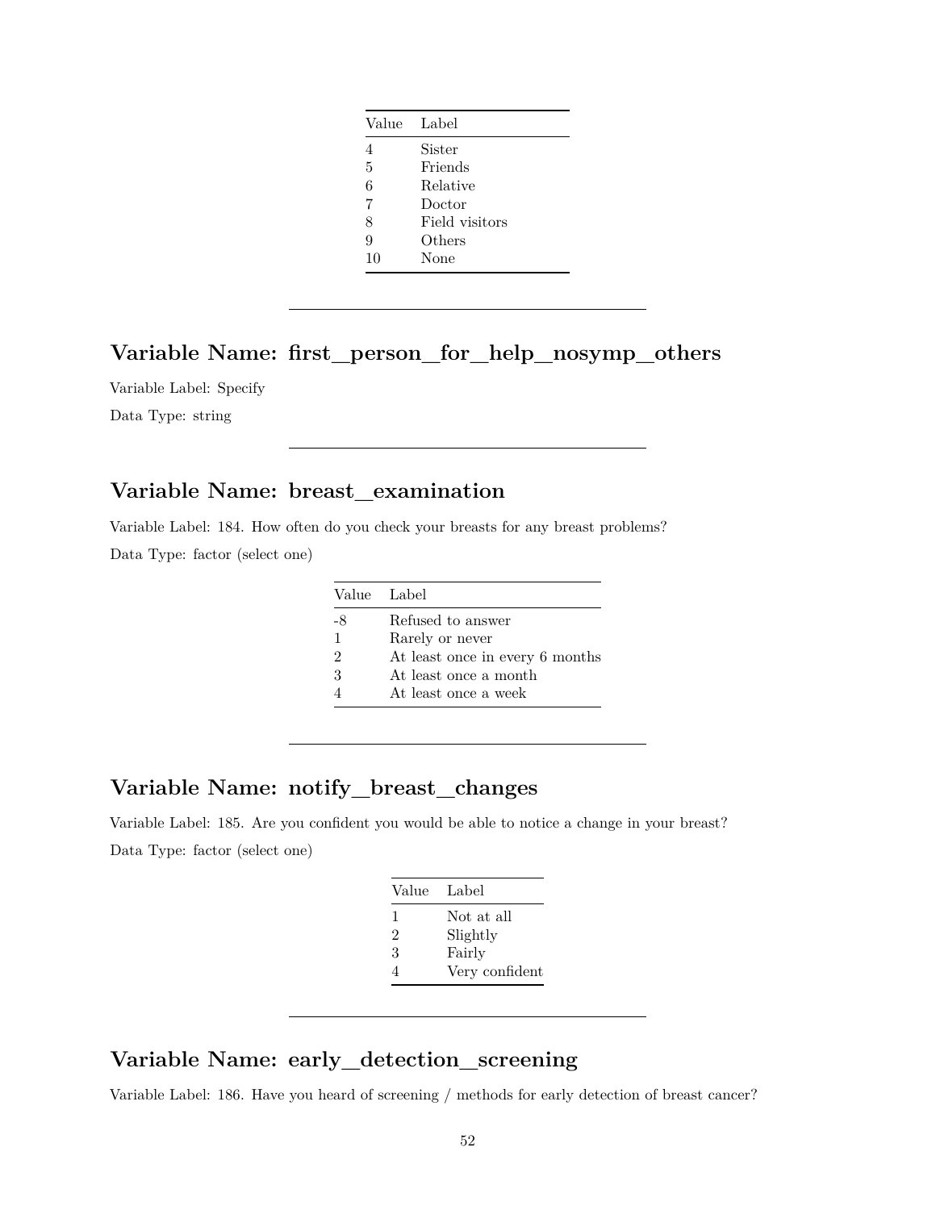| Value | Label |
|---|---|
| 4 | Sister |
| 5 | Friends |
| 6 | Relative |
| 7 | Doctor |
| 8 | Field visitors |
| 9 | Others |
| 10 | None |

---

## Variable Name: first_person_for_help_nosymp_others

Variable Label: Specify

Data Type: string

---

## Variable Name: breast_examination

Variable Label: 184. How often do you check your breasts for any breast problems?

Data Type: factor (select one)

| Value | Label |
|---|---|
| -8 | Refused to answer |
| 1 | Rarely or never |
| 2 | At least once in every 6 months |
| 3 | At least once a month |
| 4 | At least once a week |

---

## Variable Name: notify_breast_changes

Variable Label: 185. Are you confident you would be able to notice a change in your breast?

Data Type: factor (select one)

| Value | Label |
|---|---|
| 1 | Not at all |
| 2 | Slightly |
| 3 | Fairly |
| 4 | Very confident |

---

## Variable Name: early_detection_screening

Variable Label: 186. Have you heard of screening / methods for early detection of breast cancer?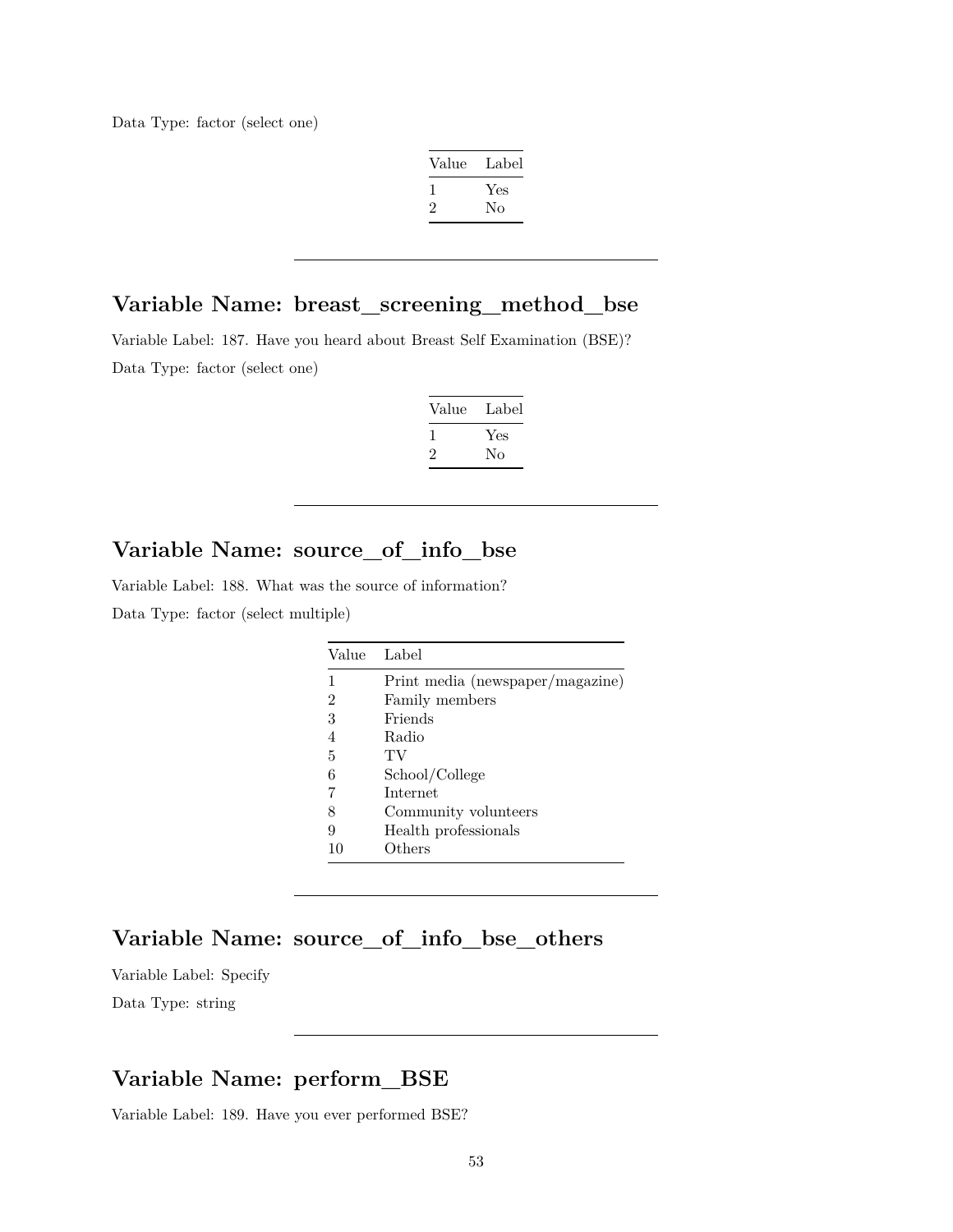Data Type: factor (select one)

| Value | Label |
|---|---|
| 1 | Yes |
| 2 | No |

---

## Variable Name: breast_screening_method_bse

Variable Label: 187. Have you heard about Breast Self Examination (BSE)?

Data Type: factor (select one)

| Value | Label |
|---|---|
| 1 | Yes |
| 2 | No |

---

## Variable Name: source_of_info_bse

Variable Label: 188. What was the source of information?

Data Type: factor (select multiple)

| Value | Label |
|---|---|
| 1 | Print media (newspaper/magazine) |
| 2 | Family members |
| 3 | Friends |
| 4 | Radio |
| 5 | TV |
| 6 | School/College |
| 7 | Internet |
| 8 | Community volunteers |
| 9 | Health professionals |
| 10 | Others |

---

## Variable Name: source_of_info_bse_others

Variable Label: Specify

Data Type: string

---

## Variable Name: perform_BSE

Variable Label: 189. Have you ever performed BSE?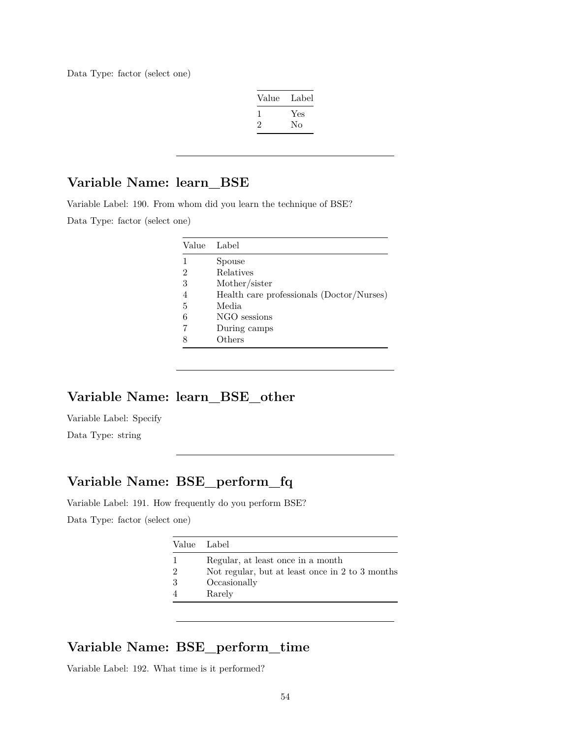Data Type: factor (select one)

| Value | Label |
|---|---|
| 1 | Yes |
| 2 | No |

---

## Variable Name: learn_BSE

Variable Label: 190. From whom did you learn the technique of BSE?

Data Type: factor (select one)

| Value | Label |
|---|---|
| 1 | Spouse |
| 2 | Relatives |
| 3 | Mother/sister |
| 4 | Health care professionals (Doctor/Nurses) |
| 5 | Media |
| 6 | NGO sessions |
| 7 | During camps |
| 8 | Others |

---

## Variable Name: learn_BSE_other

Variable Label: Specify

Data Type: string

---

## Variable Name: BSE_perform_fq

Variable Label: 191. How frequently do you perform BSE?

Data Type: factor (select one)

| Value | Label |
|---|---|
| 1 | Regular, at least once in a month |
| 2 | Not regular, but at least once in 2 to 3 months |
| 3 | Occasionally |
| 4 | Rarely |

---

## Variable Name: BSE_perform_time

Variable Label: 192. What time is it performed?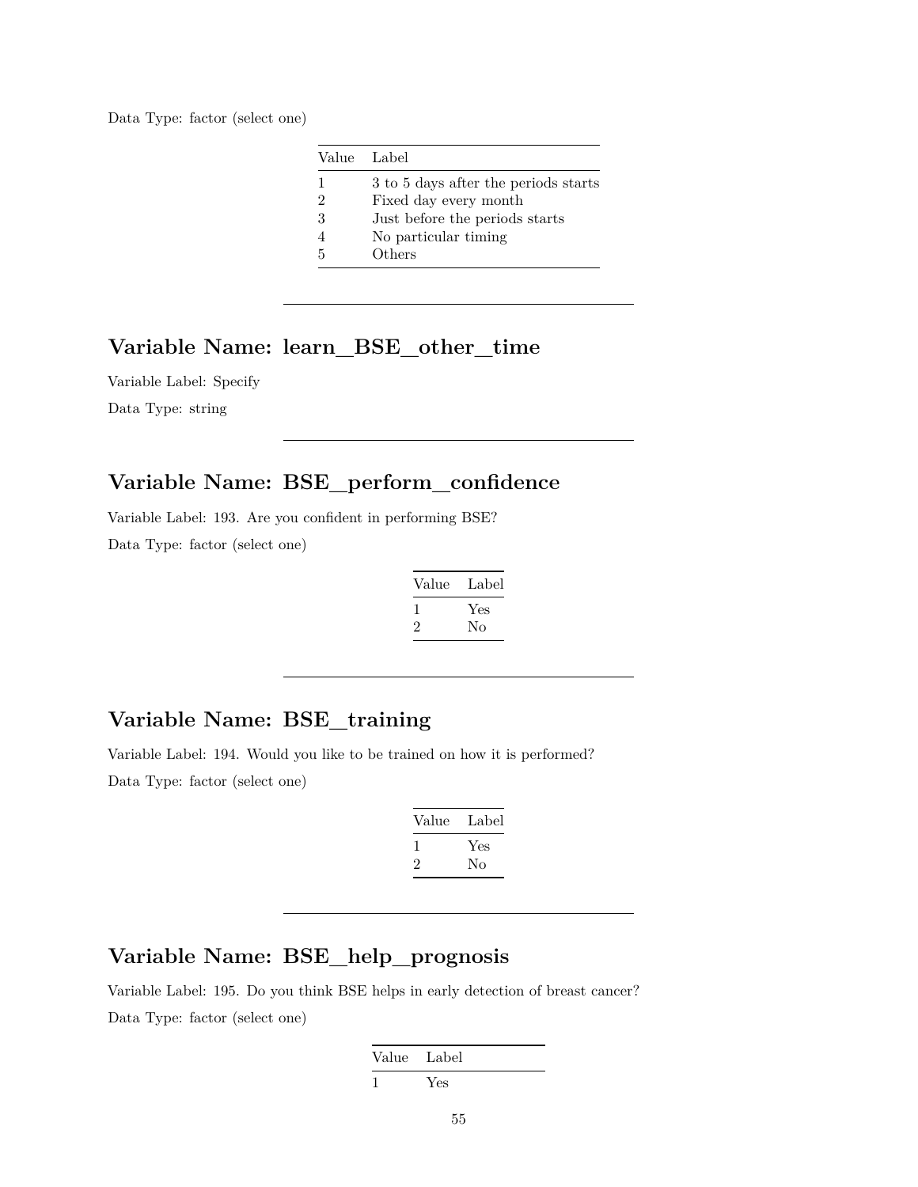Data Type: factor (select one)

| Value | Label |
|---|---|
| 1 | 3 to 5 days after the periods starts |
| 2 | Fixed day every month |
| 3 | Just before the periods starts |
| 4 | No particular timing |
| 5 | Others |

---

## Variable Name: learn_BSE_other_time

Variable Label: Specify

Data Type: string

---

## Variable Name: BSE_perform_confidence

Variable Label: 193. Are you confident in performing BSE?

Data Type: factor (select one)

| Value | Label |
|---|---|
| 1 | Yes |
| 2 | No |

---

## Variable Name: BSE_training

Variable Label: 194. Would you like to be trained on how it is performed?

Data Type: factor (select one)

| Value | Label |
|---|---|
| 1 | Yes |
| 2 | No |

---

## Variable Name: BSE_help_prognosis

Variable Label: 195. Do you think BSE helps in early detection of breast cancer?

Data Type: factor (select one)

| Value | Label |
|---|---|
| 1 | Yes |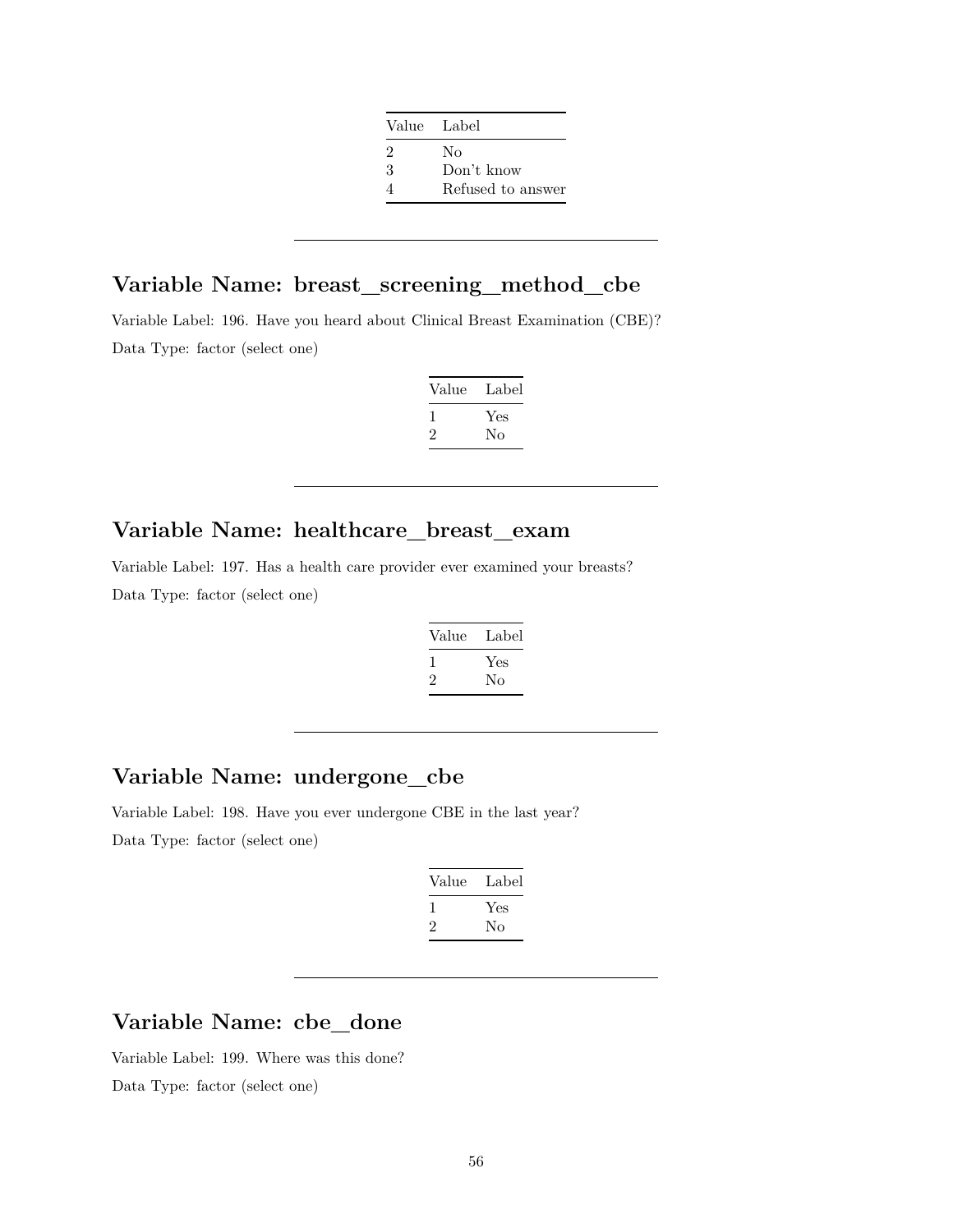| Value | Label |
|---|---|
| 2 | No |
| 3 | Don't know |
| 4 | Refused to answer |

---

## Variable Name: breast_screening_method_cbe

Variable Label: 196. Have you heard about Clinical Breast Examination (CBE)?

Data Type: factor (select one)

| Value | Label |
|---|---|
| 1 | Yes |
| 2 | No |

---

## Variable Name: healthcare_breast_exam

Variable Label: 197. Has a health care provider ever examined your breasts?

Data Type: factor (select one)

| Value | Label |
|---|---|
| 1 | Yes |
| 2 | No |

---

## Variable Name: undergone_cbe

Variable Label: 198. Have you ever undergone CBE in the last year?

Data Type: factor (select one)

| Value | Label |
|---|---|
| 1 | Yes |
| 2 | No |

---

## Variable Name: cbe_done

Variable Label: 199. Where was this done?

Data Type: factor (select one)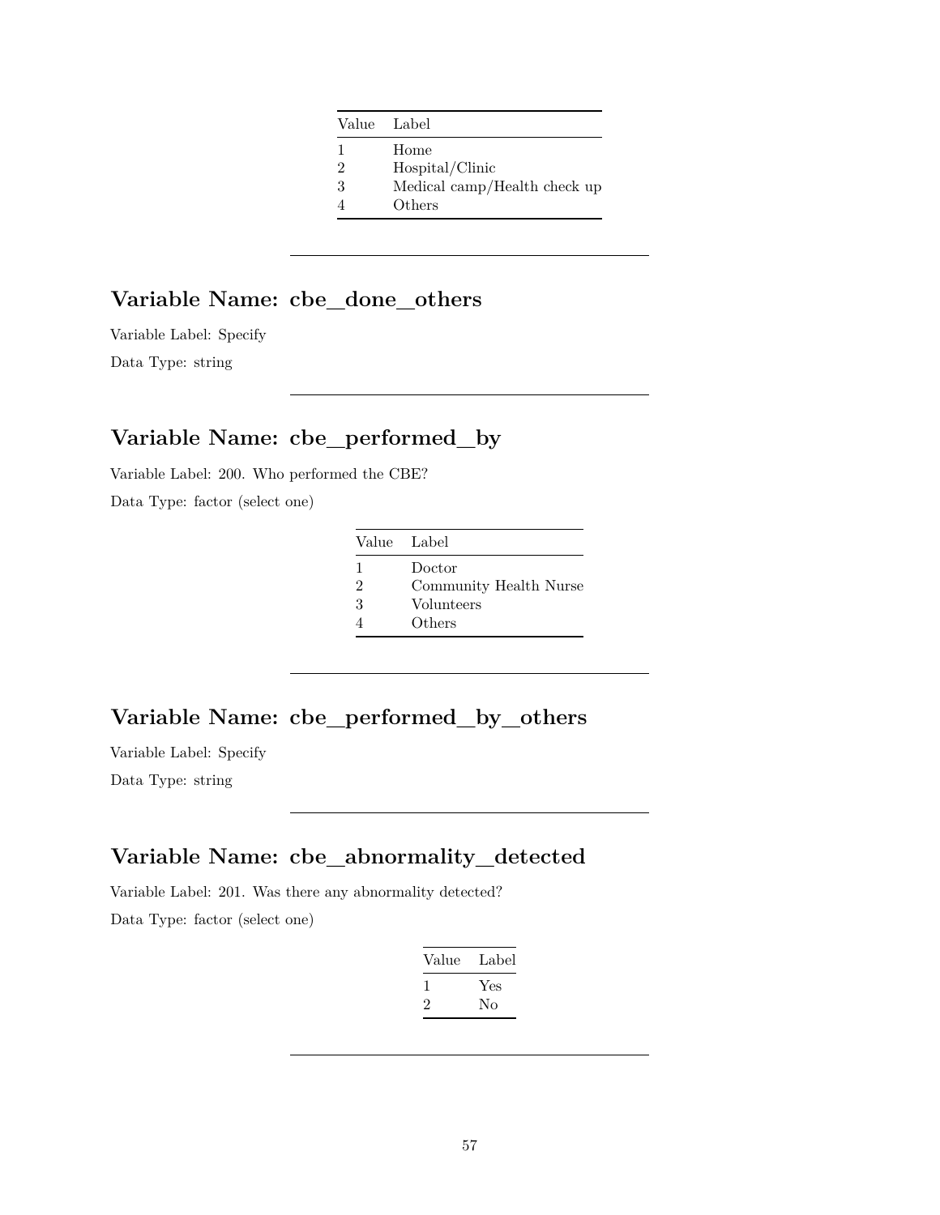| Value | Label |
|---|---|
| 1 | Home |
| 2 | Hospital/Clinic |
| 3 | Medical camp/Health check up |
| 4 | Others |

---

## Variable Name: cbe_done_others

Variable Label: Specify

Data Type: string

---

## Variable Name: cbe_performed_by

Variable Label: 200. Who performed the CBE?

Data Type: factor (select one)

| Value | Label |
|---|---|
| 1 | Doctor |
| 2 | Community Health Nurse |
| 3 | Volunteers |
| 4 | Others |

---

## Variable Name: cbe_performed_by_others

Variable Label: Specify

Data Type: string

---

## Variable Name: cbe_abnormality_detected

Variable Label: 201. Was there any abnormality detected?

Data Type: factor (select one)

| Value | Label |
|---|---|
| 1 | Yes |
| 2 | No |

---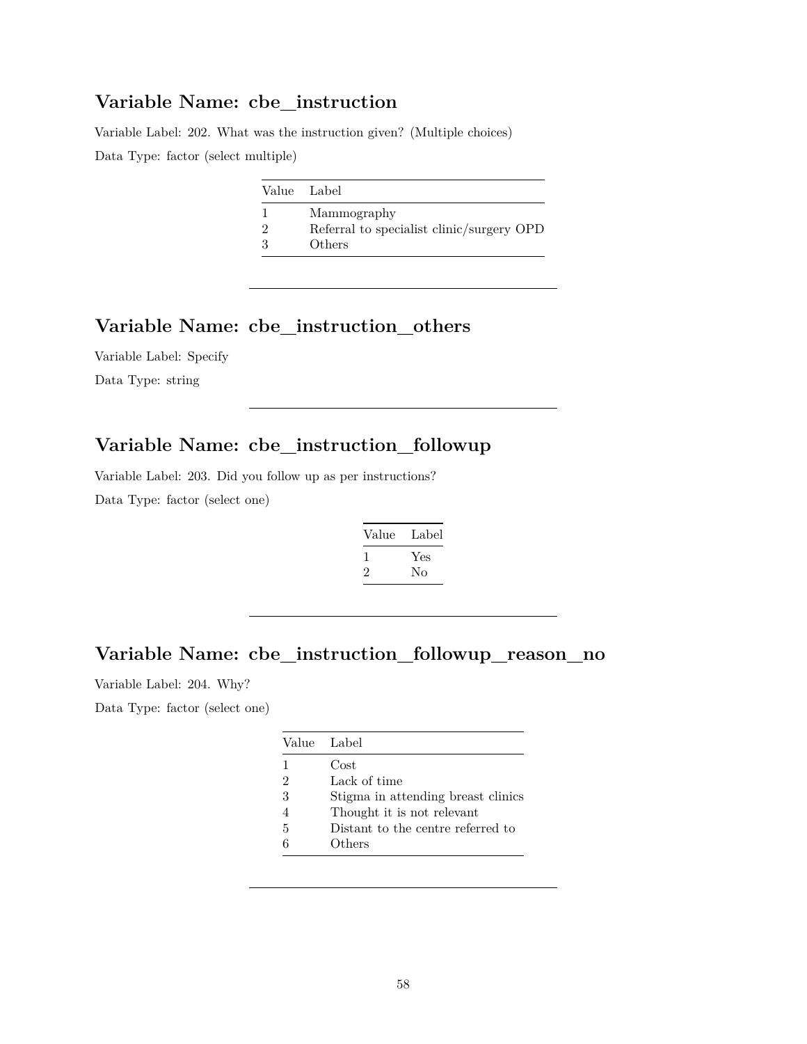## Variable Name: cbe_instruction

Variable Label: 202. What was the instruction given? (Multiple choices)

Data Type: factor (select multiple)

| Value | Label |
|---|---|
| 1 | Mammography |
| 2 | Referral to specialist clinic/surgery OPD |
| 3 | Others |

---

## Variable Name: cbe_instruction_others

Variable Label: Specify

Data Type: string

---

## Variable Name: cbe_instruction_followup

Variable Label: 203. Did you follow up as per instructions?

Data Type: factor (select one)

| Value | Label |
|---|---|
| 1 | Yes |
| 2 | No |

---

## Variable Name: cbe_instruction_followup_reason_no

Variable Label: 204. Why?

Data Type: factor (select one)

| Value | Label |
|---|---|
| 1 | Cost |
| 2 | Lack of time |
| 3 | Stigma in attending breast clinics |
| 4 | Thought it is not relevant |
| 5 | Distant to the centre referred to |
| 6 | Others |

---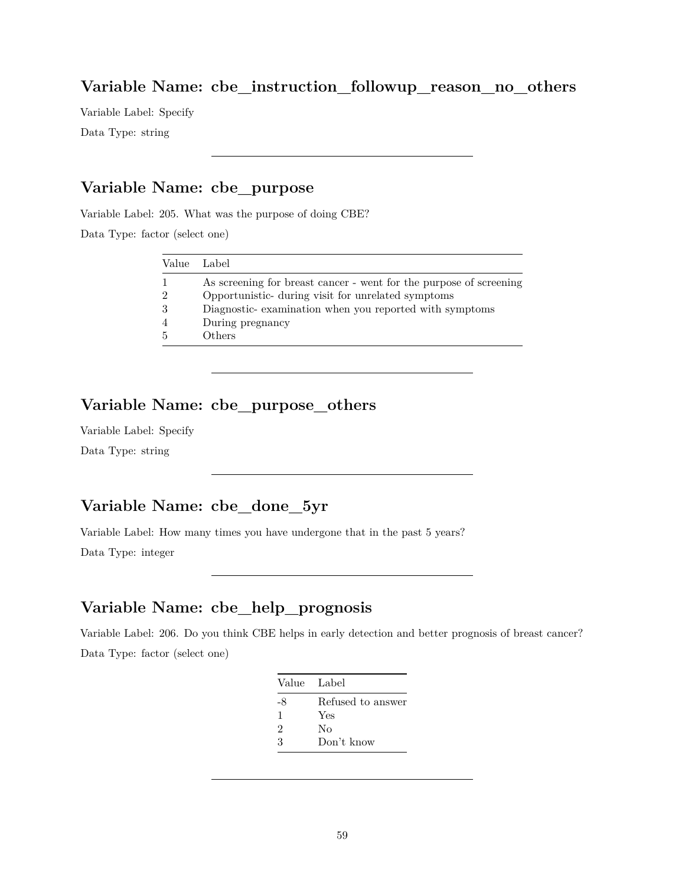## Variable Name: cbe_instruction_followup_reason_no_others

Variable Label: Specify

Data Type: string

---

## Variable Name: cbe_purpose

Variable Label: 205. What was the purpose of doing CBE?

Data Type: factor (select one)

| Value | Label |
|---|---|
| 1 | As screening for breast cancer - went for the purpose of screening |
| 2 | Opportunistic- during visit for unrelated symptoms |
| 3 | Diagnostic- examination when you reported with symptoms |
| 4 | During pregnancy |
| 5 | Others |

---

## Variable Name: cbe_purpose_others

Variable Label: Specify

Data Type: string

---

## Variable Name: cbe_done_5yr

Variable Label: How many times you have undergone that in the past 5 years?

Data Type: integer

---

## Variable Name: cbe_help_prognosis

Variable Label: 206. Do you think CBE helps in early detection and better prognosis of breast cancer?

Data Type: factor (select one)

| Value | Label |
|---|---|
| -8 | Refused to answer |
| 1 | Yes |
| 2 | No |
| 3 | Don't know |

---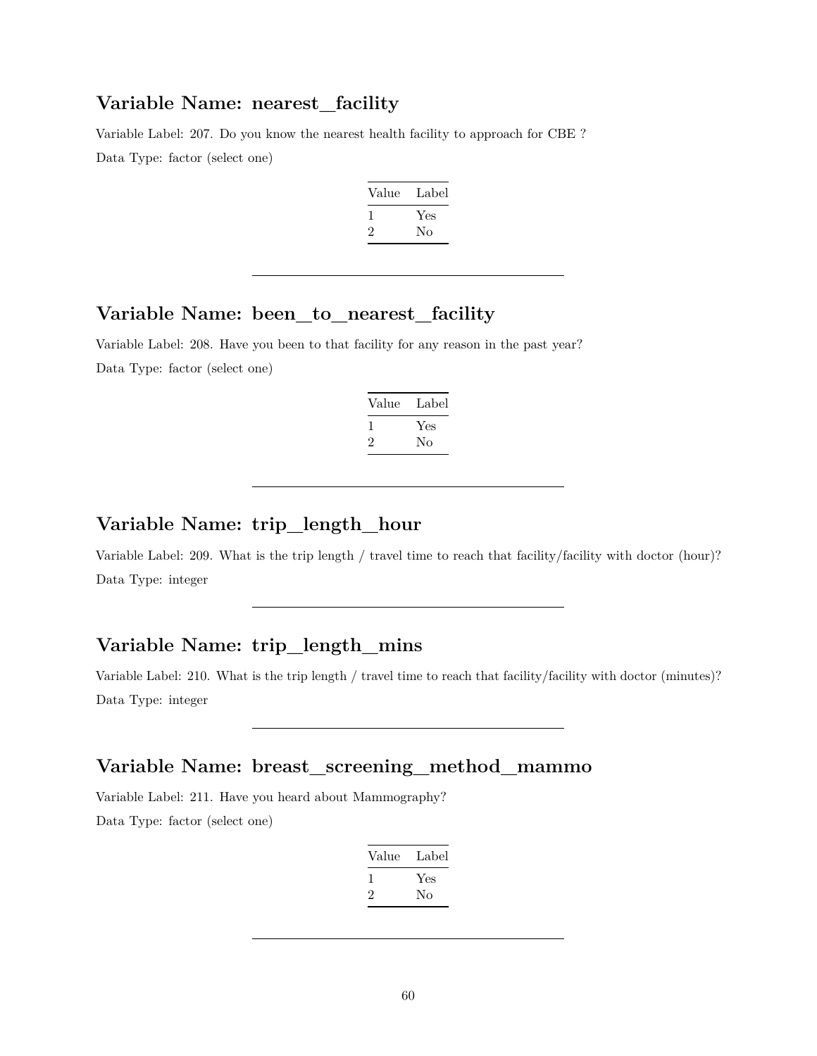## Variable Name: nearest_facility

Variable Label: 207. Do you know the nearest health facility to approach for CBE ?

Data Type: factor (select one)

| Value | Label |
|---|---|
| 1 | Yes |
| 2 | No |

---

## Variable Name: been_to_nearest_facility

Variable Label: 208. Have you been to that facility for any reason in the past year?

Data Type: factor (select one)

| Value | Label |
|---|---|
| 1 | Yes |
| 2 | No |

---

## Variable Name: trip_length_hour

Variable Label: 209. What is the trip length / travel time to reach that facility/facility with doctor (hour)?

Data Type: integer

---

## Variable Name: trip_length_mins

Variable Label: 210. What is the trip length / travel time to reach that facility/facility with doctor (minutes)?

Data Type: integer

---

## Variable Name: breast_screening_method_mammo

Variable Label: 211. Have you heard about Mammography?

Data Type: factor (select one)

| Value | Label |
|---|---|
| 1 | Yes |
| 2 | No |

---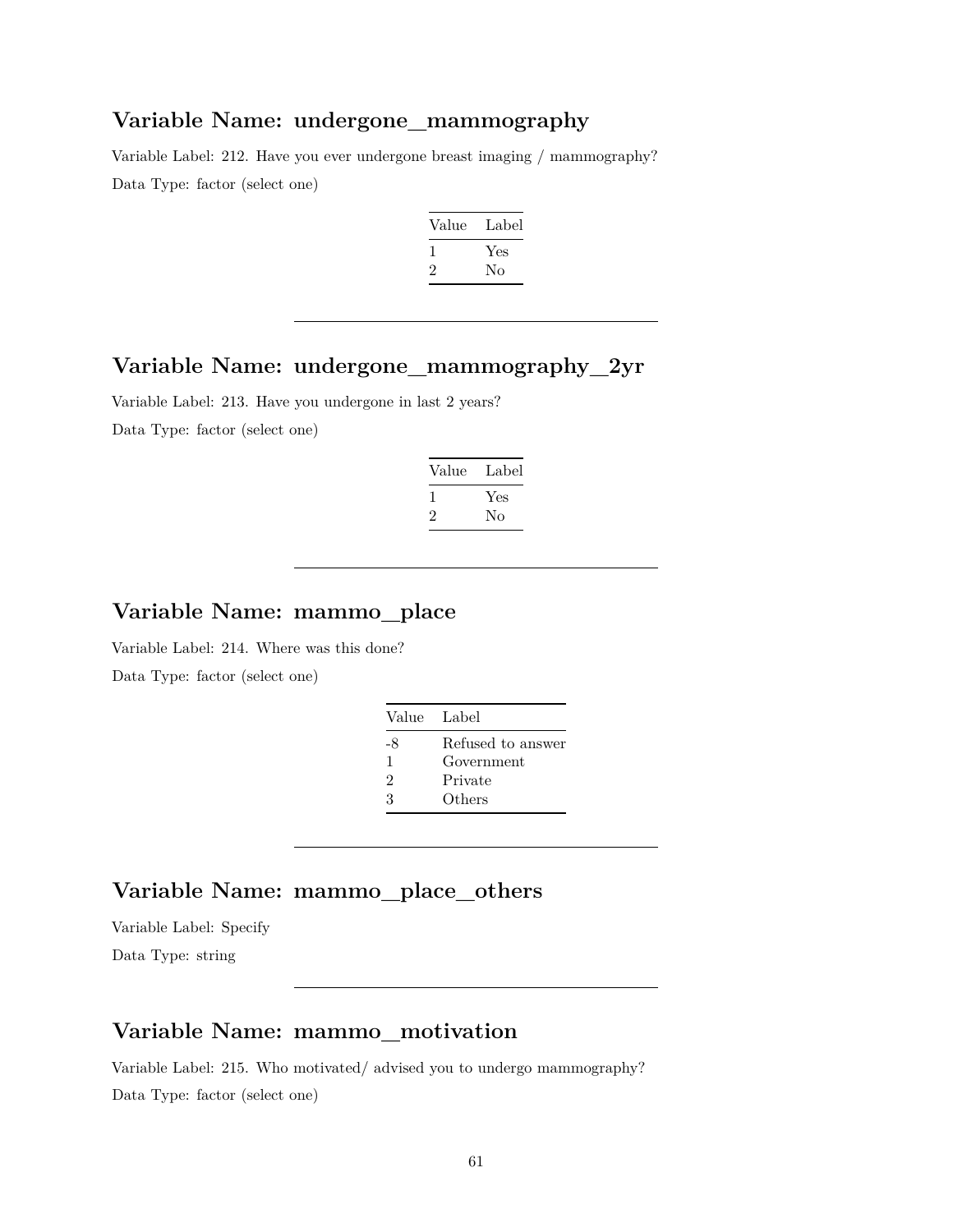## Variable Name: undergone_mammography

Variable Label: 212. Have you ever undergone breast imaging / mammography?

Data Type: factor (select one)

| Value | Label |
|---|---|
| 1 | Yes |
| 2 | No |

---

## Variable Name: undergone_mammography_2yr

Variable Label: 213. Have you undergone in last 2 years?

Data Type: factor (select one)

| Value | Label |
|---|---|
| 1 | Yes |
| 2 | No |

---

## Variable Name: mammo_place

Variable Label: 214. Where was this done?

Data Type: factor (select one)

| Value | Label |
|---|---|
| -8 | Refused to answer |
| 1 | Government |
| 2 | Private |
| 3 | Others |

---

## Variable Name: mammo_place_others

Variable Label: Specify

Data Type: string

---

## Variable Name: mammo_motivation

Variable Label: 215. Who motivated/ advised you to undergo mammography?

Data Type: factor (select one)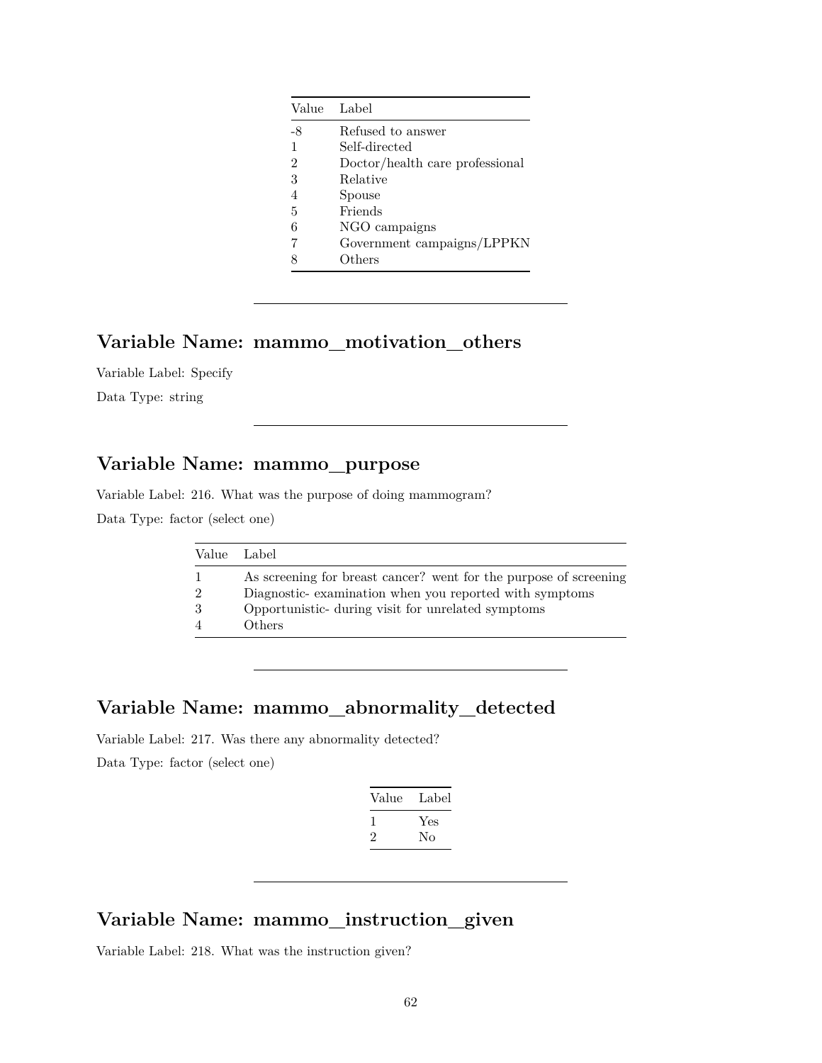| Value | Label |
| --- | --- |
| -8 | Refused to answer |
| 1 | Self-directed |
| 2 | Doctor/health care professional |
| 3 | Relative |
| 4 | Spouse |
| 5 | Friends |
| 6 | NGO campaigns |
| 7 | Government campaigns/LPPKN |
| 8 | Others |

---

## Variable Name: mammo_motivation_others

Variable Label: Specify

Data Type: string

---

## Variable Name: mammo_purpose

Variable Label: 216. What was the purpose of doing mammogram?

Data Type: factor (select one)

| Value | Label |
| --- | --- |
| 1 | As screening for breast cancer? went for the purpose of screening |
| 2 | Diagnostic- examination when you reported with symptoms |
| 3 | Opportunistic- during visit for unrelated symptoms |
| 4 | Others |

---

## Variable Name: mammo_abnormality_detected

Variable Label: 217. Was there any abnormality detected?

Data Type: factor (select one)

| Value | Label |
| --- | --- |
| 1 | Yes |
| 2 | No |

---

## Variable Name: mammo_instruction_given

Variable Label: 218. What was the instruction given?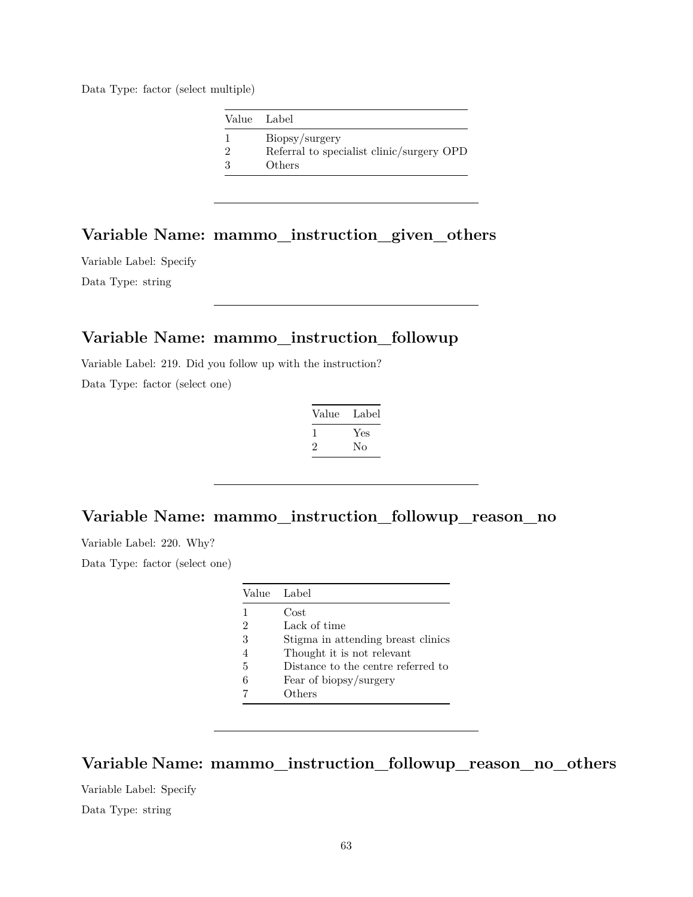Data Type: factor (select multiple)

| Value | Label |
|---|---|
| 1 | Biopsy/surgery |
| 2 | Referral to specialist clinic/surgery OPD |
| 3 | Others |

---

## Variable Name: mammo_instruction_given_others

Variable Label: Specify

Data Type: string

---

## Variable Name: mammo_instruction_followup

Variable Label: 219. Did you follow up with the instruction?

Data Type: factor (select one)

| Value | Label |
|---|---|
| 1 | Yes |
| 2 | No |

---

## Variable Name: mammo_instruction_followup_reason_no

Variable Label: 220. Why?

Data Type: factor (select one)

| Value | Label |
|---|---|
| 1 | Cost |
| 2 | Lack of time |
| 3 | Stigma in attending breast clinics |
| 4 | Thought it is not relevant |
| 5 | Distance to the centre referred to |
| 6 | Fear of biopsy/surgery |
| 7 | Others |

---

## Variable Name: mammo_instruction_followup_reason_no_others

Variable Label: Specify

Data Type: string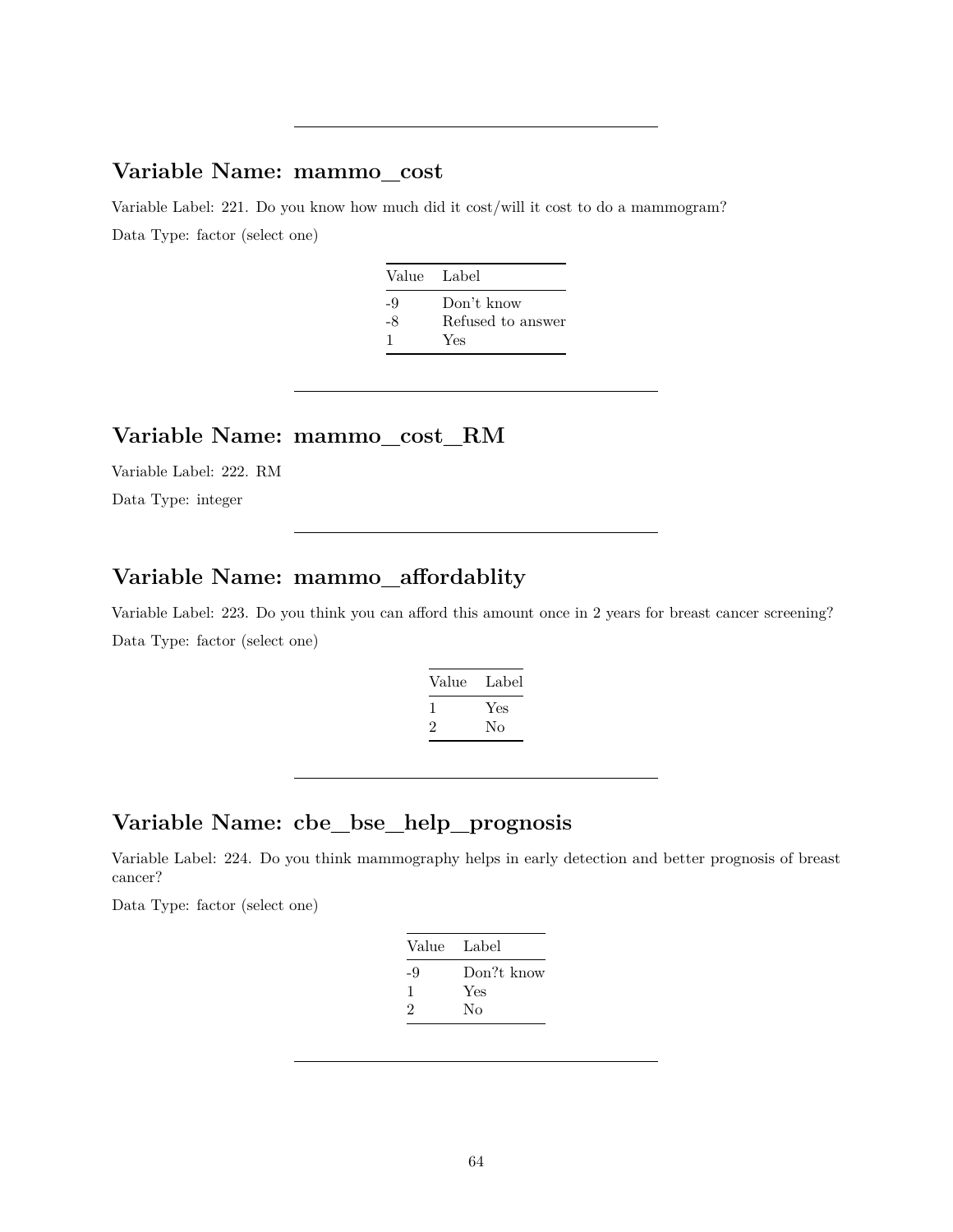---

## Variable Name: mammo_cost

Variable Label: 221. Do you know how much did it cost/will it cost to do a mammogram?

Data Type: factor (select one)

| Value | Label |
|---|---|
| -9 | Don’t know |
| -8 | Refused to answer |
| 1 | Yes |

---

## Variable Name: mammo_cost_RM

Variable Label: 222. RM

Data Type: integer

---

## Variable Name: mammo_affordablity

Variable Label: 223. Do you think you can afford this amount once in 2 years for breast cancer screening?

Data Type: factor (select one)

| Value | Label |
|---|---|
| 1 | Yes |
| 2 | No |

---

## Variable Name: cbe_bse_help_prognosis

Variable Label: 224. Do you think mammography helps in early detection and better prognosis of breast cancer?

Data Type: factor (select one)

| Value | Label |
|---|---|
| -9 | Don?t know |
| 1 | Yes |
| 2 | No |

---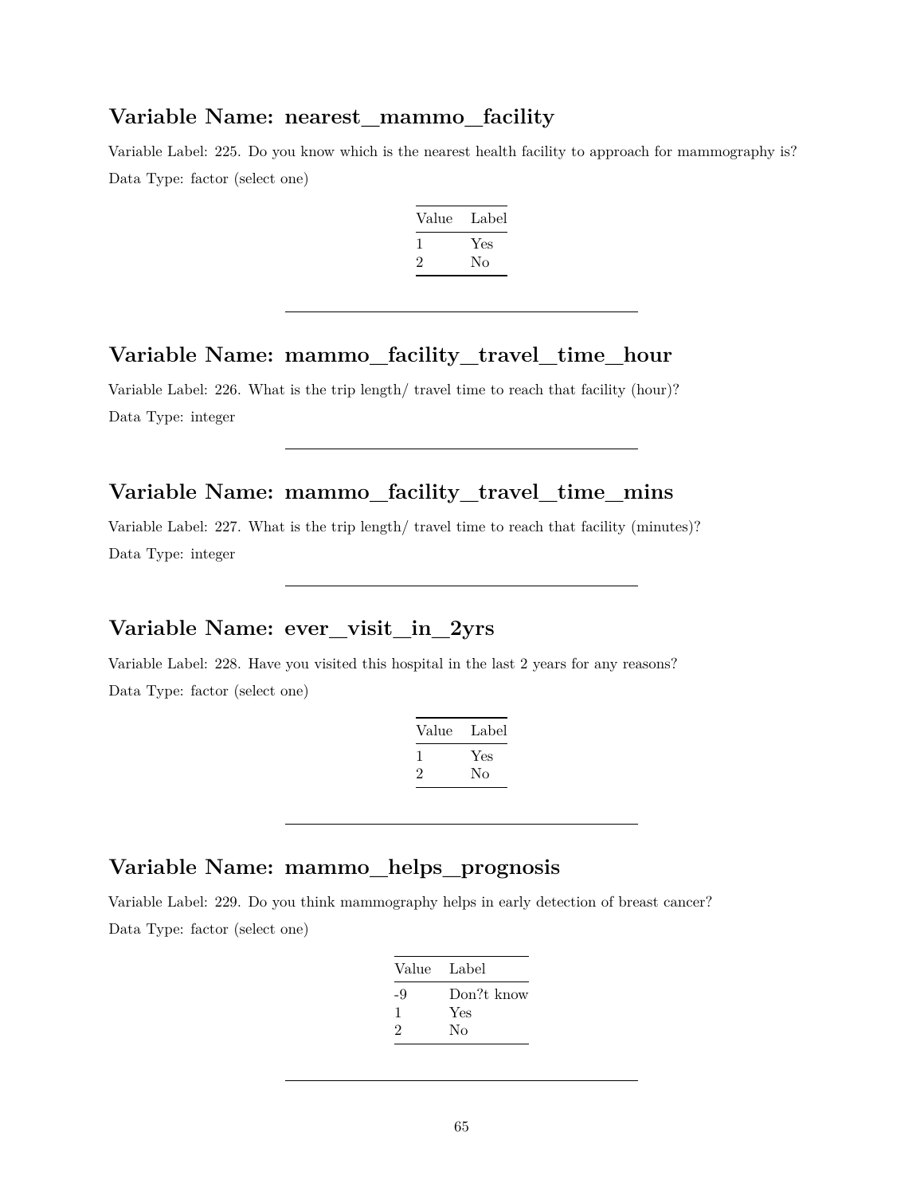## Variable Name: nearest_mammo_facility

Variable Label: 225. Do you know which is the nearest health facility to approach for mammography is?

Data Type: factor (select one)

| Value | Label |
|---|---|
| 1 | Yes |
| 2 | No |

---

## Variable Name: mammo_facility_travel_time_hour

Variable Label: 226. What is the trip length/ travel time to reach that facility (hour)?

Data Type: integer

---

## Variable Name: mammo_facility_travel_time_mins

Variable Label: 227. What is the trip length/ travel time to reach that facility (minutes)?

Data Type: integer

---

## Variable Name: ever_visit_in_2yrs

Variable Label: 228. Have you visited this hospital in the last 2 years for any reasons?

Data Type: factor (select one)

| Value | Label |
|---|---|
| 1 | Yes |
| 2 | No |

---

## Variable Name: mammo_helps_prognosis

Variable Label: 229. Do you think mammography helps in early detection of breast cancer?

Data Type: factor (select one)

| Value | Label |
|---|---|
| -9 | Don?t know |
| 1 | Yes |
| 2 | No |

---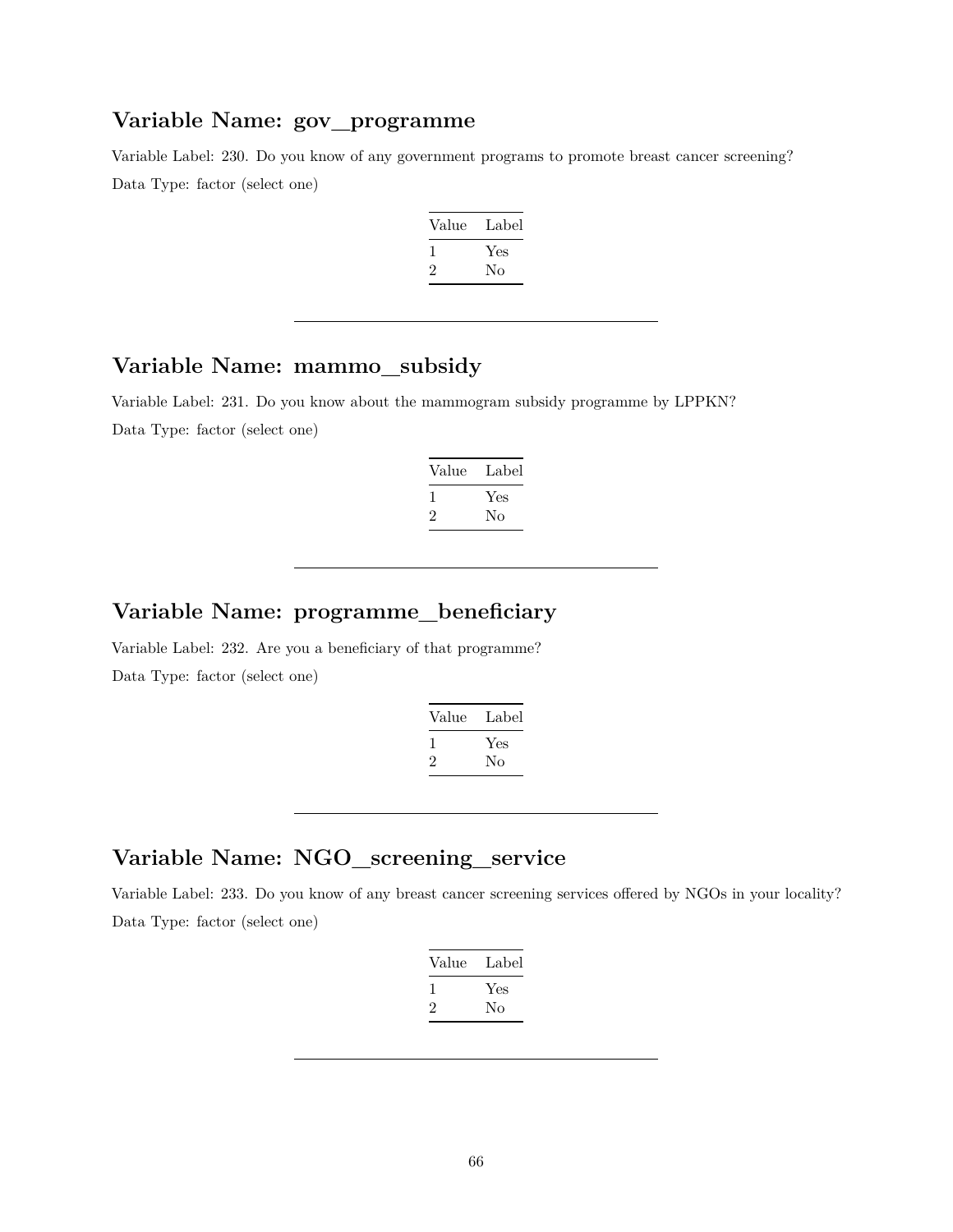## Variable Name: gov_programme

Variable Label: 230. Do you know of any government programs to promote breast cancer screening?

Data Type: factor (select one)

| Value | Label |
|---|---|
| 1 | Yes |
| 2 | No |

---

## Variable Name: mammo_subsidy

Variable Label: 231. Do you know about the mammogram subsidy programme by LPPKN?

Data Type: factor (select one)

| Value | Label |
|---|---|
| 1 | Yes |
| 2 | No |

---

## Variable Name: programme_beneficiary

Variable Label: 232. Are you a beneficiary of that programme?

Data Type: factor (select one)

| Value | Label |
|---|---|
| 1 | Yes |
| 2 | No |

---

## Variable Name: NGO_screening_service

Variable Label: 233. Do you know of any breast cancer screening services offered by NGOs in your locality?

Data Type: factor (select one)

| Value | Label |
|---|---|
| 1 | Yes |
| 2 | No |

---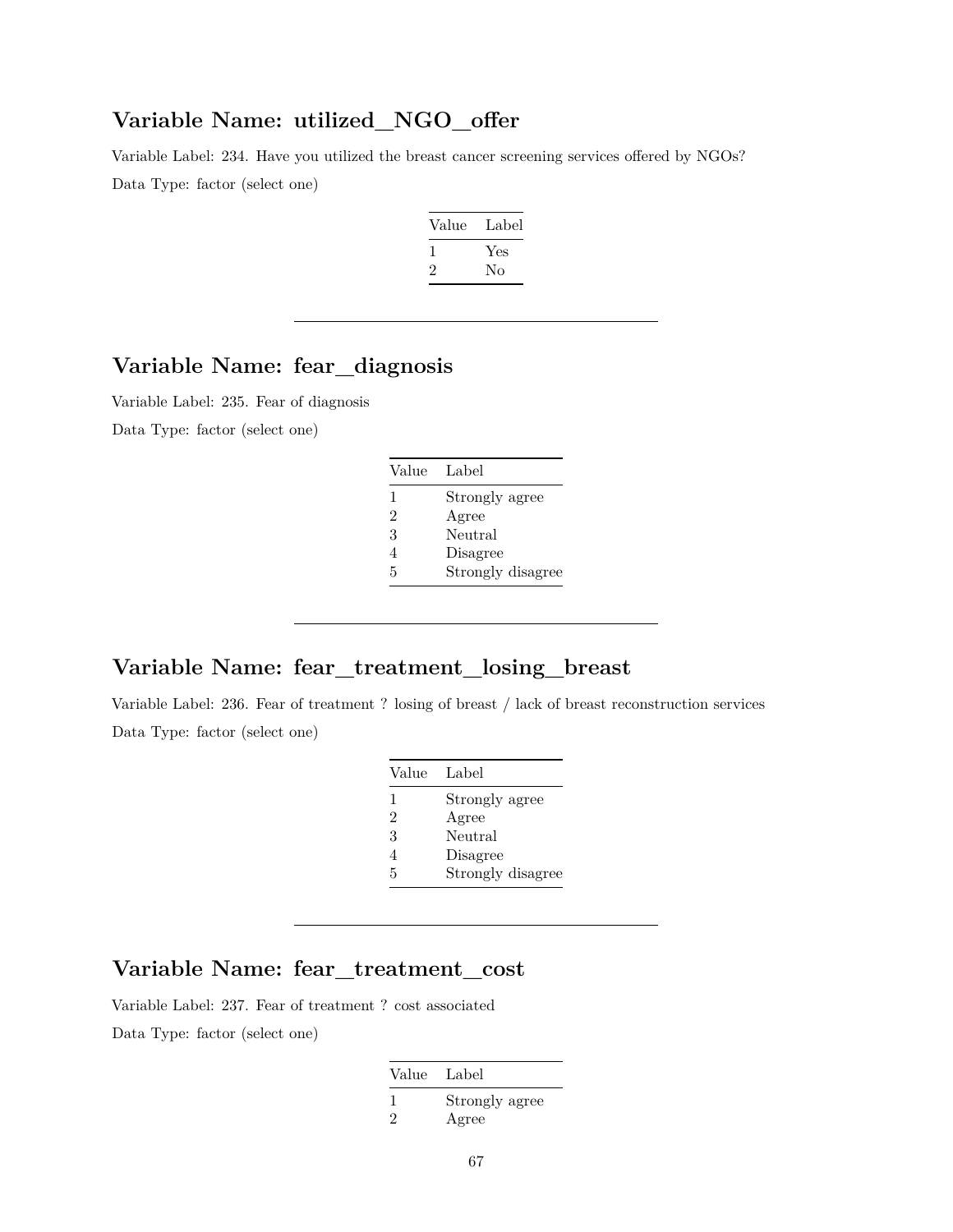## Variable Name: utilized_NGO_offer

Variable Label: 234. Have you utilized the breast cancer screening services offered by NGOs?

Data Type: factor (select one)

| Value | Label |
|---|---|
| 1 | Yes |
| 2 | No |

---

## Variable Name: fear_diagnosis

Variable Label: 235. Fear of diagnosis

Data Type: factor (select one)

| Value | Label |
|---|---|
| 1 | Strongly agree |
| 2 | Agree |
| 3 | Neutral |
| 4 | Disagree |
| 5 | Strongly disagree |

---

## Variable Name: fear_treatment_losing_breast

Variable Label: 236. Fear of treatment ? losing of breast / lack of breast reconstruction services

Data Type: factor (select one)

| Value | Label |
|---|---|
| 1 | Strongly agree |
| 2 | Agree |
| 3 | Neutral |
| 4 | Disagree |
| 5 | Strongly disagree |

---

## Variable Name: fear_treatment_cost

Variable Label: 237. Fear of treatment ? cost associated

Data Type: factor (select one)

| Value | Label |
|---|---|
| 1 | Strongly agree |
| 2 | Agree |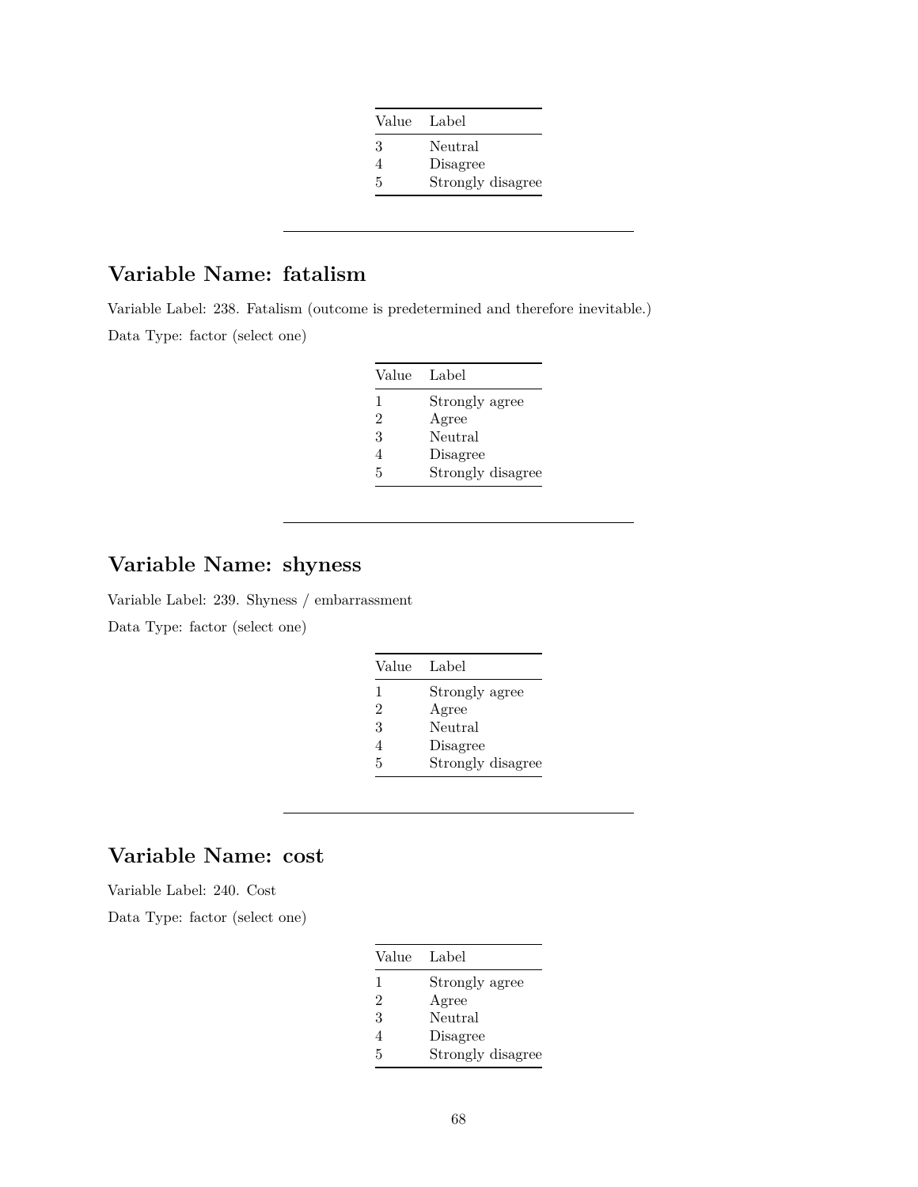| Value | Label |
|---|---|
| 3 | Neutral |
| 4 | Disagree |
| 5 | Strongly disagree |

---

## Variable Name: fatalism

Variable Label: 238. Fatalism (outcome is predetermined and therefore inevitable.)

Data Type: factor (select one)

| Value | Label |
|---|---|
| 1 | Strongly agree |
| 2 | Agree |
| 3 | Neutral |
| 4 | Disagree |
| 5 | Strongly disagree |

---

## Variable Name: shyness

Variable Label: 239. Shyness / embarrassment

Data Type: factor (select one)

| Value | Label |
|---|---|
| 1 | Strongly agree |
| 2 | Agree |
| 3 | Neutral |
| 4 | Disagree |
| 5 | Strongly disagree |

---

## Variable Name: cost

Variable Label: 240. Cost

Data Type: factor (select one)

| Value | Label |
|---|---|
| 1 | Strongly agree |
| 2 | Agree |
| 3 | Neutral |
| 4 | Disagree |
| 5 | Strongly disagree |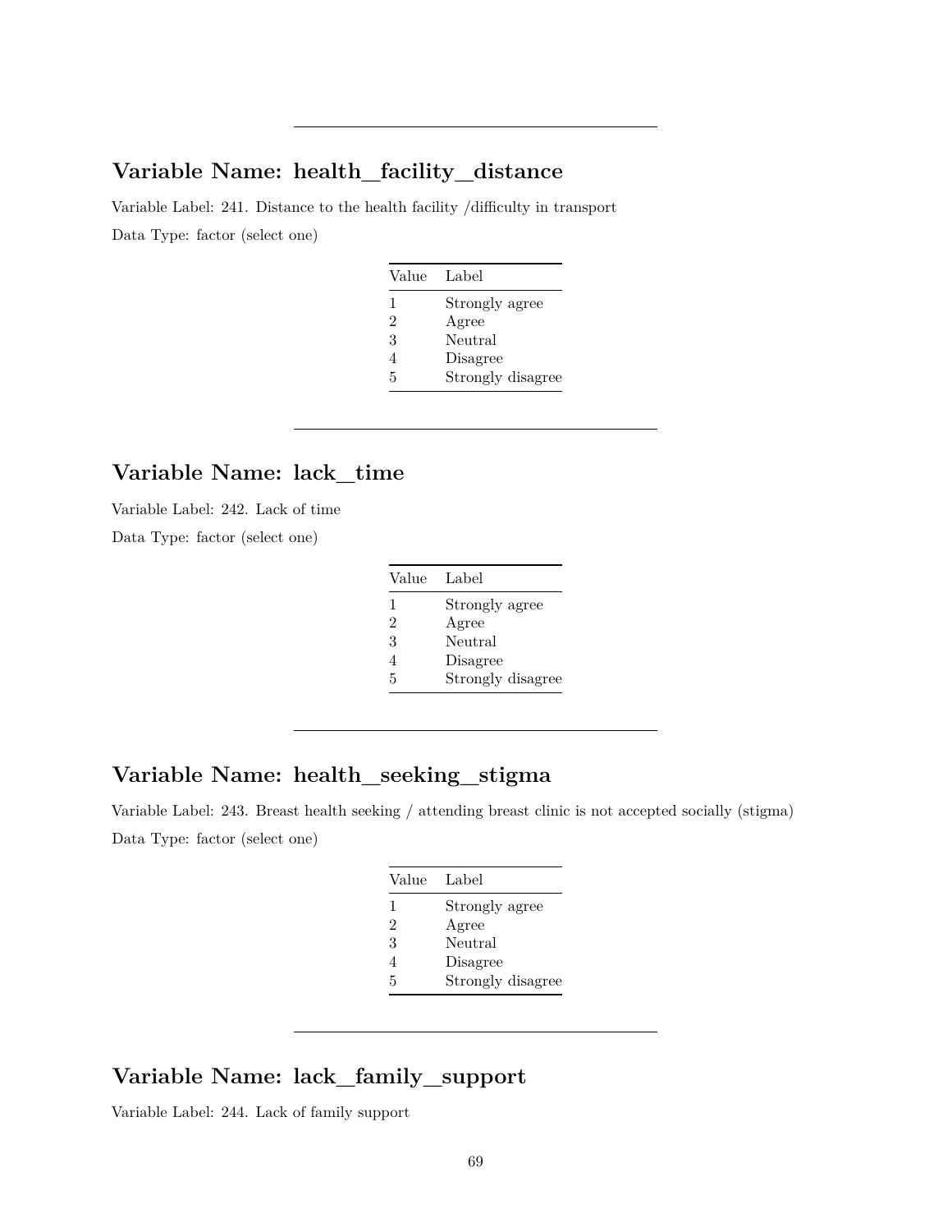---

## Variable Name: health_facility_distance

Variable Label: 241. Distance to the health facility /difficulty in transport

Data Type: factor (select one)

| Value | Label |
|---|---|
| 1 | Strongly agree |
| 2 | Agree |
| 3 | Neutral |
| 4 | Disagree |
| 5 | Strongly disagree |

---

## Variable Name: lack_time

Variable Label: 242. Lack of time

Data Type: factor (select one)

| Value | Label |
|---|---|
| 1 | Strongly agree |
| 2 | Agree |
| 3 | Neutral |
| 4 | Disagree |
| 5 | Strongly disagree |

---

## Variable Name: health_seeking_stigma

Variable Label: 243. Breast health seeking / attending breast clinic is not accepted socially (stigma)

Data Type: factor (select one)

| Value | Label |
|---|---|
| 1 | Strongly agree |
| 2 | Agree |
| 3 | Neutral |
| 4 | Disagree |
| 5 | Strongly disagree |

---

## Variable Name: lack_family_support

Variable Label: 244. Lack of family support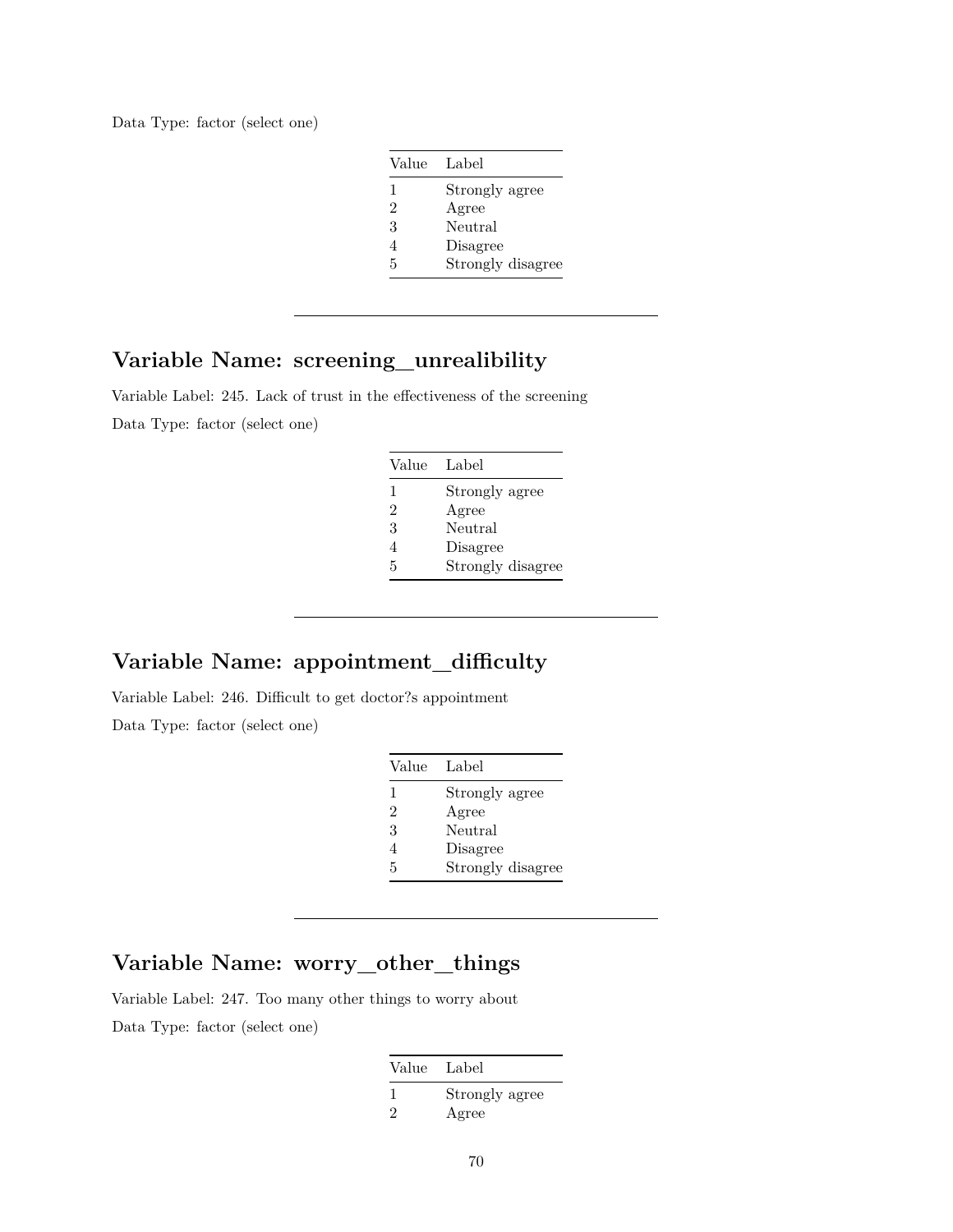Data Type: factor (select one)

| Value | Label |
|---|---|
| 1 | Strongly agree |
| 2 | Agree |
| 3 | Neutral |
| 4 | Disagree |
| 5 | Strongly disagree |

---

## Variable Name: screening_unrealibility

Variable Label: 245. Lack of trust in the effectiveness of the screening

Data Type: factor (select one)

| Value | Label |
|---|---|
| 1 | Strongly agree |
| 2 | Agree |
| 3 | Neutral |
| 4 | Disagree |
| 5 | Strongly disagree |

---

## Variable Name: appointment_difficulty

Variable Label: 246. Difficult to get doctor?s appointment

Data Type: factor (select one)

| Value | Label |
|---|---|
| 1 | Strongly agree |
| 2 | Agree |
| 3 | Neutral |
| 4 | Disagree |
| 5 | Strongly disagree |

---

## Variable Name: worry_other_things

Variable Label: 247. Too many other things to worry about

Data Type: factor (select one)

| Value | Label |
|---|---|
| 1 | Strongly agree |
| 2 | Agree |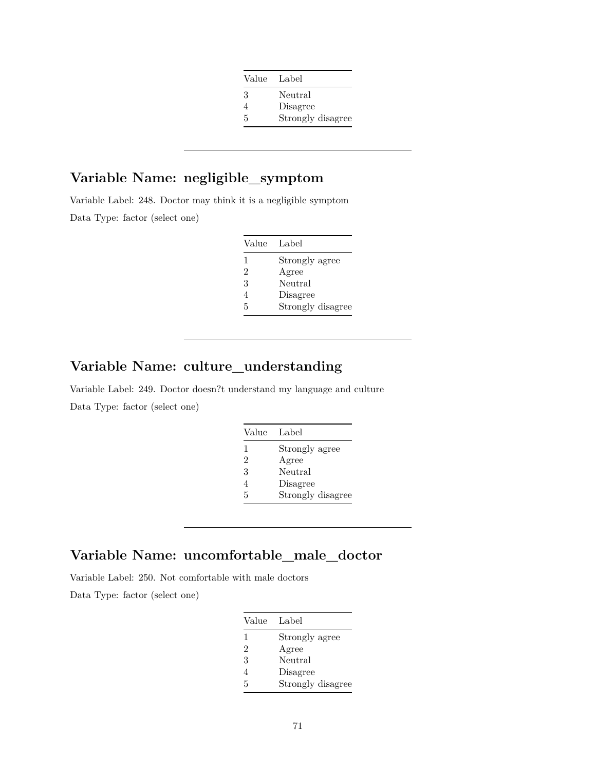| Value | Label |
|---|---|
| 3 | Neutral |
| 4 | Disagree |
| 5 | Strongly disagree |

---

## Variable Name: negligible_symptom

Variable Label: 248. Doctor may think it is a negligible symptom

Data Type: factor (select one)

| Value | Label |
|---|---|
| 1 | Strongly agree |
| 2 | Agree |
| 3 | Neutral |
| 4 | Disagree |
| 5 | Strongly disagree |

---

## Variable Name: culture_understanding

Variable Label: 249. Doctor doesn?t understand my language and culture

Data Type: factor (select one)

| Value | Label |
|---|---|
| 1 | Strongly agree |
| 2 | Agree |
| 3 | Neutral |
| 4 | Disagree |
| 5 | Strongly disagree |

---

## Variable Name: uncomfortable_male_doctor

Variable Label: 250. Not comfortable with male doctors

Data Type: factor (select one)

| Value | Label |
|---|---|
| 1 | Strongly agree |
| 2 | Agree |
| 3 | Neutral |
| 4 | Disagree |
| 5 | Strongly disagree |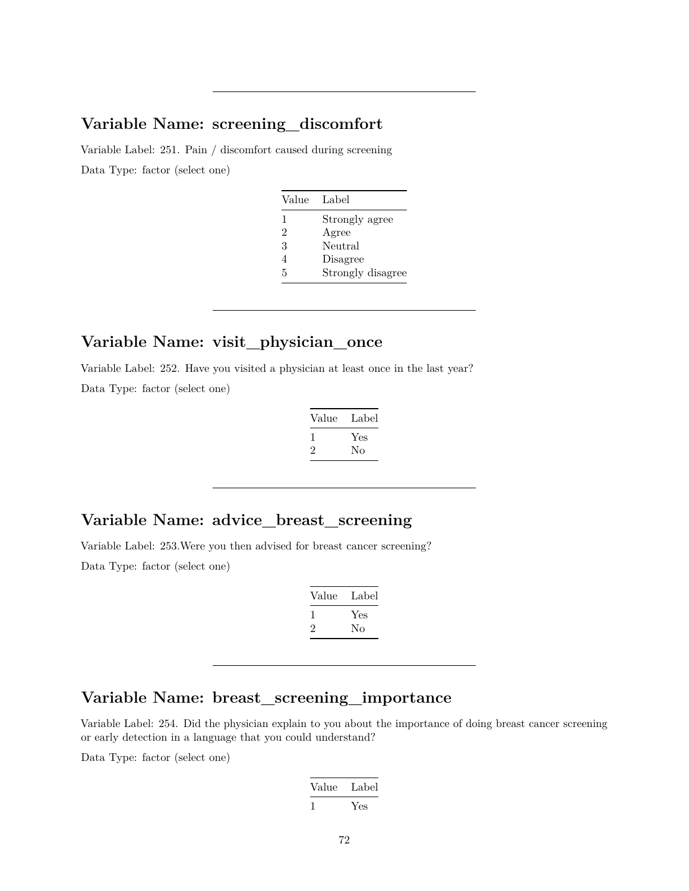---

## Variable Name: screening_discomfort

Variable Label: 251. Pain / discomfort caused during screening

Data Type: factor (select one)

| Value | Label |
|---|---|
| 1 | Strongly agree |
| 2 | Agree |
| 3 | Neutral |
| 4 | Disagree |
| 5 | Strongly disagree |

---

## Variable Name: visit_physician_once

Variable Label: 252. Have you visited a physician at least once in the last year?

Data Type: factor (select one)

| Value | Label |
|---|---|
| 1 | Yes |
| 2 | No |

---

## Variable Name: advice_breast_screening

Variable Label: 253.Were you then advised for breast cancer screening?

Data Type: factor (select one)

| Value | Label |
|---|---|
| 1 | Yes |
| 2 | No |

---

## Variable Name: breast_screening_importance

Variable Label: 254. Did the physician explain to you about the importance of doing breast cancer screening or early detection in a language that you could understand?

Data Type: factor (select one)

| Value | Label |
|---|---|
| 1 | Yes |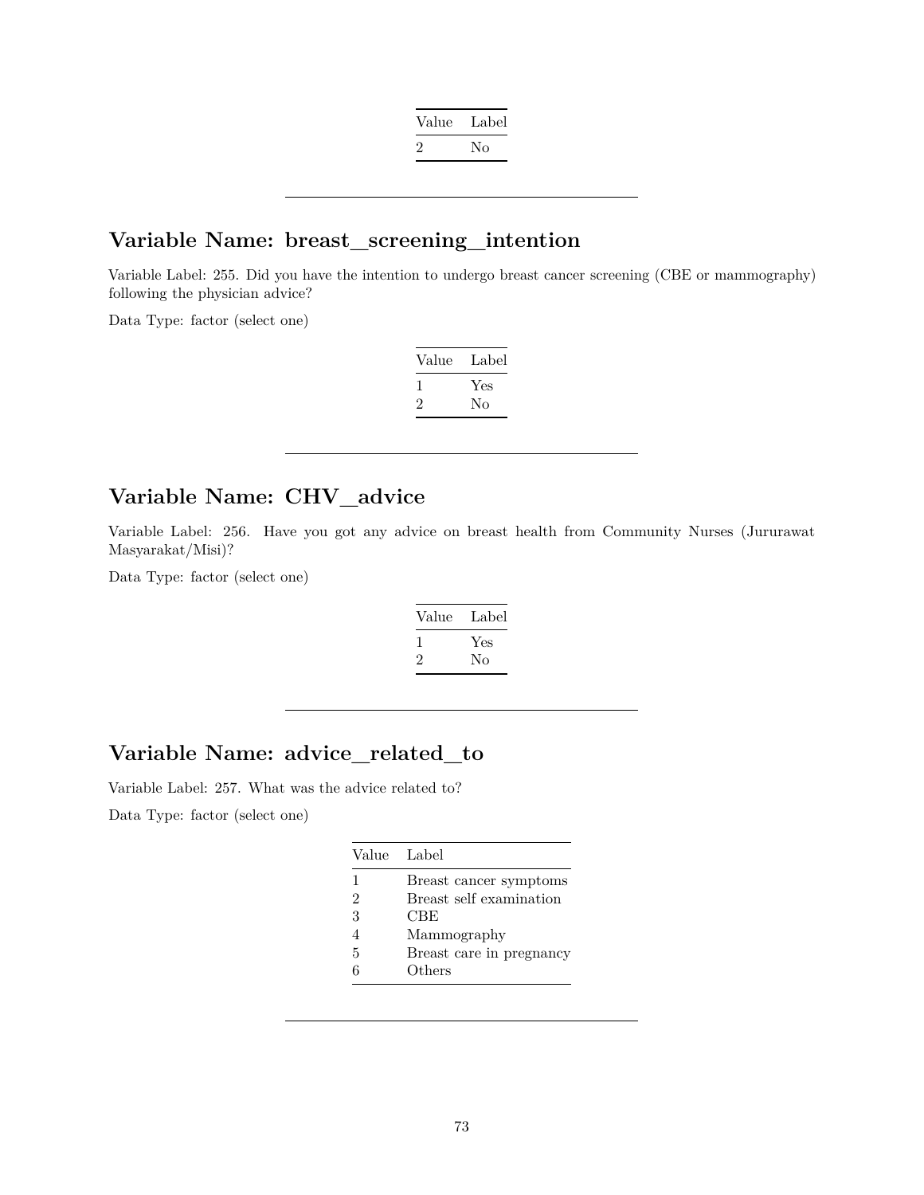| Value | Label |
|---|---|
| 2 | No |

---

## Variable Name: breast_screening_intention

Variable Label: 255. Did you have the intention to undergo breast cancer screening (CBE or mammography) following the physician advice?

Data Type: factor (select one)

| Value | Label |
|---|---|
| 1 | Yes |
| 2 | No |

---

## Variable Name: CHV_advice

Variable Label: 256. Have you got any advice on breast health from Community Nurses (Jururawat Masyarakat/Misi)?

Data Type: factor (select one)

| Value | Label |
|---|---|
| 1 | Yes |
| 2 | No |

---

## Variable Name: advice_related_to

Variable Label: 257. What was the advice related to?

Data Type: factor (select one)

| Value | Label |
|---|---|
| 1 | Breast cancer symptoms |
| 2 | Breast self examination |
| 3 | CBE |
| 4 | Mammography |
| 5 | Breast care in pregnancy |
| 6 | Others |

---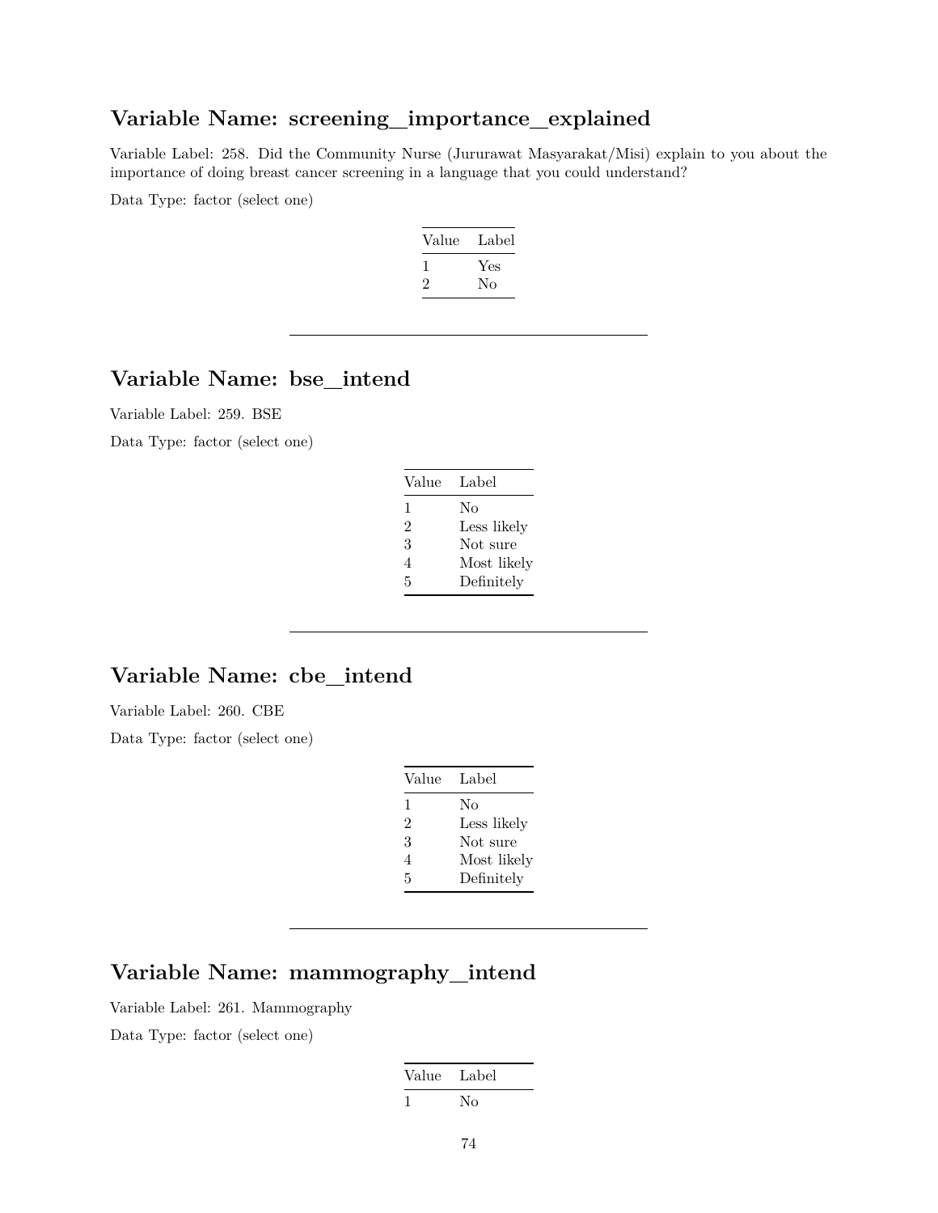## Variable Name: screening_importance_explained

Variable Label: 258. Did the Community Nurse (Jururawat Masyarakat/Misi) explain to you about the importance of doing breast cancer screening in a language that you could understand?

Data Type: factor (select one)

| Value | Label |
|---|---|
| 1 | Yes |
| 2 | No |

---

## Variable Name: bse_intend

Variable Label: 259. BSE

Data Type: factor (select one)

| Value | Label |
|---|---|
| 1 | No |
| 2 | Less likely |
| 3 | Not sure |
| 4 | Most likely |
| 5 | Definitely |

---

## Variable Name: cbe_intend

Variable Label: 260. CBE

Data Type: factor (select one)

| Value | Label |
|---|---|
| 1 | No |
| 2 | Less likely |
| 3 | Not sure |
| 4 | Most likely |
| 5 | Definitely |

---

## Variable Name: mammography_intend

Variable Label: 261. Mammography

Data Type: factor (select one)

| Value | Label |
|---|---|
| 1 | No |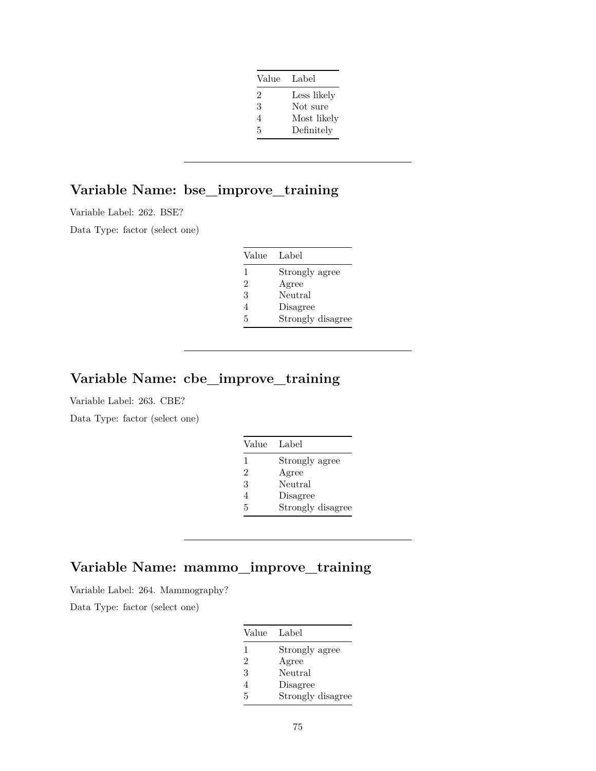| Value | Label |
|---|---|
| 2 | Less likely |
| 3 | Not sure |
| 4 | Most likely |
| 5 | Definitely |

---

## Variable Name: bse_improve_training

Variable Label: 262. BSE?

Data Type: factor (select one)

| Value | Label |
|---|---|
| 1 | Strongly agree |
| 2 | Agree |
| 3 | Neutral |
| 4 | Disagree |
| 5 | Strongly disagree |

---

## Variable Name: cbe_improve_training

Variable Label: 263. CBE?

Data Type: factor (select one)

| Value | Label |
|---|---|
| 1 | Strongly agree |
| 2 | Agree |
| 3 | Neutral |
| 4 | Disagree |
| 5 | Strongly disagree |

---

## Variable Name: mammo_improve_training

Variable Label: 264. Mammography?

Data Type: factor (select one)

| Value | Label |
|---|---|
| 1 | Strongly agree |
| 2 | Agree |
| 3 | Neutral |
| 4 | Disagree |
| 5 | Strongly disagree |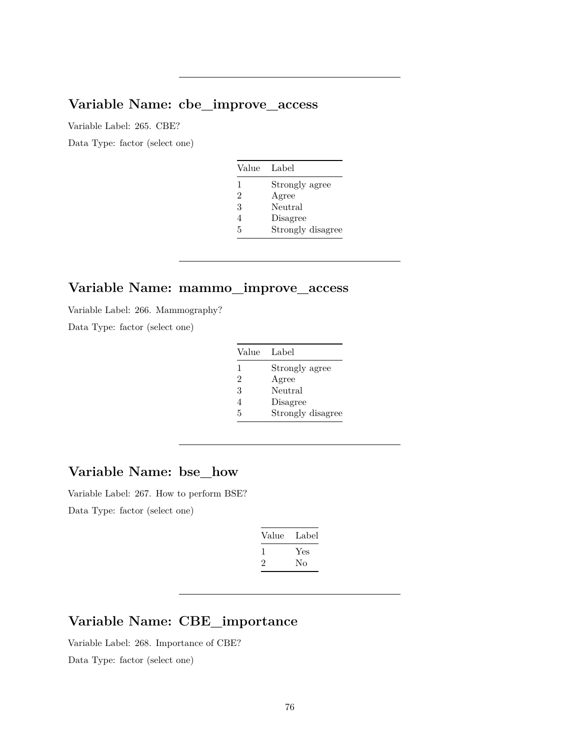---

## Variable Name: cbe_improve_access

Variable Label: 265. CBE?

Data Type: factor (select one)

| Value | Label |
|---|---|
| 1 | Strongly agree |
| 2 | Agree |
| 3 | Neutral |
| 4 | Disagree |
| 5 | Strongly disagree |

---

## Variable Name: mammo_improve_access

Variable Label: 266. Mammography?

Data Type: factor (select one)

| Value | Label |
|---|---|
| 1 | Strongly agree |
| 2 | Agree |
| 3 | Neutral |
| 4 | Disagree |
| 5 | Strongly disagree |

---

## Variable Name: bse_how

Variable Label: 267. How to perform BSE?

Data Type: factor (select one)

| Value | Label |
|---|---|
| 1 | Yes |
| 2 | No |

---

## Variable Name: CBE_importance

Variable Label: 268. Importance of CBE?

Data Type: factor (select one)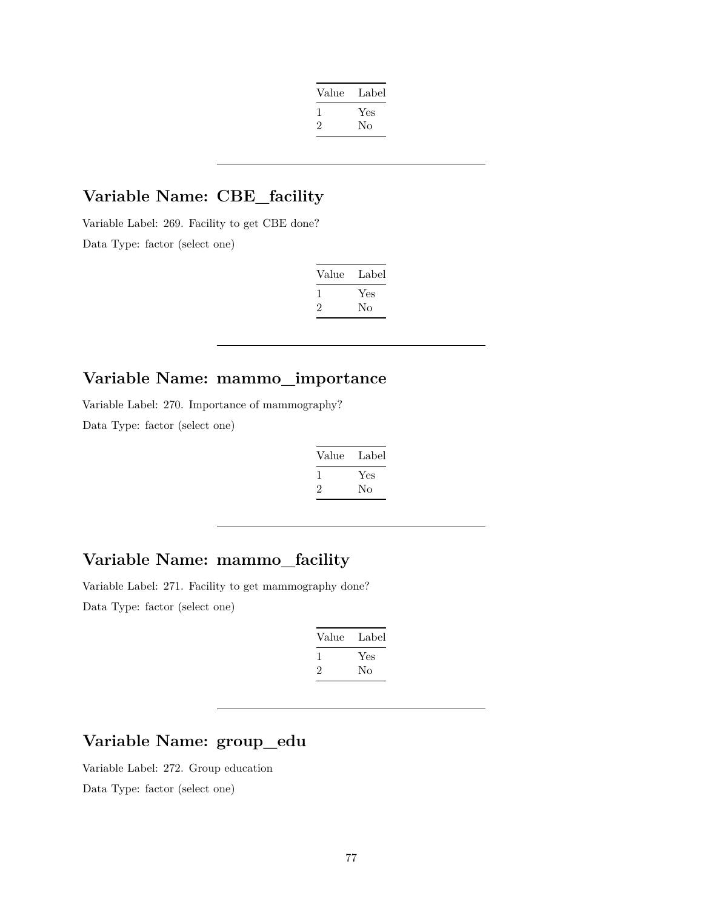| Value | Label |
|---|---|
| 1 | Yes |
| 2 | No |

---

## Variable Name: CBE_facility

Variable Label: 269. Facility to get CBE done?

Data Type: factor (select one)

| Value | Label |
|---|---|
| 1 | Yes |
| 2 | No |

---

## Variable Name: mammo_importance

Variable Label: 270. Importance of mammography?

Data Type: factor (select one)

| Value | Label |
|---|---|
| 1 | Yes |
| 2 | No |

---

## Variable Name: mammo_facility

Variable Label: 271. Facility to get mammography done?

Data Type: factor (select one)

| Value | Label |
|---|---|
| 1 | Yes |
| 2 | No |

---

## Variable Name: group_edu

Variable Label: 272. Group education

Data Type: factor (select one)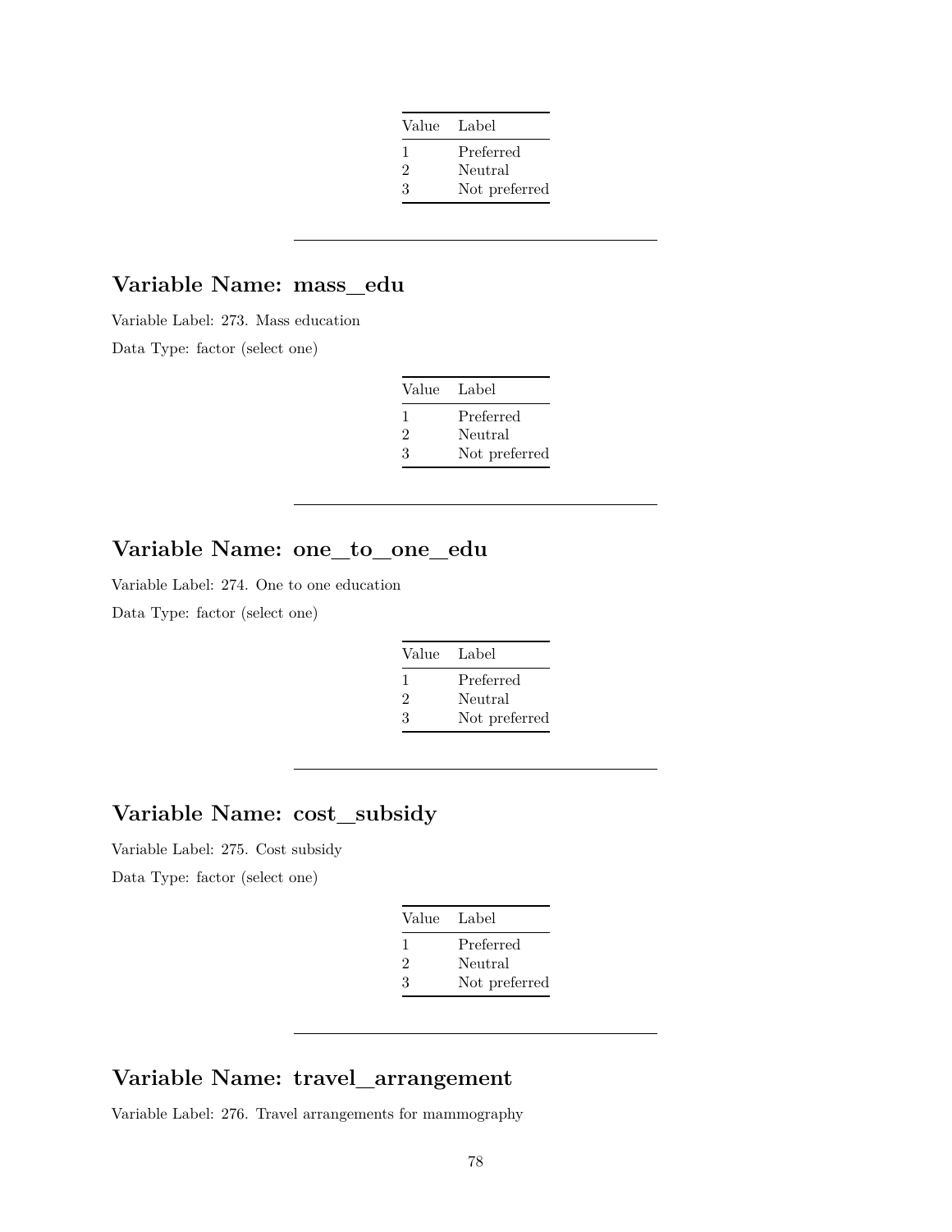| Value | Label |
|---|---|
| 1 | Preferred |
| 2 | Neutral |
| 3 | Not preferred |

---

## Variable Name: mass_edu

Variable Label: 273. Mass education

Data Type: factor (select one)

| Value | Label |
|---|---|
| 1 | Preferred |
| 2 | Neutral |
| 3 | Not preferred |

---

## Variable Name: one_to_one_edu

Variable Label: 274. One to one education

Data Type: factor (select one)

| Value | Label |
|---|---|
| 1 | Preferred |
| 2 | Neutral |
| 3 | Not preferred |

---

## Variable Name: cost_subsidy

Variable Label: 275. Cost subsidy

Data Type: factor (select one)

| Value | Label |
|---|---|
| 1 | Preferred |
| 2 | Neutral |
| 3 | Not preferred |

---

## Variable Name: travel_arrangement

Variable Label: 276. Travel arrangements for mammography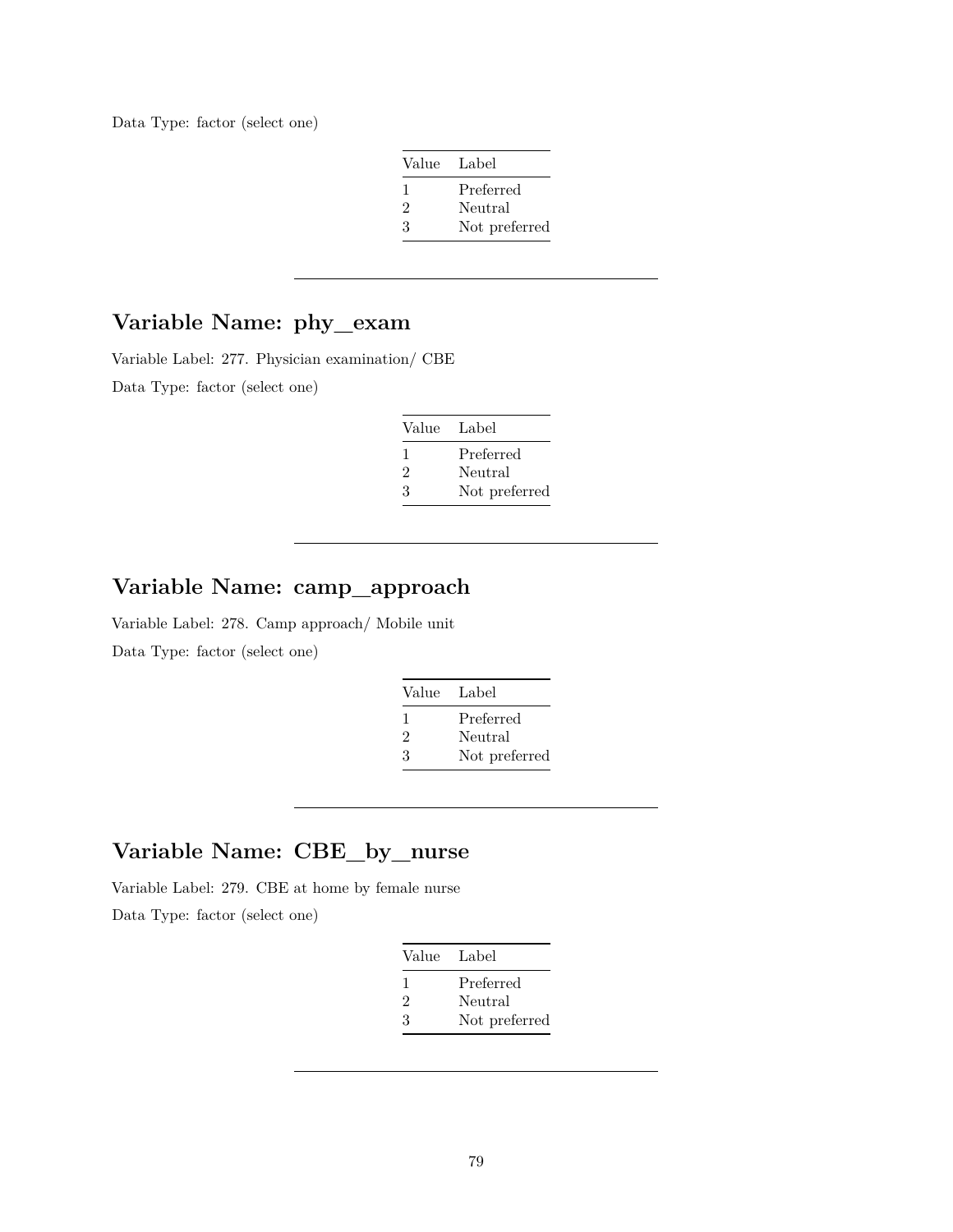Data Type: factor (select one)

| Value | Label |
|---|---|
| 1 | Preferred |
| 2 | Neutral |
| 3 | Not preferred |

---

## Variable Name: phy_exam

Variable Label: 277. Physician examination/ CBE

Data Type: factor (select one)

| Value | Label |
|---|---|
| 1 | Preferred |
| 2 | Neutral |
| 3 | Not preferred |

---

## Variable Name: camp_approach

Variable Label: 278. Camp approach/ Mobile unit

Data Type: factor (select one)

| Value | Label |
|---|---|
| 1 | Preferred |
| 2 | Neutral |
| 3 | Not preferred |

---

## Variable Name: CBE_by_nurse

Variable Label: 279. CBE at home by female nurse

Data Type: factor (select one)

| Value | Label |
|---|---|
| 1 | Preferred |
| 2 | Neutral |
| 3 | Not preferred |

---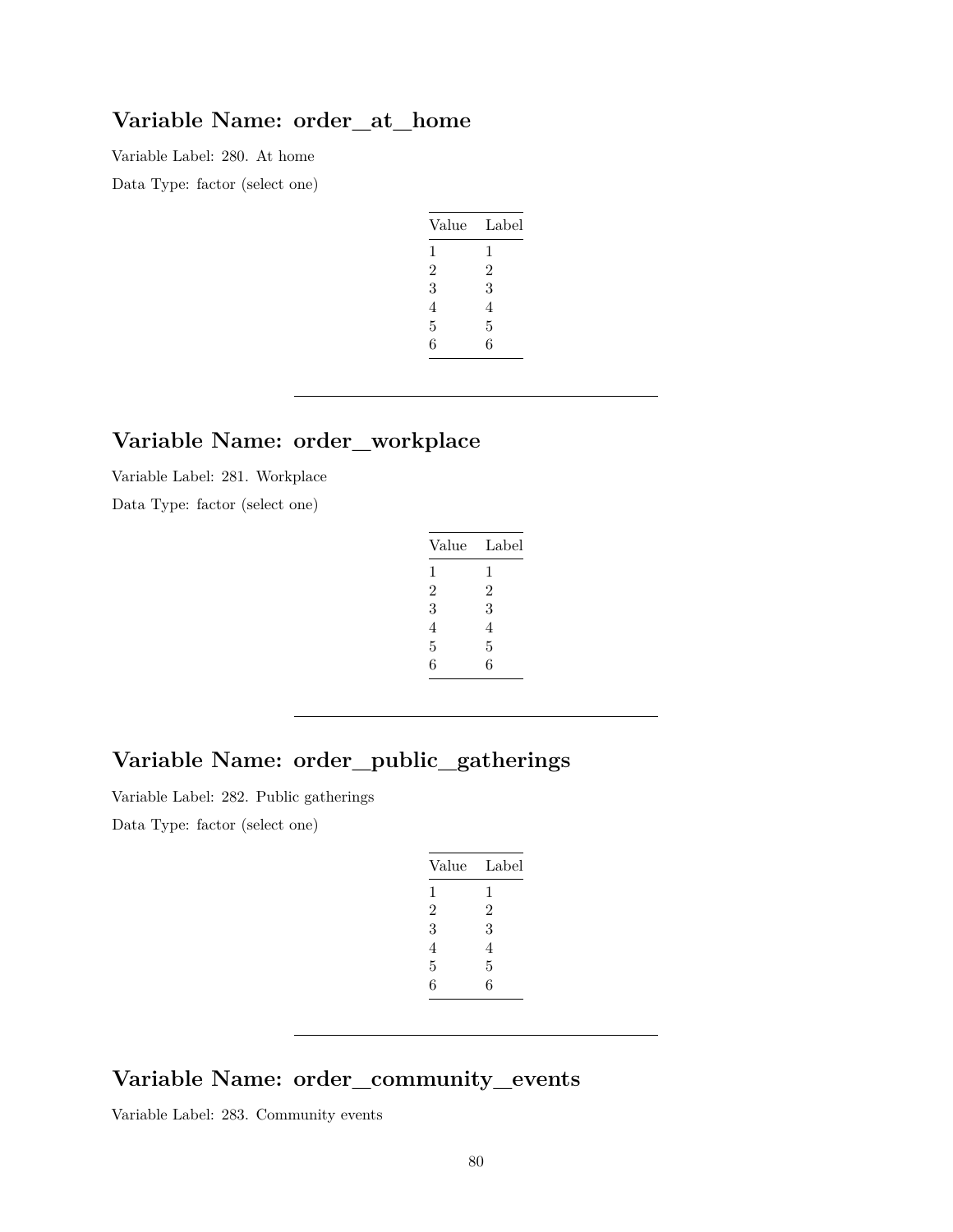## Variable Name: order_at_home

Variable Label: 280. At home

Data Type: factor (select one)

| Value | Label |
|---|---|
| 1 | 1 |
| 2 | 2 |
| 3 | 3 |
| 4 | 4 |
| 5 | 5 |
| 6 | 6 |

---

## Variable Name: order_workplace

Variable Label: 281. Workplace

Data Type: factor (select one)

| Value | Label |
|---|---|
| 1 | 1 |
| 2 | 2 |
| 3 | 3 |
| 4 | 4 |
| 5 | 5 |
| 6 | 6 |

---

## Variable Name: order_public_gatherings

Variable Label: 282. Public gatherings

Data Type: factor (select one)

| Value | Label |
|---|---|
| 1 | 1 |
| 2 | 2 |
| 3 | 3 |
| 4 | 4 |
| 5 | 5 |
| 6 | 6 |

---

## Variable Name: order_community_events

Variable Label: 283. Community events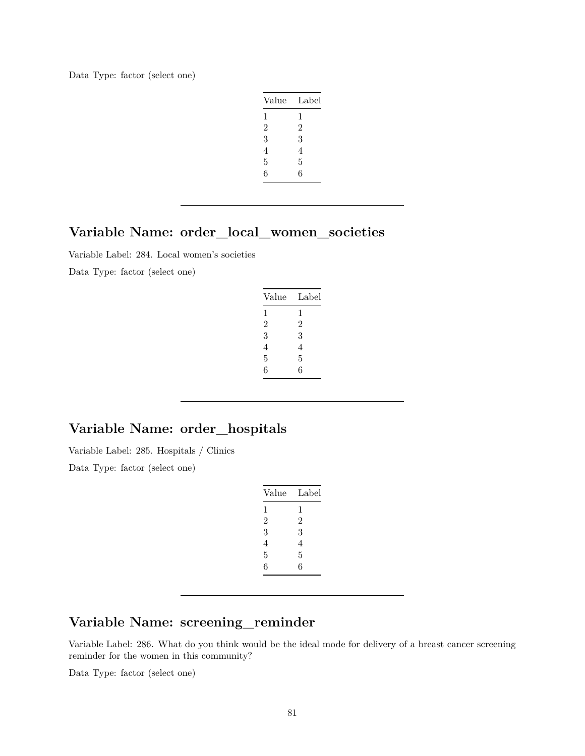Data Type: factor (select one)

| Value | Label |
|---|---|
| 1 | 1 |
| 2 | 2 |
| 3 | 3 |
| 4 | 4 |
| 5 | 5 |
| 6 | 6 |

---

## Variable Name: order_local_women_societies

Variable Label: 284. Local women's societies

Data Type: factor (select one)

| Value | Label |
|---|---|
| 1 | 1 |
| 2 | 2 |
| 3 | 3 |
| 4 | 4 |
| 5 | 5 |
| 6 | 6 |

---

## Variable Name: order_hospitals

Variable Label: 285. Hospitals / Clinics

Data Type: factor (select one)

| Value | Label |
|---|---|
| 1 | 1 |
| 2 | 2 |
| 3 | 3 |
| 4 | 4 |
| 5 | 5 |
| 6 | 6 |

---

## Variable Name: screening_reminder

Variable Label: 286. What do you think would be the ideal mode for delivery of a breast cancer screening reminder for the women in this community?

Data Type: factor (select one)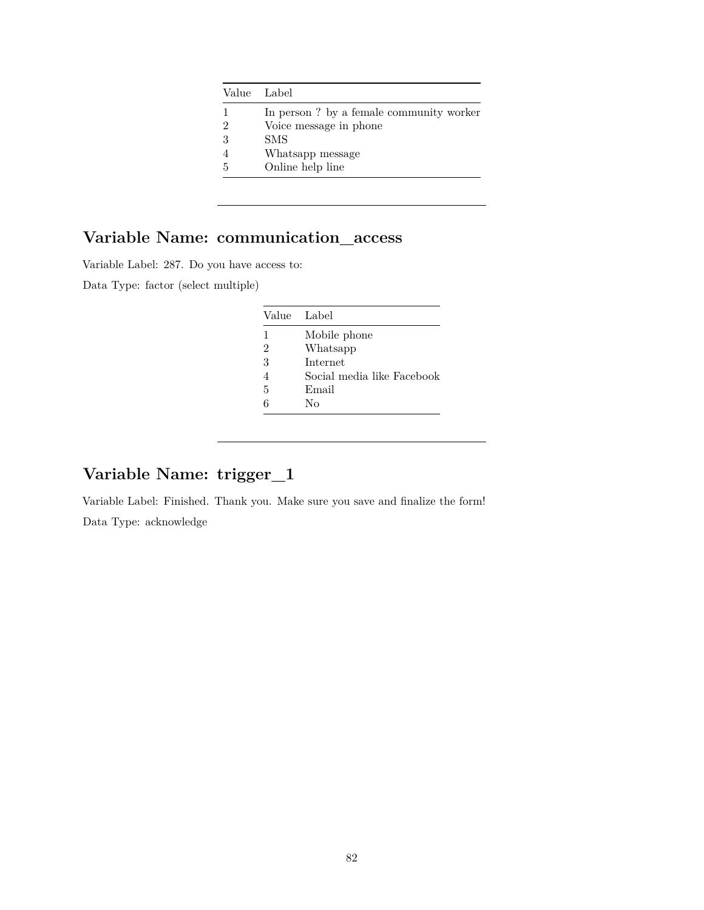| Value | Label |
|---|---|
| 1 | In person ? by a female community worker |
| 2 | Voice message in phone |
| 3 | SMS |
| 4 | Whatsapp message |
| 5 | Online help line |

---

## Variable Name: communication_access

Variable Label: 287. Do you have access to:

Data Type: factor (select multiple)

| Value | Label |
|---|---|
| 1 | Mobile phone |
| 2 | Whatsapp |
| 3 | Internet |
| 4 | Social media like Facebook |
| 5 | Email |
| 6 | No |

---

## Variable Name: trigger_1

Variable Label: Finished. Thank you. Make sure you save and finalize the form!

Data Type: acknowledge